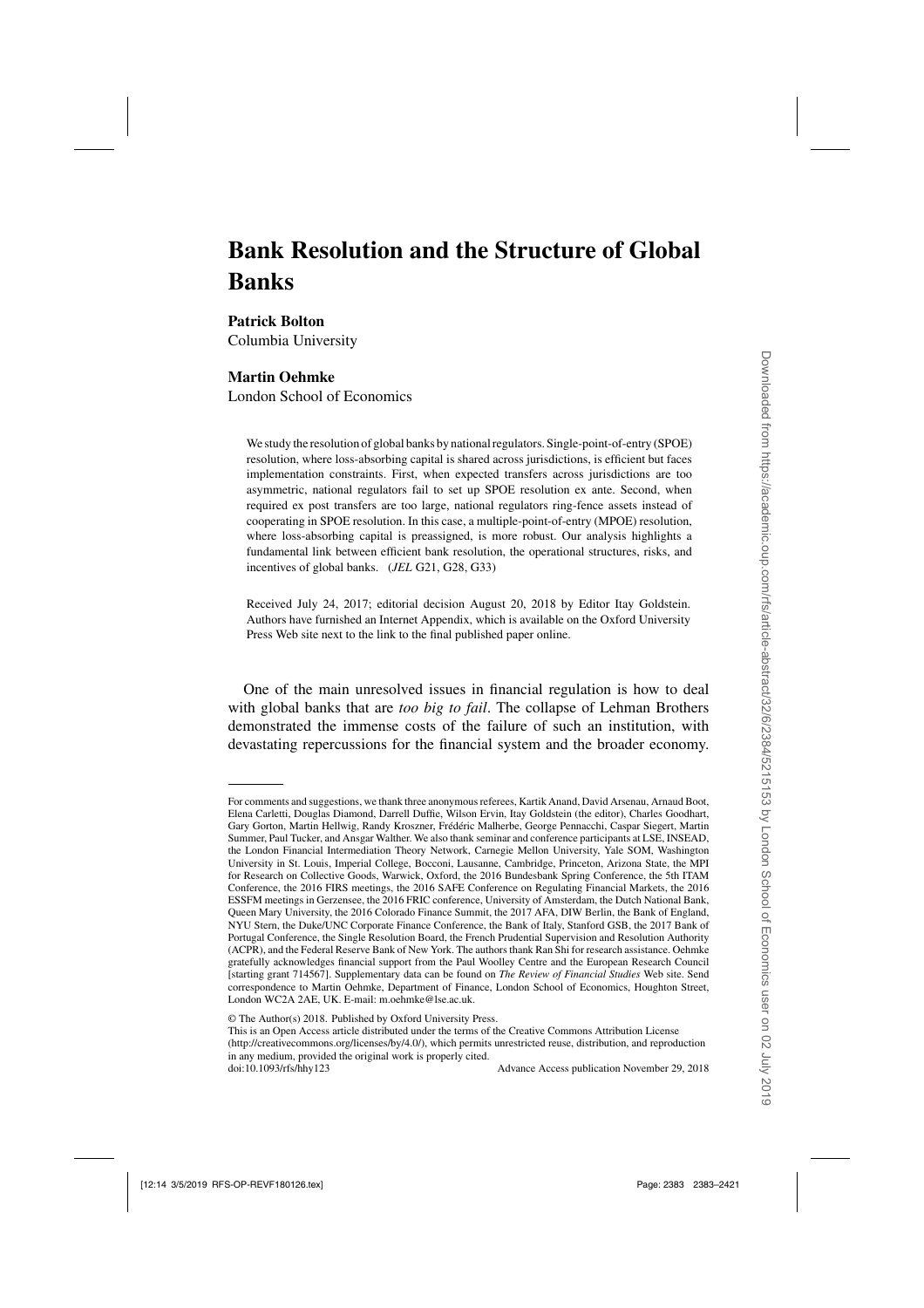# Bank Resolution and the Structure of Global Banks

**Patrick Bolton**
Columbia University

**Martin Oehmke**
London School of Economics

We study the resolution of global banks by national regulators. Single-point-of-entry (SPOE) resolution, where loss-absorbing capital is shared across jurisdictions, is efficient but faces implementation constraints. First, when expected transfers across jurisdictions are too asymmetric, national regulators fail to set up SPOE resolution ex ante. Second, when required ex post transfers are too large, national regulators ring-fence assets instead of cooperating in SPOE resolution. In this case, a multiple-point-of-entry (MPOE) resolution, where loss-absorbing capital is preassigned, is more robust. Our analysis highlights a fundamental link between efficient bank resolution, the operational structures, risks, and incentives of global banks. (*JEL* G21, G28, G33)

Received July 24, 2017; editorial decision August 20, 2018 by Editor Itay Goldstein. Authors have furnished an Internet Appendix, which is available on the Oxford University Press Web site next to the link to the final published paper online.

One of the main unresolved issues in financial regulation is how to deal with global banks that are *too big to fail*. The collapse of Lehman Brothers demonstrated the immense costs of the failure of such an institution, with devastating repercussions for the financial system and the broader economy.

---

For comments and suggestions, we thank three anonymous referees, Kartik Anand, David Arsenau, Arnaud Boot, Elena Carletti, Douglas Diamond, Darrell Duffie, Wilson Ervin, Itay Goldstein (the editor), Charles Goodhart, Gary Gorton, Martin Hellwig, Randy Kroszner, Frédéric Malherbe, George Pennacchi, Caspar Siegert, Martin Summer, Paul Tucker, and Ansgar Walther. We also thank seminar and conference participants at LSE, INSEAD, the London Financial Intermediation Theory Network, Carnegie Mellon University, Yale SOM, Washington University in St. Louis, Imperial College, Bocconi, Lausanne, Cambridge, Princeton, Arizona State, the MPI for Research on Collective Goods, Warwick, Oxford, the 2016 Bundesbank Spring Conference, the 5th ITAM Conference, the 2016 FIRS meetings, the 2016 SAFE Conference on Regulating Financial Markets, the 2016 ESSFM meetings in Gerzensee, the 2016 FRIC conference, University of Amsterdam, the Dutch National Bank, Queen Mary University, the 2016 Colorado Finance Summit, the 2017 AFA, DIW Berlin, the Bank of England, NYU Stern, the Duke/UNC Corporate Finance Conference, the Bank of Italy, Stanford GSB, the 2017 Bank of Portugal Conference, the Single Resolution Board, the French Prudential Supervision and Resolution Authority (ACPR), and the Federal Reserve Bank of New York. The authors thank Ran Shi for research assistance. Oehmke gratefully acknowledges financial support from the Paul Woolley Centre and the European Research Council [starting grant 714567]. Supplementary data can be found on *The Review of Financial Studies* Web site. Send correspondence to Martin Oehmke, Department of Finance, London School of Economics, Houghton Street, London WC2A 2AE, UK. E-mail: m.oehmke@lse.ac.uk.

© The Author(s) 2018. Published by Oxford University Press.
This is an Open Access article distributed under the terms of the Creative Commons Attribution License (http://creativecommons.org/licenses/by/4.0/), which permits unrestricted reuse, distribution, and reproduction in any medium, provided the original work is properly cited.
doi:10.1093/rfs/hhy123 Advance Access publication November 29, 2018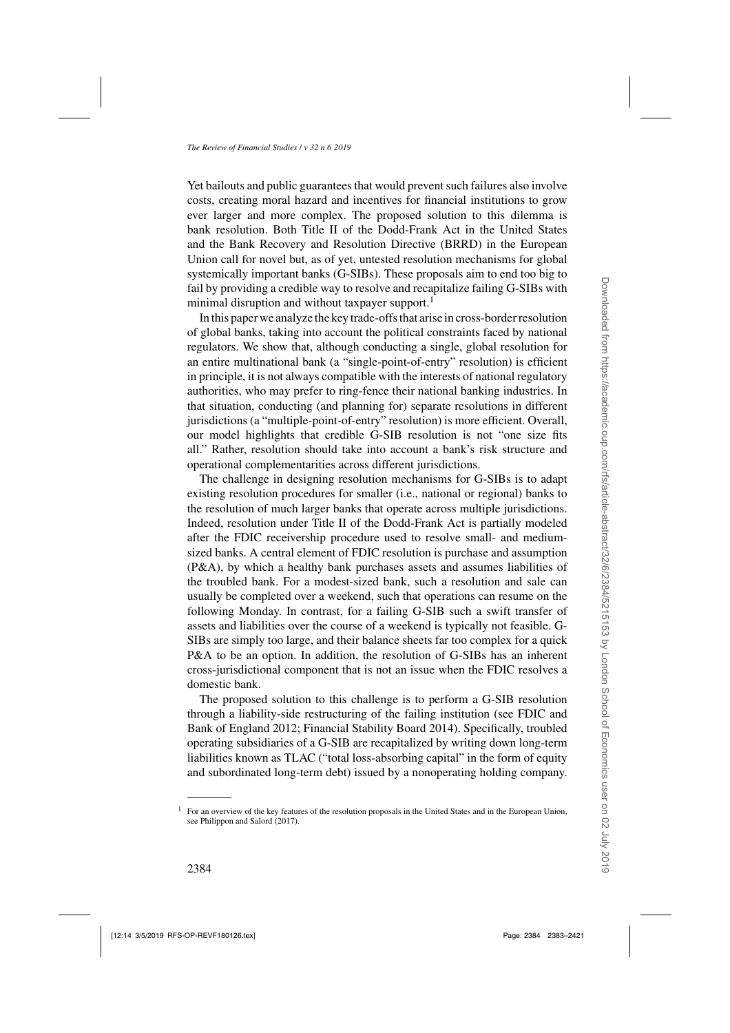Yet bailouts and public guarantees that would prevent such failures also involve costs, creating moral hazard and incentives for financial institutions to grow ever larger and more complex. The proposed solution to this dilemma is bank resolution. Both Title II of the Dodd-Frank Act in the United States and the Bank Recovery and Resolution Directive (BRRD) in the European Union call for novel but, as of yet, untested resolution mechanisms for global systemically important banks (G-SIBs). These proposals aim to end too big to fail by providing a credible way to resolve and recapitalize failing G-SIBs with minimal disruption and without taxpayer support.[1]

In this paper we analyze the key trade-offs that arise in cross-border resolution of global banks, taking into account the political constraints faced by national regulators. We show that, although conducting a single, global resolution for an entire multinational bank (a "single-point-of-entry" resolution) is efficient in principle, it is not always compatible with the interests of national regulatory authorities, who may prefer to ring-fence their national banking industries. In that situation, conducting (and planning for) separate resolutions in different jurisdictions (a "multiple-point-of-entry" resolution) is more efficient. Overall, our model highlights that credible G-SIB resolution is not "one size fits all." Rather, resolution should take into account a bank's risk structure and operational complementarities across different jurisdictions.

The challenge in designing resolution mechanisms for G-SIBs is to adapt existing resolution procedures for smaller (i.e., national or regional) banks to the resolution of much larger banks that operate across multiple jurisdictions. Indeed, resolution under Title II of the Dodd-Frank Act is partially modeled after the FDIC receivership procedure used to resolve small- and medium-sized banks. A central element of FDIC resolution is purchase and assumption (P&A), by which a healthy bank purchases assets and assumes liabilities of the troubled bank. For a modest-sized bank, such a resolution and sale can usually be completed over a weekend, such that operations can resume on the following Monday. In contrast, for a failing G-SIB such a swift transfer of assets and liabilities over the course of a weekend is typically not feasible. G-SIBs are simply too large, and their balance sheets far too complex for a quick P&A to be an option. In addition, the resolution of G-SIBs has an inherent cross-jurisdictional component that is not an issue when the FDIC resolves a domestic bank.

The proposed solution to this challenge is to perform a G-SIB resolution through a liability-side restructuring of the failing institution (see FDIC and Bank of England 2012; Financial Stability Board 2014). Specifically, troubled operating subsidiaries of a G-SIB are recapitalized by writing down long-term liabilities known as TLAC ("total loss-absorbing capital" in the form of equity and subordinated long-term debt) issued by a nonoperating holding company.

[1] For an overview of the key features of the resolution proposals in the United States and in the European Union, see Philippon and Salord (2017).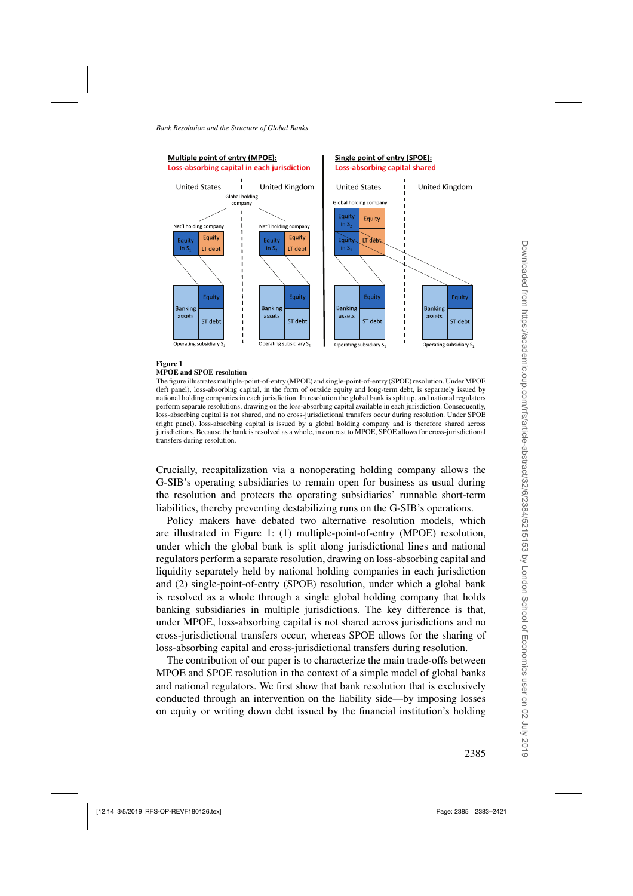Multiple point of entry (MPOE):
Loss-absorbing capital in each jurisdiction

United States
United Kingdom
Global holding company
Nat'l holding company
Equity in $S_1$
Equity
LT debt
Nat'l holding company
Equity in $S_2$
Equity
LT debt
Banking assets
Equity
ST debt
Operating subsidiary $S_1$
Banking assets
Equity
ST debt
Operating subsidiary $S_2$

Single point of entry (SPOE):
Loss-absorbing capital shared

United States
United Kingdom
Global holding company
Equity in $S_2$
Equity
Equity in $S_1$
LT debt
Banking assets
Equity
ST debt
Operating subsidiary $S_1$
Banking assets
Equity
ST debt
Operating subsidiary $S_2$

**Figure 1**
**MPOE and SPOE resolution**
The figure illustrates multiple-point-of-entry (MPOE) and single-point-of-entry (SPOE) resolution. Under MPOE (left panel), loss-absorbing capital, in the form of outside equity and long-term debt, is separately issued by national holding companies in each jurisdiction. In resolution the global bank is split up, and national regulators perform separate resolutions, drawing on the loss-absorbing capital available in each jurisdiction. Consequently, loss-absorbing capital is not shared, and no cross-jurisdictional transfers occur during resolution. Under SPOE (right panel), loss-absorbing capital is issued by a global holding company and is therefore shared across jurisdictions. Because the bank is resolved as a whole, in contrast to MPOE, SPOE allows for cross-jurisdictional transfers during resolution.

Crucially, recapitalization via a nonoperating holding company allows the G-SIB's operating subsidiaries to remain open for business as usual during the resolution and protects the operating subsidiaries' runnable short-term liabilities, thereby preventing destabilizing runs on the G-SIB's operations.

Policy makers have debated two alternative resolution models, which are illustrated in Figure 1: (1) multiple-point-of-entry (MPOE) resolution, under which the global bank is split along jurisdictional lines and national regulators perform a separate resolution, drawing on loss-absorbing capital and liquidity separately held by national holding companies in each jurisdiction and (2) single-point-of-entry (SPOE) resolution, under which a global bank is resolved as a whole through a single global holding company that holds banking subsidiaries in multiple jurisdictions. The key difference is that, under MPOE, loss-absorbing capital is not shared across jurisdictions and no cross-jurisdictional transfers occur, whereas SPOE allows for the sharing of loss-absorbing capital and cross-jurisdictional transfers during resolution.

The contribution of our paper is to characterize the main trade-offs between MPOE and SPOE resolution in the context of a simple model of global banks and national regulators. We first show that bank resolution that is exclusively conducted through an intervention on the liability side—by imposing losses on equity or writing down debt issued by the financial institution's holding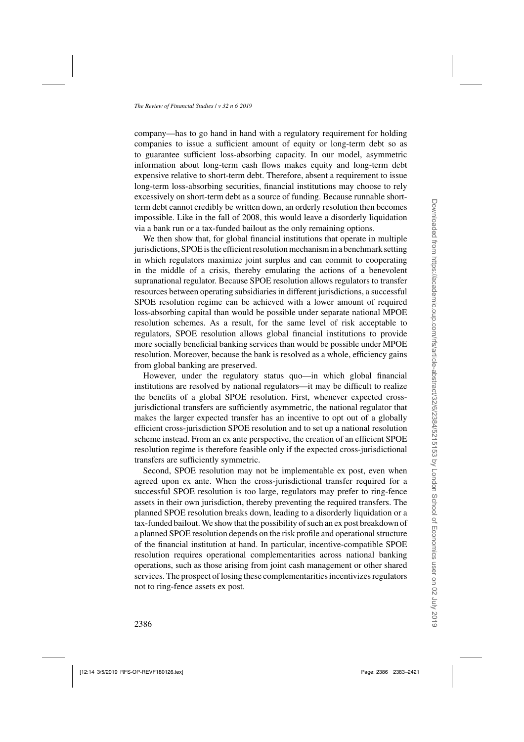company—has to go hand in hand with a regulatory requirement for holding companies to issue a sufficient amount of equity or long-term debt so as to guarantee sufficient loss-absorbing capacity. In our model, asymmetric information about long-term cash flows makes equity and long-term debt expensive relative to short-term debt. Therefore, absent a requirement to issue long-term loss-absorbing securities, financial institutions may choose to rely excessively on short-term debt as a source of funding. Because runnable short-term debt cannot credibly be written down, an orderly resolution then becomes impossible. Like in the fall of 2008, this would leave a disorderly liquidation via a bank run or a tax-funded bailout as the only remaining options.

We then show that, for global financial institutions that operate in multiple jurisdictions, SPOE is the efficient resolution mechanism in a benchmark setting in which regulators maximize joint surplus and can commit to cooperating in the middle of a crisis, thereby emulating the actions of a benevolent supranational regulator. Because SPOE resolution allows regulators to transfer resources between operating subsidiaries in different jurisdictions, a successful SPOE resolution regime can be achieved with a lower amount of required loss-absorbing capital than would be possible under separate national MPOE resolution schemes. As a result, for the same level of risk acceptable to regulators, SPOE resolution allows global financial institutions to provide more socially beneficial banking services than would be possible under MPOE resolution. Moreover, because the bank is resolved as a whole, efficiency gains from global banking are preserved.

However, under the regulatory status quo—in which global financial institutions are resolved by national regulators—it may be difficult to realize the benefits of a global SPOE resolution. First, whenever expected cross-jurisdictional transfers are sufficiently asymmetric, the national regulator that makes the larger expected transfer has an incentive to opt out of a globally efficient cross-jurisdiction SPOE resolution and to set up a national resolution scheme instead. From an ex ante perspective, the creation of an efficient SPOE resolution regime is therefore feasible only if the expected cross-jurisdictional transfers are sufficiently symmetric.

Second, SPOE resolution may not be implementable ex post, even when agreed upon ex ante. When the cross-jurisdictional transfer required for a successful SPOE resolution is too large, regulators may prefer to ring-fence assets in their own jurisdiction, thereby preventing the required transfers. The planned SPOE resolution breaks down, leading to a disorderly liquidation or a tax-funded bailout. We show that the possibility of such an ex post breakdown of a planned SPOE resolution depends on the risk profile and operational structure of the financial institution at hand. In particular, incentive-compatible SPOE resolution requires operational complementarities across national banking operations, such as those arising from joint cash management or other shared services. The prospect of losing these complementarities incentivizes regulators not to ring-fence assets ex post.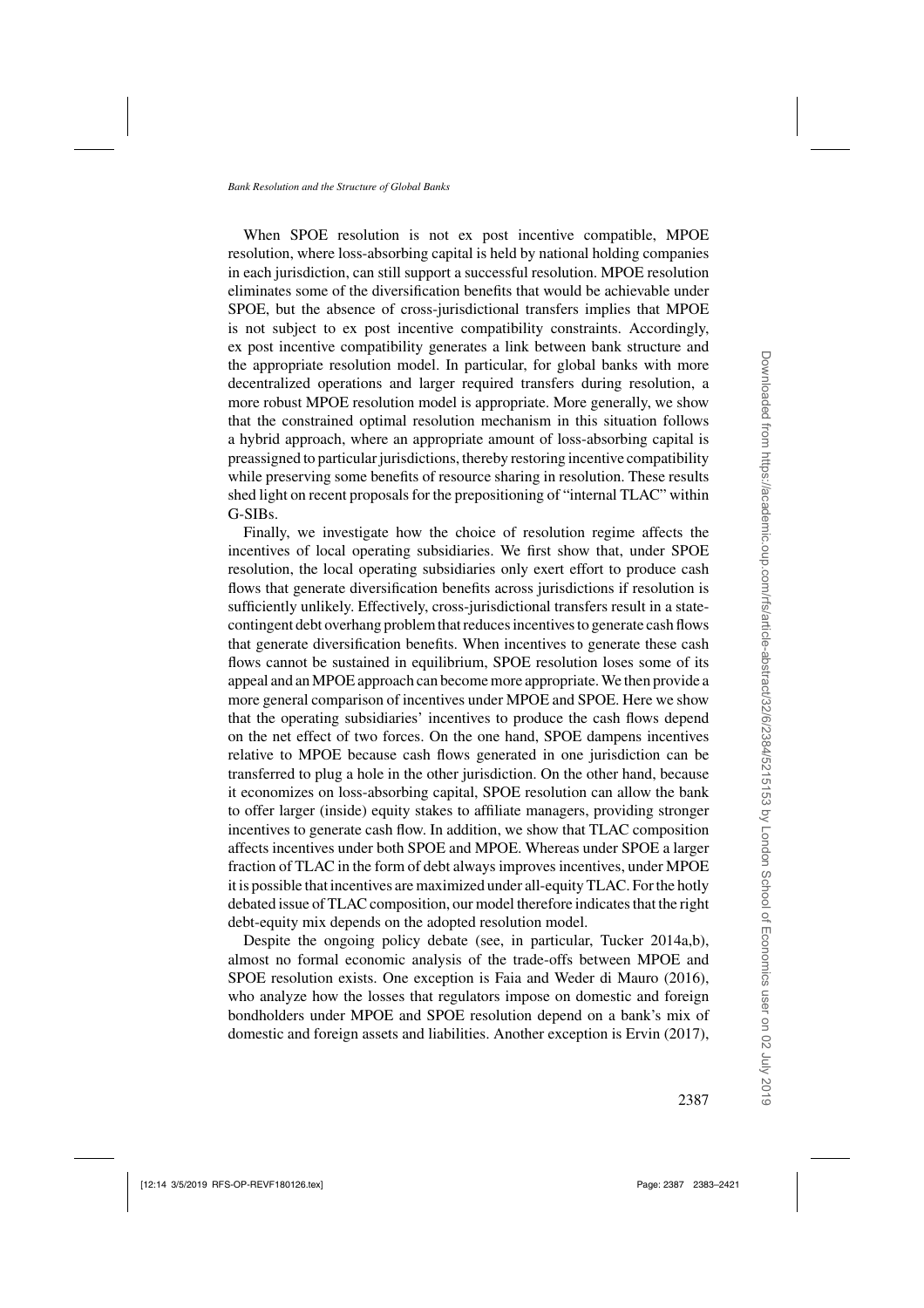When SPOE resolution is not ex post incentive compatible, MPOE resolution, where loss-absorbing capital is held by national holding companies in each jurisdiction, can still support a successful resolution. MPOE resolution eliminates some of the diversification benefits that would be achievable under SPOE, but the absence of cross-jurisdictional transfers implies that MPOE is not subject to ex post incentive compatibility constraints. Accordingly, ex post incentive compatibility generates a link between bank structure and the appropriate resolution model. In particular, for global banks with more decentralized operations and larger required transfers during resolution, a more robust MPOE resolution model is appropriate. More generally, we show that the constrained optimal resolution mechanism in this situation follows a hybrid approach, where an appropriate amount of loss-absorbing capital is preassigned to particular jurisdictions, thereby restoring incentive compatibility while preserving some benefits of resource sharing in resolution. These results shed light on recent proposals for the prepositioning of "internal TLAC" within G-SIBs.

Finally, we investigate how the choice of resolution regime affects the incentives of local operating subsidiaries. We first show that, under SPOE resolution, the local operating subsidiaries only exert effort to produce cash flows that generate diversification benefits across jurisdictions if resolution is sufficiently unlikely. Effectively, cross-jurisdictional transfers result in a state-contingent debt overhang problem that reduces incentives to generate cash flows that generate diversification benefits. When incentives to generate these cash flows cannot be sustained in equilibrium, SPOE resolution loses some of its appeal and an MPOE approach can become more appropriate. We then provide a more general comparison of incentives under MPOE and SPOE. Here we show that the operating subsidiaries' incentives to produce the cash flows depend on the net effect of two forces. On the one hand, SPOE dampens incentives relative to MPOE because cash flows generated in one jurisdiction can be transferred to plug a hole in the other jurisdiction. On the other hand, because it economizes on loss-absorbing capital, SPOE resolution can allow the bank to offer larger (inside) equity stakes to affiliate managers, providing stronger incentives to generate cash flow. In addition, we show that TLAC composition affects incentives under both SPOE and MPOE. Whereas under SPOE a larger fraction of TLAC in the form of debt always improves incentives, under MPOE it is possible that incentives are maximized under all-equity TLAC. For the hotly debated issue of TLAC composition, our model therefore indicates that the right debt-equity mix depends on the adopted resolution model.

Despite the ongoing policy debate (see, in particular, Tucker 2014a,b), almost no formal economic analysis of the trade-offs between MPOE and SPOE resolution exists. One exception is Faia and Weder di Mauro (2016), who analyze how the losses that regulators impose on domestic and foreign bondholders under MPOE and SPOE resolution depend on a bank's mix of domestic and foreign assets and liabilities. Another exception is Ervin (2017),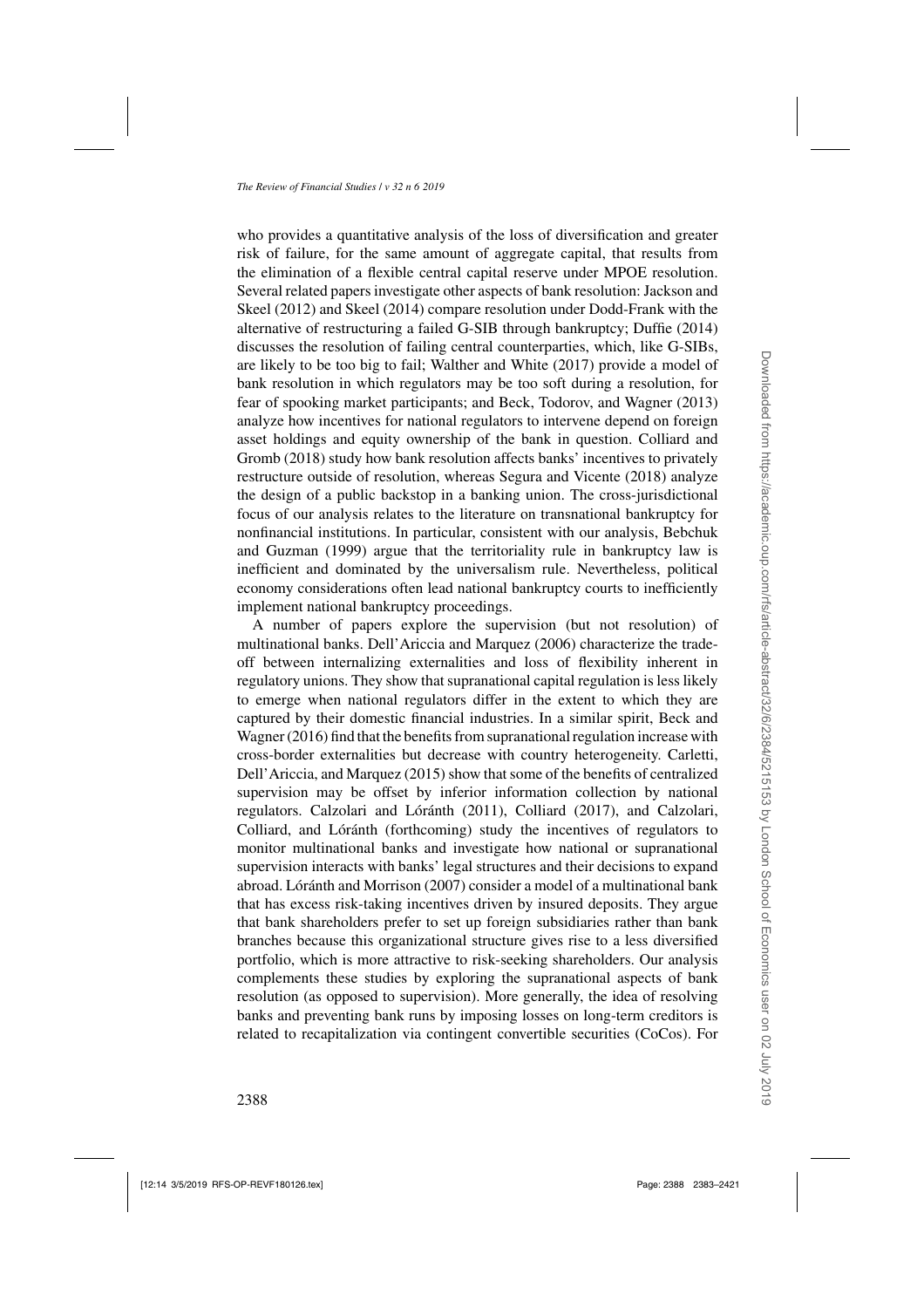who provides a quantitative analysis of the loss of diversification and greater risk of failure, for the same amount of aggregate capital, that results from the elimination of a flexible central capital reserve under MPOE resolution. Several related papers investigate other aspects of bank resolution: Jackson and Skeel (2012) and Skeel (2014) compare resolution under Dodd-Frank with the alternative of restructuring a failed G-SIB through bankruptcy; Duffie (2014) discusses the resolution of failing central counterparties, which, like G-SIBs, are likely to be too big to fail; Walther and White (2017) provide a model of bank resolution in which regulators may be too soft during a resolution, for fear of spooking market participants; and Beck, Todorov, and Wagner (2013) analyze how incentives for national regulators to intervene depend on foreign asset holdings and equity ownership of the bank in question. Colliard and Gromb (2018) study how bank resolution affects banks' incentives to privately restructure outside of resolution, whereas Segura and Vicente (2018) analyze the design of a public backstop in a banking union. The cross-jurisdictional focus of our analysis relates to the literature on transnational bankruptcy for nonfinancial institutions. In particular, consistent with our analysis, Bebchuk and Guzman (1999) argue that the territoriality rule in bankruptcy law is inefficient and dominated by the universalism rule. Nevertheless, political economy considerations often lead national bankruptcy courts to inefficiently implement national bankruptcy proceedings.

A number of papers explore the supervision (but not resolution) of multinational banks. Dell'Ariccia and Marquez (2006) characterize the trade-off between internalizing externalities and loss of flexibility inherent in regulatory unions. They show that supranational capital regulation is less likely to emerge when national regulators differ in the extent to which they are captured by their domestic financial industries. In a similar spirit, Beck and Wagner (2016) find that the benefits from supranational regulation increase with cross-border externalities but decrease with country heterogeneity. Carletti, Dell'Ariccia, and Marquez (2015) show that some of the benefits of centralized supervision may be offset by inferior information collection by national regulators. Calzolari and Lóránth (2011), Colliard (2017), and Calzolari, Colliard, and Lóránth (forthcoming) study the incentives of regulators to monitor multinational banks and investigate how national or supranational supervision interacts with banks' legal structures and their decisions to expand abroad. Lóránth and Morrison (2007) consider a model of a multinational bank that has excess risk-taking incentives driven by insured deposits. They argue that bank shareholders prefer to set up foreign subsidiaries rather than bank branches because this organizational structure gives rise to a less diversified portfolio, which is more attractive to risk-seeking shareholders. Our analysis complements these studies by exploring the supranational aspects of bank resolution (as opposed to supervision). More generally, the idea of resolving banks and preventing bank runs by imposing losses on long-term creditors is related to recapitalization via contingent convertible securities (CoCos). For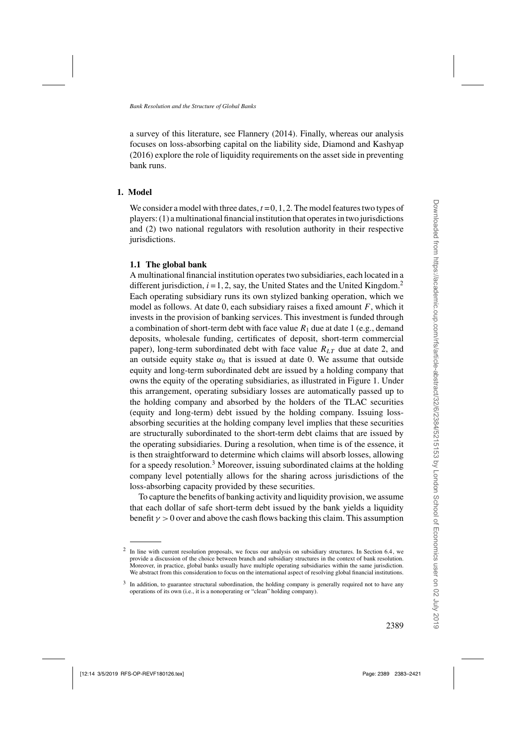a survey of this literature, see Flannery (2014). Finally, whereas our analysis focuses on loss-absorbing capital on the liability side, Diamond and Kashyap (2016) explore the role of liquidity requirements on the asset side in preventing bank runs.

## 1. Model

We consider a model with three dates, $t = 0, 1, 2$. The model features two types of players: (1) a multinational financial institution that operates in two jurisdictions and (2) two national regulators with resolution authority in their respective jurisdictions.

### 1.1 The global bank

A multinational financial institution operates two subsidiaries, each located in a different jurisdiction, $i = 1, 2$, say, the United States and the United Kingdom.[2] Each operating subsidiary runs its own stylized banking operation, which we model as follows. At date 0, each subsidiary raises a fixed amount $F$, which it invests in the provision of banking services. This investment is funded through a combination of short-term debt with face value $R_1$ due at date 1 (e.g., demand deposits, wholesale funding, certificates of deposit, short-term commercial paper), long-term subordinated debt with face value $R_{LT}$ due at date 2, and an outside equity stake $\alpha_0$ that is issued at date 0. We assume that outside equity and long-term subordinated debt are issued by a holding company that owns the equity of the operating subsidiaries, as illustrated in Figure 1. Under this arrangement, operating subsidiary losses are automatically passed up to the holding company and absorbed by the holders of the TLAC securities (equity and long-term) debt issued by the holding company. Issuing loss-absorbing securities at the holding company level implies that these securities are structurally subordinated to the short-term debt claims that are issued by the operating subsidiaries. During a resolution, when time is of the essence, it is then straightforward to determine which claims will absorb losses, allowing for a speedy resolution.[3] Moreover, issuing subordinated claims at the holding company level potentially allows for the sharing across jurisdictions of the loss-absorbing capacity provided by these securities.

To capture the benefits of banking activity and liquidity provision, we assume that each dollar of safe short-term debt issued by the bank yields a liquidity benefit $\gamma > 0$ over and above the cash flows backing this claim. This assumption

---

[2] In line with current resolution proposals, we focus our analysis on subsidiary structures. In Section 6.4, we provide a discussion of the choice between branch and subsidiary structures in the context of bank resolution. Moreover, in practice, global banks usually have multiple operating subsidiaries within the same jurisdiction. We abstract from this consideration to focus on the international aspect of resolving global financial institutions.

[3] In addition, to guarantee structural subordination, the holding company is generally required not to have any operations of its own (i.e., it is a nonoperating or "clean" holding company).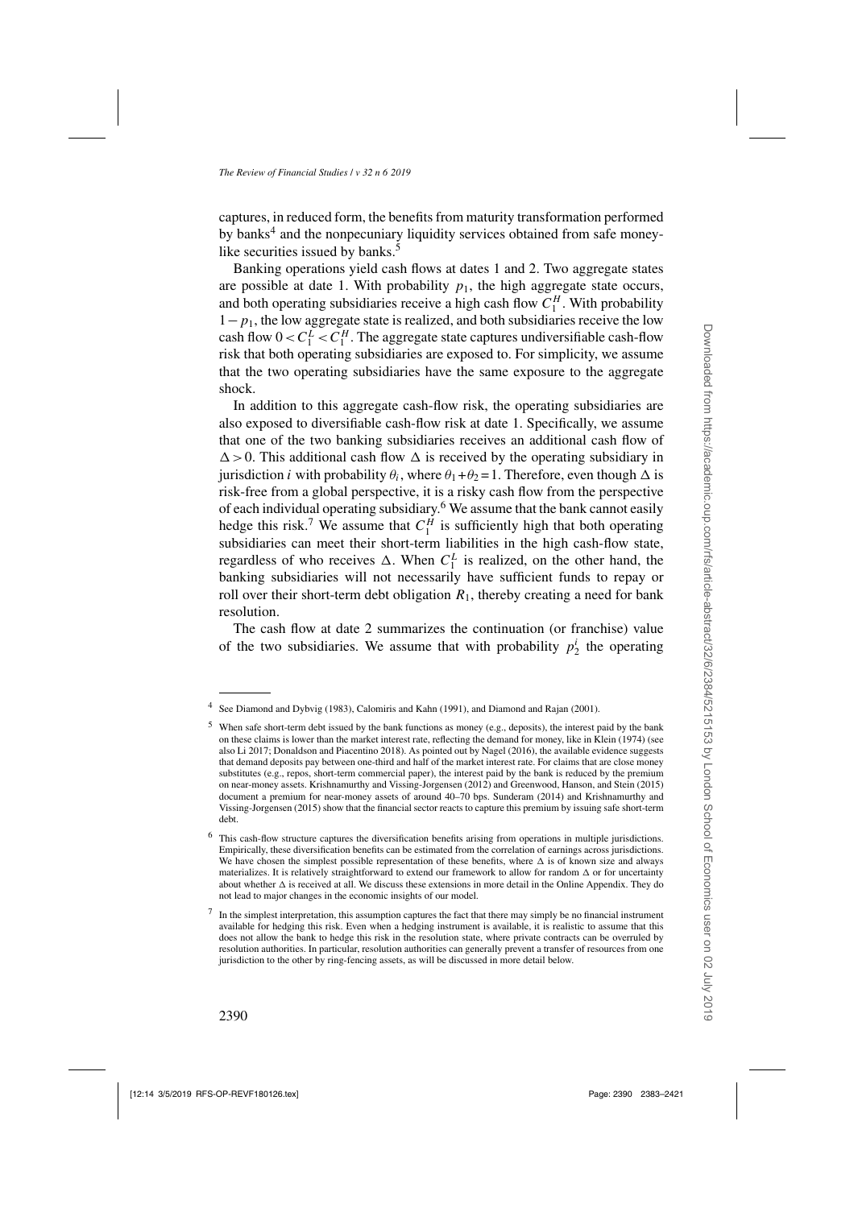captures, in reduced form, the benefits from maturity transformation performed by banks[4] and the nonpecuniary liquidity services obtained from safe money-like securities issued by banks.[5]

Banking operations yield cash flows at dates 1 and 2. Two aggregate states are possible at date 1. With probability $p_1$, the high aggregate state occurs, and both operating subsidiaries receive a high cash flow $C_1^H$. With probability $1-p_1$, the low aggregate state is realized, and both subsidiaries receive the low cash flow $0 < C_1^L < C_1^H$. The aggregate state captures undiversifiable cash-flow risk that both operating subsidiaries are exposed to. For simplicity, we assume that the two operating subsidiaries have the same exposure to the aggregate shock.

In addition to this aggregate cash-flow risk, the operating subsidiaries are also exposed to diversifiable cash-flow risk at date 1. Specifically, we assume that one of the two banking subsidiaries receives an additional cash flow of $\Delta > 0$. This additional cash flow $\Delta$ is received by the operating subsidiary in jurisdiction $i$ with probability $\theta_i$, where $\theta_1 + \theta_2 = 1$. Therefore, even though $\Delta$ is risk-free from a global perspective, it is a risky cash flow from the perspective of each individual operating subsidiary.[6] We assume that the bank cannot easily hedge this risk.[7] We assume that $C_1^H$ is sufficiently high that both operating subsidiaries can meet their short-term liabilities in the high cash-flow state, regardless of who receives $\Delta$. When $C_1^L$ is realized, on the other hand, the banking subsidiaries will not necessarily have sufficient funds to repay or roll over their short-term debt obligation $R_1$, thereby creating a need for bank resolution.

The cash flow at date 2 summarizes the continuation (or franchise) value of the two subsidiaries. We assume that with probability $p_2^i$ the operating

---

[4] See Diamond and Dybvig (1983), Calomiris and Kahn (1991), and Diamond and Rajan (2001).

[5] When safe short-term debt issued by the bank functions as money (e.g., deposits), the interest paid by the bank on these claims is lower than the market interest rate, reflecting the demand for money, like in Klein (1974) (see also Li 2017; Donaldson and Piacentino 2018). As pointed out by Nagel (2016), the available evidence suggests that demand deposits pay between one-third and half of the market interest rate. For claims that are close money substitutes (e.g., repos, short-term commercial paper), the interest paid by the bank is reduced by the premium on near-money assets. Krishnamurthy and Vissing-Jorgensen (2012) and Greenwood, Hanson, and Stein (2015) document a premium for near-money assets of around 40–70 bps. Sunderam (2014) and Krishnamurthy and Vissing-Jorgensen (2015) show that the financial sector reacts to capture this premium by issuing safe short-term debt.

[6] This cash-flow structure captures the diversification benefits arising from operations in multiple jurisdictions. Empirically, these diversification benefits can be estimated from the correlation of earnings across jurisdictions. We have chosen the simplest possible representation of these benefits, where $\Delta$ is of known size and always materializes. It is relatively straightforward to extend our framework to allow for random $\Delta$ or for uncertainty about whether $\Delta$ is received at all. We discuss these extensions in more detail in the Online Appendix. They do not lead to major changes in the economic insights of our model.

[7] In the simplest interpretation, this assumption captures the fact that there may simply be no financial instrument available for hedging this risk. Even when a hedging instrument is available, it is realistic to assume that this does not allow the bank to hedge this risk in the resolution state, where private contracts can be overruled by resolution authorities. In particular, resolution authorities can generally prevent a transfer of resources from one jurisdiction to the other by ring-fencing assets, as will be discussed in more detail below.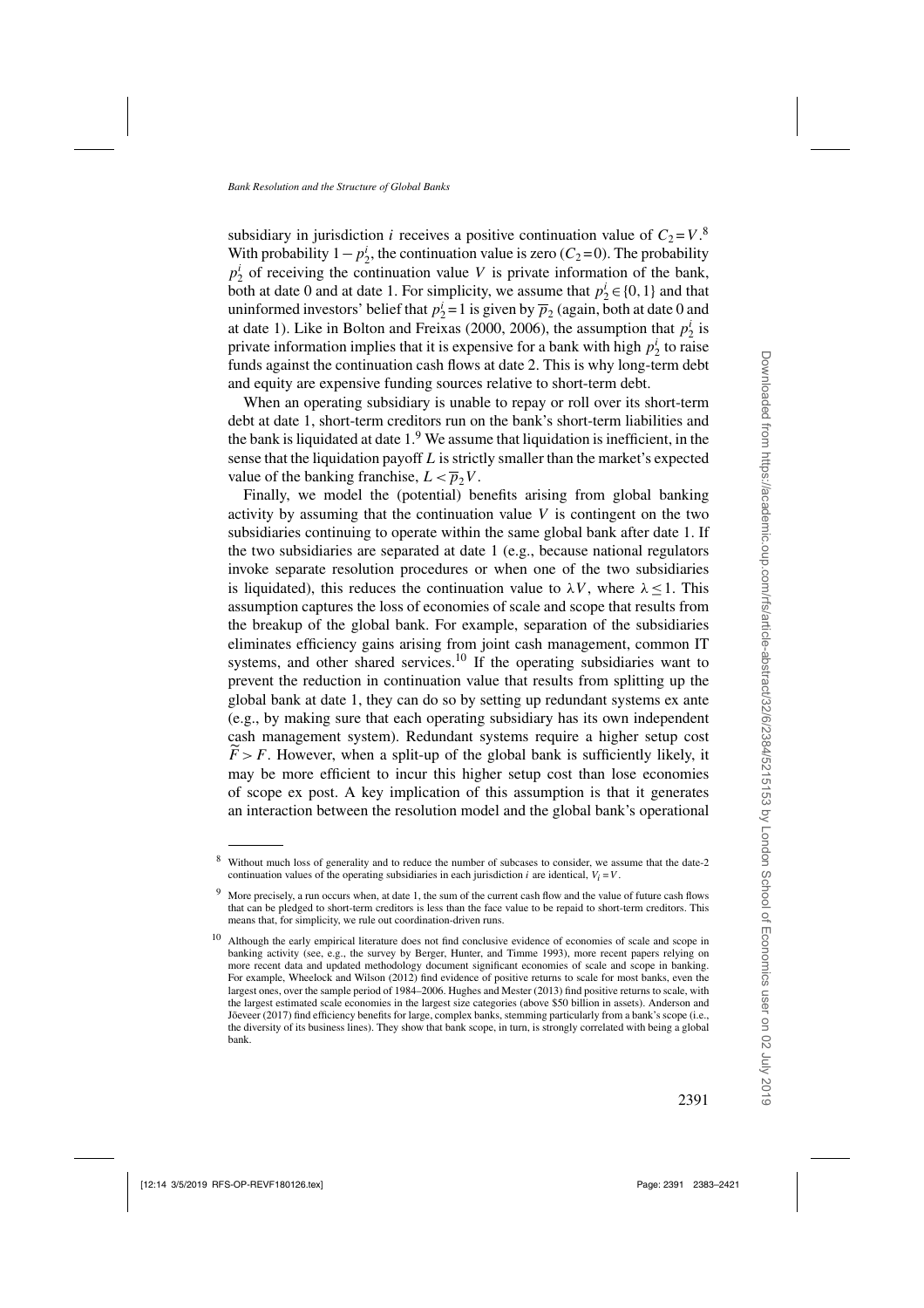subsidiary in jurisdiction $i$ receives a positive continuation value of $C_2 = V$.[8] With probability $1-p_2^i$, the continuation value is zero ($C_2 = 0$). The probability $p_2^i$ of receiving the continuation value $V$ is private information of the bank, both at date 0 and at date 1. For simplicity, we assume that $p_2^i \in \{0,1\}$ and that uninformed investors' belief that $p_2^i = 1$ is given by $\overline{p}_2$ (again, both at date 0 and at date 1). Like in Bolton and Freixas (2000, 2006), the assumption that $p_2^i$ is private information implies that it is expensive for a bank with high $p_2^i$ to raise funds against the continuation cash flows at date 2. This is why long-term debt and equity are expensive funding sources relative to short-term debt.

When an operating subsidiary is unable to repay or roll over its short-term debt at date 1, short-term creditors run on the bank's short-term liabilities and the bank is liquidated at date 1.[9] We assume that liquidation is inefficient, in the sense that the liquidation payoff $L$ is strictly smaller than the market's expected value of the banking franchise, $L < \overline{p}_2 V$.

Finally, we model the (potential) benefits arising from global banking activity by assuming that the continuation value $V$ is contingent on the two subsidiaries continuing to operate within the same global bank after date 1. If the two subsidiaries are separated at date 1 (e.g., because national regulators invoke separate resolution procedures or when one of the two subsidiaries is liquidated), this reduces the continuation value to $\lambda V$, where $\lambda \leq 1$. This assumption captures the loss of economies of scale and scope that results from the breakup of the global bank. For example, separation of the subsidiaries eliminates efficiency gains arising from joint cash management, common IT systems, and other shared services.[10] If the operating subsidiaries want to prevent the reduction in continuation value that results from splitting up the global bank at date 1, they can do so by setting up redundant systems ex ante (e.g., by making sure that each operating subsidiary has its own independent cash management system). Redundant systems require a higher setup cost $\widetilde{F} > F$. However, when a split-up of the global bank is sufficiently likely, it may be more efficient to incur this higher setup cost than lose economies of scope ex post. A key implication of this assumption is that it generates an interaction between the resolution model and the global bank's operational

---

[8] Without much loss of generality and to reduce the number of subcases to consider, we assume that the date-2 continuation values of the operating subsidiaries in each jurisdiction $i$ are identical, $V_i = V$.

[9] More precisely, a run occurs when, at date 1, the sum of the current cash flow and the value of future cash flows that can be pledged to short-term creditors is less than the face value to be repaid to short-term creditors. This means that, for simplicity, we rule out coordination-driven runs.

[10] Although the early empirical literature does not find conclusive evidence of economies of scale and scope in banking activity (see, e.g., the survey by Berger, Hunter, and Timme 1993), more recent papers relying on more recent data and updated methodology document significant economies of scale and scope in banking. For example, Wheelock and Wilson (2012) find evidence of positive returns to scale for most banks, even the largest ones, over the sample period of 1984–2006. Hughes and Mester (2013) find positive returns to scale, with the largest estimated scale economies in the largest size categories (above $50 billion in assets). Anderson and Jõeveer (2017) find efficiency benefits for large, complex banks, stemming particularly from a bank's scope (i.e., the diversity of its business lines). They show that bank scope, in turn, is strongly correlated with being a global bank.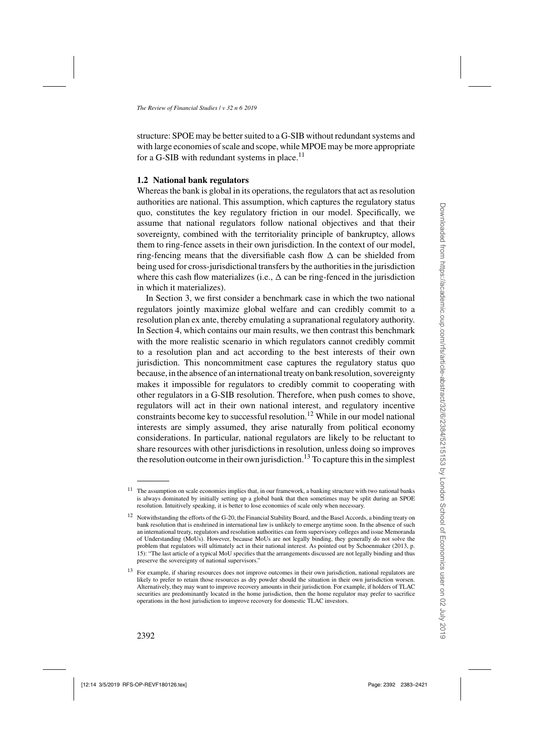structure: SPOE may be better suited to a G-SIB without redundant systems and with large economies of scale and scope, while MPOE may be more appropriate for a G-SIB with redundant systems in place.[11]

### 1.2 National bank regulators

Whereas the bank is global in its operations, the regulators that act as resolution authorities are national. This assumption, which captures the regulatory status quo, constitutes the key regulatory friction in our model. Specifically, we assume that national regulators follow national objectives and that their sovereignty, combined with the territoriality principle of bankruptcy, allows them to ring-fence assets in their own jurisdiction. In the context of our model, ring-fencing means that the diversifiable cash flow $\Delta$ can be shielded from being used for cross-jurisdictional transfers by the authorities in the jurisdiction where this cash flow materializes (i.e., $\Delta$ can be ring-fenced in the jurisdiction in which it materializes).

In Section 3, we first consider a benchmark case in which the two national regulators jointly maximize global welfare and can credibly commit to a resolution plan ex ante, thereby emulating a supranational regulatory authority. In Section 4, which contains our main results, we then contrast this benchmark with the more realistic scenario in which regulators cannot credibly commit to a resolution plan and act according to the best interests of their own jurisdiction. This noncommitment case captures the regulatory status quo because, in the absence of an international treaty on bank resolution, sovereignty makes it impossible for regulators to credibly commit to cooperating with other regulators in a G-SIB resolution. Therefore, when push comes to shove, regulators will act in their own national interest, and regulatory incentive constraints become key to successful resolution.[12] While in our model national interests are simply assumed, they arise naturally from political economy considerations. In particular, national regulators are likely to be reluctant to share resources with other jurisdictions in resolution, unless doing so improves the resolution outcome in their own jurisdiction.[13] To capture this in the simplest

---

[11] The assumption on scale economies implies that, in our framework, a banking structure with two national banks is always dominated by initially setting up a global bank that then sometimes may be split during an SPOE resolution. Intuitively speaking, it is better to lose economies of scale only when necessary.

[12] Notwithstanding the efforts of the G-20, the Financial Stability Board, and the Basel Accords, a binding treaty on bank resolution that is enshrined in international law is unlikely to emerge anytime soon. In the absence of such an international treaty, regulators and resolution authorities can form supervisory colleges and issue Memoranda of Understanding (MoUs). However, because MoUs are not legally binding, they generally do not solve the problem that regulators will ultimately act in their national interest. As pointed out by Schoenmaker (2013, p. 15): "The last article of a typical MoU specifies that the arrangements discussed are not legally binding and thus preserve the sovereignty of national supervisors."

[13] For example, if sharing resources does not improve outcomes in their own jurisdiction, national regulators are likely to prefer to retain those resources as dry powder should the situation in their own jurisdiction worsen. Alternatively, they may want to improve recovery amounts in their jurisdiction. For example, if holders of TLAC securities are predominantly located in the home jurisdiction, then the home regulator may prefer to sacrifice operations in the host jurisdiction to improve recovery for domestic TLAC investors.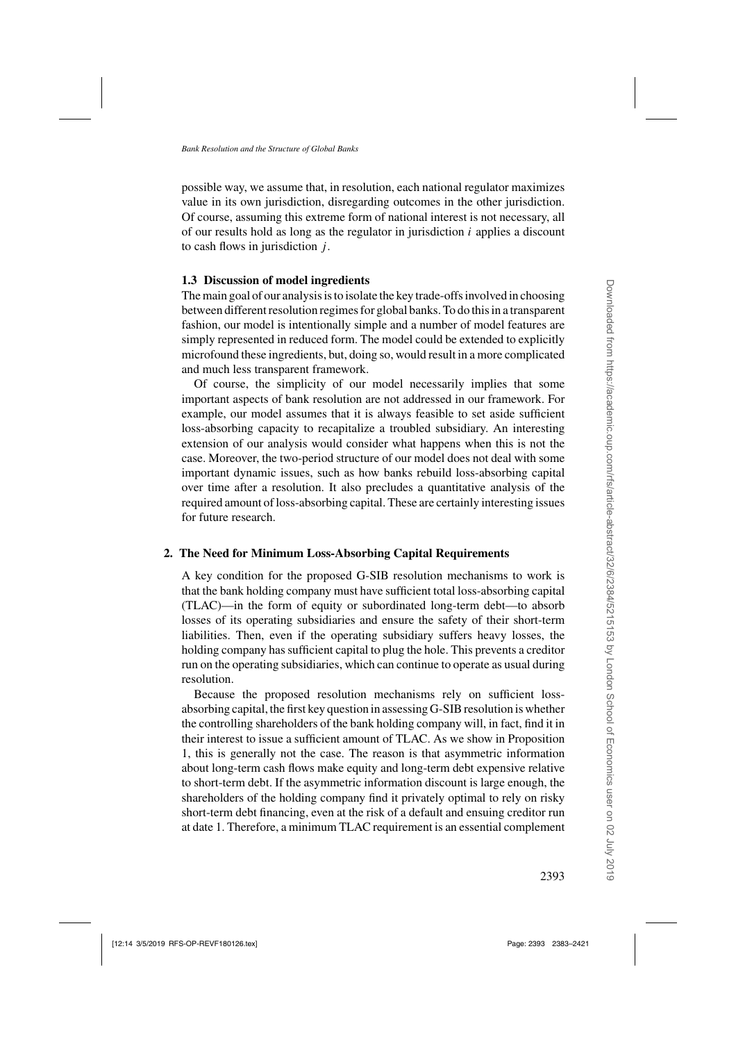possible way, we assume that, in resolution, each national regulator maximizes value in its own jurisdiction, disregarding outcomes in the other jurisdiction. Of course, assuming this extreme form of national interest is not necessary, all of our results hold as long as the regulator in jurisdiction $i$ applies a discount to cash flows in jurisdiction $j$.

### 1.3 Discussion of model ingredients

The main goal of our analysis is to isolate the key trade-offs involved in choosing between different resolution regimes for global banks. To do this in a transparent fashion, our model is intentionally simple and a number of model features are simply represented in reduced form. The model could be extended to explicitly microfound these ingredients, but, doing so, would result in a more complicated and much less transparent framework.

Of course, the simplicity of our model necessarily implies that some important aspects of bank resolution are not addressed in our framework. For example, our model assumes that it is always feasible to set aside sufficient loss-absorbing capacity to recapitalize a troubled subsidiary. An interesting extension of our analysis would consider what happens when this is not the case. Moreover, the two-period structure of our model does not deal with some important dynamic issues, such as how banks rebuild loss-absorbing capital over time after a resolution. It also precludes a quantitative analysis of the required amount of loss-absorbing capital. These are certainly interesting issues for future research.

## 2. The Need for Minimum Loss-Absorbing Capital Requirements

A key condition for the proposed G-SIB resolution mechanisms to work is that the bank holding company must have sufficient total loss-absorbing capital (TLAC)—in the form of equity or subordinated long-term debt—to absorb losses of its operating subsidiaries and ensure the safety of their short-term liabilities. Then, even if the operating subsidiary suffers heavy losses, the holding company has sufficient capital to plug the hole. This prevents a creditor run on the operating subsidiaries, which can continue to operate as usual during resolution.

Because the proposed resolution mechanisms rely on sufficient loss-absorbing capital, the first key question in assessing G-SIB resolution is whether the controlling shareholders of the bank holding company will, in fact, find it in their interest to issue a sufficient amount of TLAC. As we show in Proposition 1, this is generally not the case. The reason is that asymmetric information about long-term cash flows make equity and long-term debt expensive relative to short-term debt. If the asymmetric information discount is large enough, the shareholders of the holding company find it privately optimal to rely on risky short-term debt financing, even at the risk of a default and ensuing creditor run at date 1. Therefore, a minimum TLAC requirement is an essential complement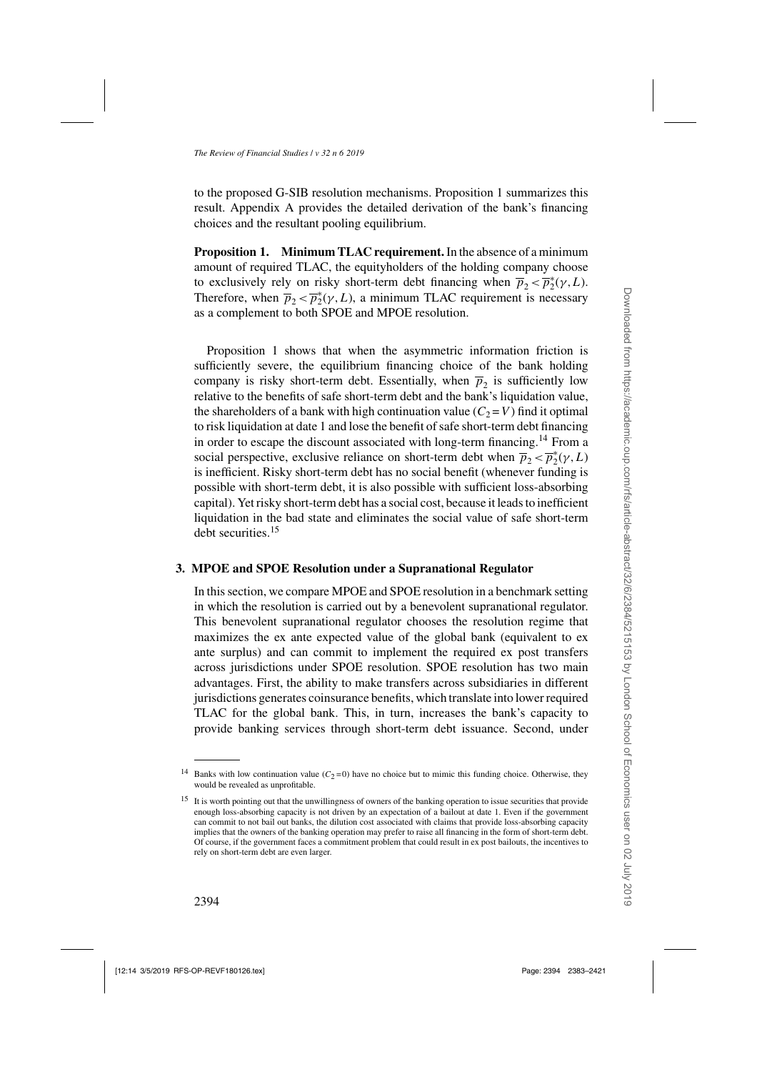to the proposed G-SIB resolution mechanisms. Proposition 1 summarizes this result. Appendix A provides the detailed derivation of the bank's financing choices and the resultant pooling equilibrium.

**Proposition 1. Minimum TLAC requirement.** In the absence of a minimum amount of required TLAC, the equityholders of the holding company choose to exclusively rely on risky short-term debt financing when $\overline{p}_2 < \overline{p}_2^*(\gamma, L)$. Therefore, when $\overline{p}_2 < \overline{p}_2^*(\gamma, L)$, a minimum TLAC requirement is necessary as a complement to both SPOE and MPOE resolution.

Proposition 1 shows that when the asymmetric information friction is sufficiently severe, the equilibrium financing choice of the bank holding company is risky short-term debt. Essentially, when $\overline{p}_2$ is sufficiently low relative to the benefits of safe short-term debt and the bank's liquidation value, the shareholders of a bank with high continuation value ($C_2 = V$) find it optimal to risk liquidation at date 1 and lose the benefit of safe short-term debt financing in order to escape the discount associated with long-term financing.[14] From a social perspective, exclusive reliance on short-term debt when $\overline{p}_2 < \overline{p}_2^*(\gamma, L)$ is inefficient. Risky short-term debt has no social benefit (whenever funding is possible with short-term debt, it is also possible with sufficient loss-absorbing capital). Yet risky short-term debt has a social cost, because it leads to inefficient liquidation in the bad state and eliminates the social value of safe short-term debt securities.[15]

## 3. MPOE and SPOE Resolution under a Supranational Regulator

In this section, we compare MPOE and SPOE resolution in a benchmark setting in which the resolution is carried out by a benevolent supranational regulator. This benevolent supranational regulator chooses the resolution regime that maximizes the ex ante expected value of the global bank (equivalent to ex ante surplus) and can commit to implement the required ex post transfers across jurisdictions under SPOE resolution. SPOE resolution has two main advantages. First, the ability to make transfers across subsidiaries in different jurisdictions generates coinsurance benefits, which translate into lower required TLAC for the global bank. This, in turn, increases the bank's capacity to provide banking services through short-term debt issuance. Second, under

[14] Banks with low continuation value ($C_2 = 0$) have no choice but to mimic this funding choice. Otherwise, they would be revealed as unprofitable.

[15] It is worth pointing out that the unwillingness of owners of the banking operation to issue securities that provide enough loss-absorbing capacity is not driven by an expectation of a bailout at date 1. Even if the government can commit to not bail out banks, the dilution cost associated with claims that provide loss-absorbing capacity implies that the owners of the banking operation may prefer to raise all financing in the form of short-term debt. Of course, if the government faces a commitment problem that could result in ex post bailouts, the incentives to rely on short-term debt are even larger.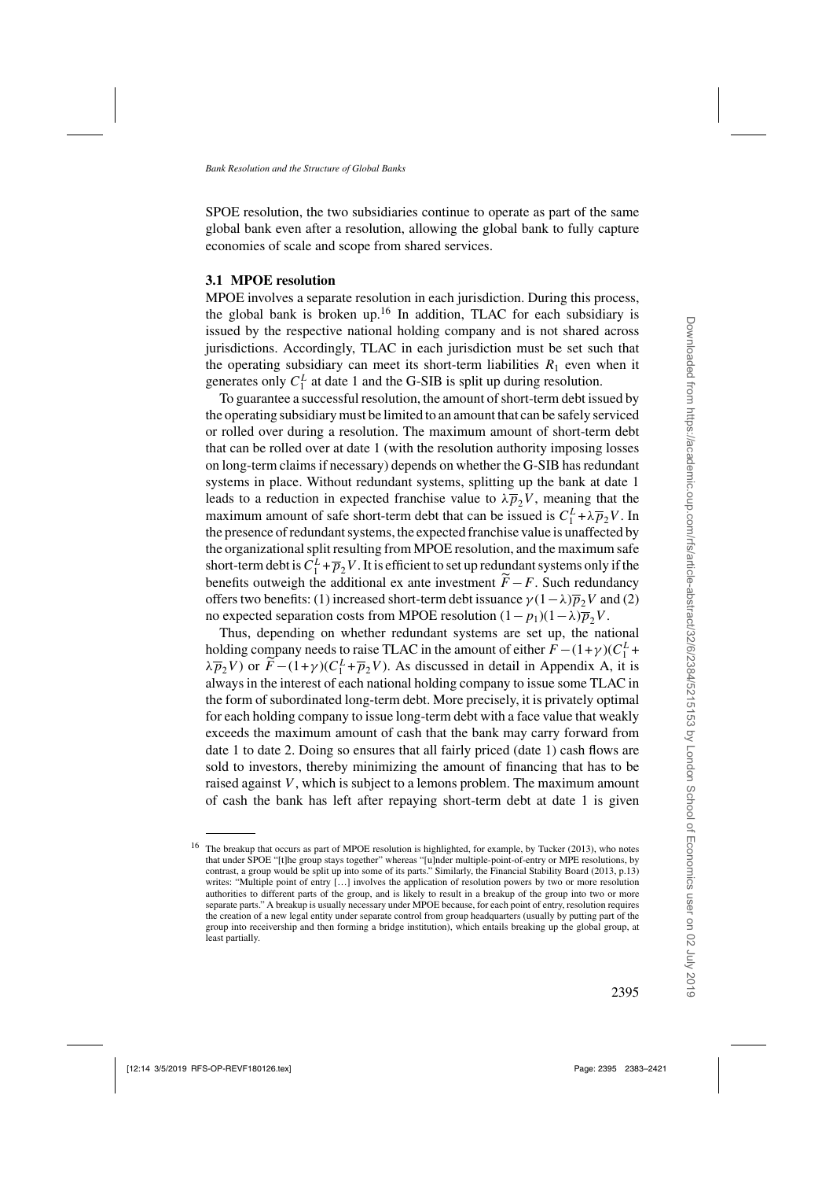SPOE resolution, the two subsidiaries continue to operate as part of the same global bank even after a resolution, allowing the global bank to fully capture economies of scale and scope from shared services.

### 3.1 MPOE resolution

MPOE involves a separate resolution in each jurisdiction. During this process, the global bank is broken up.[16] In addition, TLAC for each subsidiary is issued by the respective national holding company and is not shared across jurisdictions. Accordingly, TLAC in each jurisdiction must be set such that the operating subsidiary can meet its short-term liabilities $R_1$ even when it generates only $C_1^L$ at date 1 and the G-SIB is split up during resolution.

To guarantee a successful resolution, the amount of short-term debt issued by the operating subsidiary must be limited to an amount that can be safely serviced or rolled over during a resolution. The maximum amount of short-term debt that can be rolled over at date 1 (with the resolution authority imposing losses on long-term claims if necessary) depends on whether the G-SIB has redundant systems in place. Without redundant systems, splitting up the bank at date 1 leads to a reduction in expected franchise value to $\lambda \overline{p}_2 V$, meaning that the maximum amount of safe short-term debt that can be issued is $C_1^L + \lambda \overline{p}_2 V$. In the presence of redundant systems, the expected franchise value is unaffected by the organizational split resulting from MPOE resolution, and the maximum safe short-term debt is $C_1^L + \overline{p}_2 V$. It is efficient to set up redundant systems only if the benefits outweigh the additional ex ante investment $\widetilde{F} - F$. Such redundancy offers two benefits: (1) increased short-term debt issuance $\gamma(1-\lambda)\overline{p}_2 V$ and (2) no expected separation costs from MPOE resolution $(1-p_1)(1-\lambda)\overline{p}_2 V$.

Thus, depending on whether redundant systems are set up, the national holding company needs to raise TLAC in the amount of either $F - (1+\gamma)(C_1^L + \lambda \overline{p}_2 V)$ or $\widetilde{F} - (1+\gamma)(C_1^L + \overline{p}_2 V)$. As discussed in detail in Appendix A, it is always in the interest of each national holding company to issue some TLAC in the form of subordinated long-term debt. More precisely, it is privately optimal for each holding company to issue long-term debt with a face value that weakly exceeds the maximum amount of cash that the bank may carry forward from date 1 to date 2. Doing so ensures that all fairly priced (date 1) cash flows are sold to investors, thereby minimizing the amount of financing that has to be raised against $V$, which is subject to a lemons problem. The maximum amount of cash the bank has left after repaying short-term debt at date 1 is given

---

[16] The breakup that occurs as part of MPOE resolution is highlighted, for example, by Tucker (2013), who notes that under SPOE "[t]he group stays together" whereas "[u]nder multiple-point-of-entry or MPE resolutions, by contrast, a group would be split up into some of its parts." Similarly, the Financial Stability Board (2013, p.13) writes: "Multiple point of entry […] involves the application of resolution powers by two or more resolution authorities to different parts of the group, and is likely to result in a breakup of the group into two or more separate parts." A breakup is usually necessary under MPOE because, for each point of entry, resolution requires the creation of a new legal entity under separate control from group headquarters (usually by putting part of the group into receivership and then forming a bridge institution), which entails breaking up the global group, at least partially.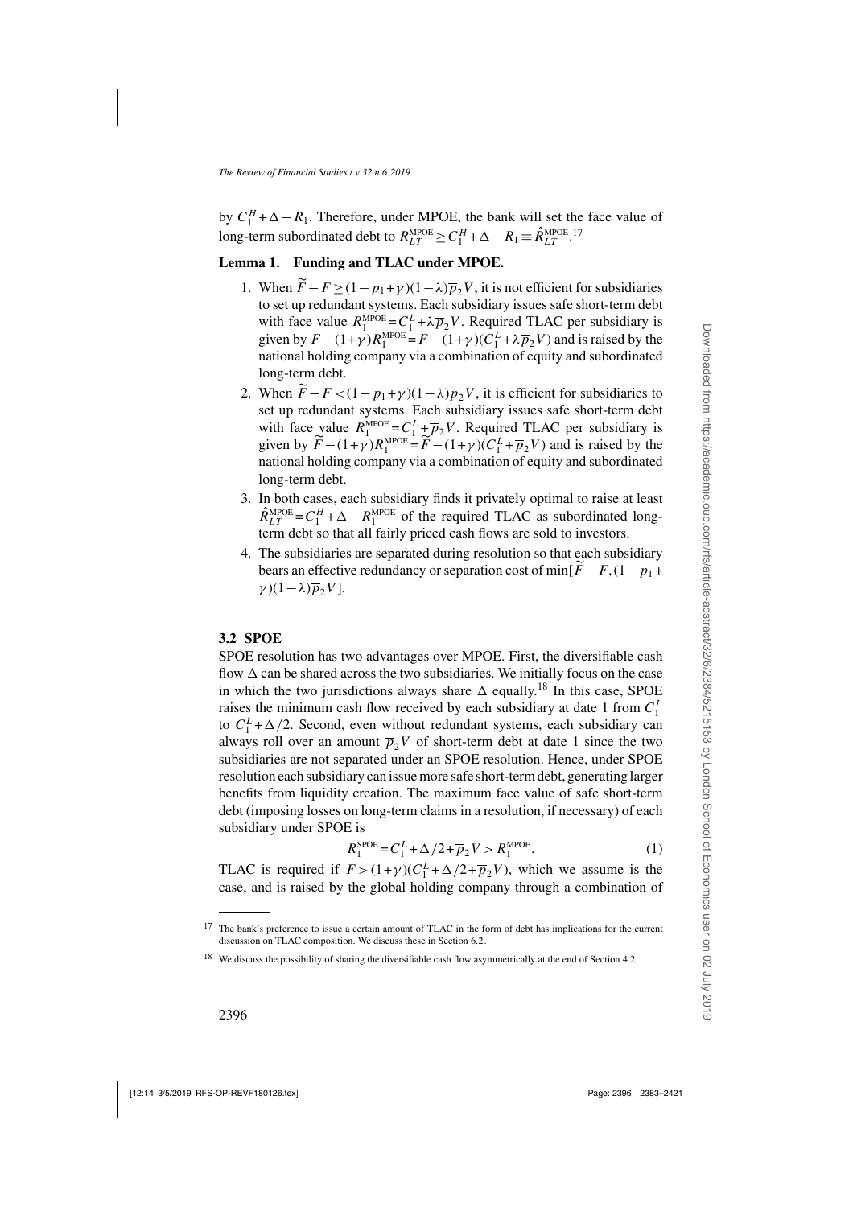by $C_1^H+\Delta-R_1$. Therefore, under MPOE, the bank will set the face value of long-term subordinated debt to $R_{LT}^{\text{MPOE}} \geq C_1^H+\Delta-R_1 \equiv \hat{R}_{LT}^{\text{MPOE}}$.[17]

**Lemma 1. Funding and TLAC under MPOE.**

1. When $\widetilde{F}-F \geq (1-p_1+\gamma)(1-\lambda)\overline{p}_2 V$, it is not efficient for subsidiaries to set up redundant systems. Each subsidiary issues safe short-term debt with face value $R_1^{\text{MPOE}}=C_1^L+\lambda\overline{p}_2 V$. Required TLAC per subsidiary is given by $F-(1+\gamma)R_1^{\text{MPOE}}=F-(1+\gamma)(C_1^L+\lambda\overline{p}_2 V)$ and is raised by the national holding company via a combination of equity and subordinated long-term debt.
2. When $\widetilde{F}-F < (1-p_1+\gamma)(1-\lambda)\overline{p}_2 V$, it is efficient for subsidiaries to set up redundant systems. Each subsidiary issues safe short-term debt with face value $R_1^{\text{MPOE}}=C_1^L+\overline{p}_2 V$. Required TLAC per subsidiary is given by $\widetilde{F}-(1+\gamma)R_1^{\text{MPOE}}=\widetilde{F}-(1+\gamma)(C_1^L+\overline{p}_2 V)$ and is raised by the national holding company via a combination of equity and subordinated long-term debt.
3. In both cases, each subsidiary finds it privately optimal to raise at least $\hat{R}_{LT}^{\text{MPOE}}=C_1^H+\Delta-R_1^{\text{MPOE}}$ of the required TLAC as subordinated long-term debt so that all fairly priced cash flows are sold to investors.
4. The subsidiaries are separated during resolution so that each subsidiary bears an effective redundancy or separation cost of $\min[\widetilde{F}-F,(1-p_1+\gamma)(1-\lambda)\overline{p}_2 V]$.

### 3.2 SPOE

SPOE resolution has two advantages over MPOE. First, the diversifiable cash flow $\Delta$ can be shared across the two subsidiaries. We initially focus on the case in which the two jurisdictions always share $\Delta$ equally.[18] In this case, SPOE raises the minimum cash flow received by each subsidiary at date 1 from $C_1^L$ to $C_1^L+\Delta/2$. Second, even without redundant systems, each subsidiary can always roll over an amount $\overline{p}_2 V$ of short-term debt at date 1 since the two subsidiaries are not separated under an SPOE resolution. Hence, under SPOE resolution each subsidiary can issue more safe short-term debt, generating larger benefits from liquidity creation. The maximum face value of safe short-term debt (imposing losses on long-term claims in a resolution, if necessary) of each subsidiary under SPOE is

$$R_1^{\text{SPOE}}=C_1^L+\Delta/2+\overline{p}_2 V > R_1^{\text{MPOE}}. \tag{1}$$

TLAC is required if $F>(1+\gamma)(C_1^L+\Delta/2+\overline{p}_2 V)$, which we assume is the case, and is raised by the global holding company through a combination of

[17] The bank's preference to issue a certain amount of TLAC in the form of debt has implications for the current discussion on TLAC composition. We discuss these in Section 6.2.

[18] We discuss the possibility of sharing the diversifiable cash flow asymmetrically at the end of Section 4.2.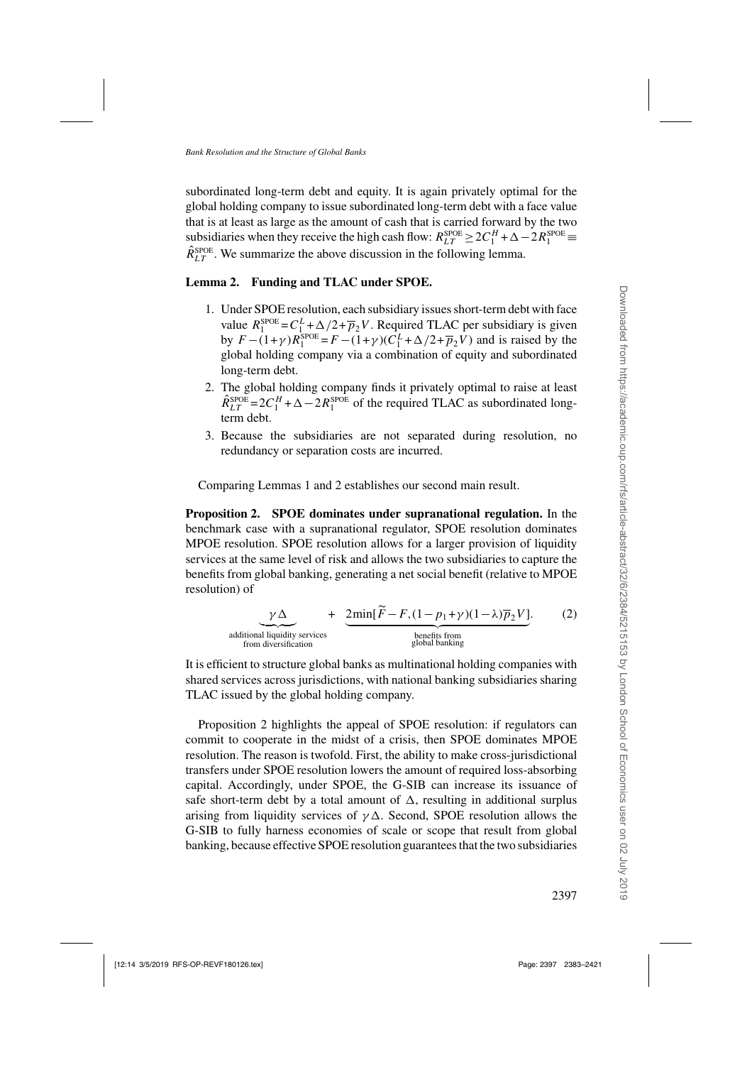subordinated long-term debt and equity. It is again privately optimal for the global holding company to issue subordinated long-term debt with a face value that is at least as large as the amount of cash that is carried forward by the two subsidiaries when they receive the high cash flow: $R_{LT}^{\text{SPOE}} \geq 2C_1^H + \Delta - 2R_1^{\text{SPOE}} \equiv \hat{R}_{LT}^{\text{SPOE}}$. We summarize the above discussion in the following lemma.

**Lemma 2. Funding and TLAC under SPOE.**

1. Under SPOE resolution, each subsidiary issues short-term debt with face value $R_1^{\text{SPOE}} = C_1^L + \Delta/2 + \overline{p}_2 V$. Required TLAC per subsidiary is given by $F - (1+\gamma)R_1^{\text{SPOE}} = F - (1+\gamma)(C_1^L + \Delta/2 + \overline{p}_2 V)$ and is raised by the global holding company via a combination of equity and subordinated long-term debt.
2. The global holding company finds it privately optimal to raise at least $\hat{R}_{LT}^{\text{SPOE}} = 2C_1^H + \Delta - 2R_1^{\text{SPOE}}$ of the required TLAC as subordinated long-term debt.
3. Because the subsidiaries are not separated during resolution, no redundancy or separation costs are incurred.

Comparing Lemmas 1 and 2 establishes our second main result.

**Proposition 2. SPOE dominates under supranational regulation.** In the benchmark case with a supranational regulator, SPOE resolution dominates MPOE resolution. SPOE resolution allows for a larger provision of liquidity services at the same level of risk and allows the two subsidiaries to capture the benefits from global banking, generating a net social benefit (relative to MPOE resolution) of

$$\underbrace{\gamma\Delta}_{\substack{\text{additional liquidity services}\\ \text{from diversification}}} + \underbrace{2\min[\widetilde{F} - F, (1-p_1+\gamma)(1-\lambda)\overline{p}_2 V]}_{\substack{\text{benefits from}\\ \text{global banking}}}. \tag{2}$$

It is efficient to structure global banks as multinational holding companies with shared services across jurisdictions, with national banking subsidiaries sharing TLAC issued by the global holding company.

Proposition 2 highlights the appeal of SPOE resolution: if regulators can commit to cooperate in the midst of a crisis, then SPOE dominates MPOE resolution. The reason is twofold. First, the ability to make cross-jurisdictional transfers under SPOE resolution lowers the amount of required loss-absorbing capital. Accordingly, under SPOE, the G-SIB can increase its issuance of safe short-term debt by a total amount of $\Delta$, resulting in additional surplus arising from liquidity services of $\gamma\Delta$. Second, SPOE resolution allows the G-SIB to fully harness economies of scale or scope that result from global banking, because effective SPOE resolution guarantees that the two subsidiaries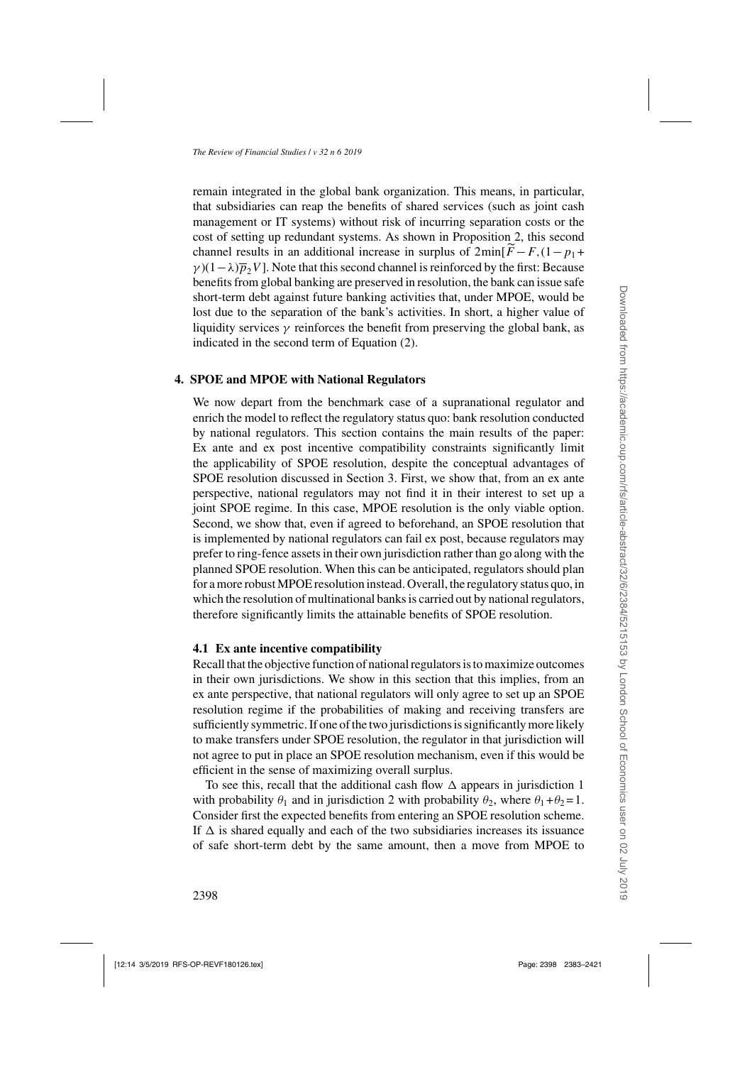remain integrated in the global bank organization. This means, in particular, that subsidiaries can reap the benefits of shared services (such as joint cash management or IT systems) without risk of incurring separation costs or the cost of setting up redundant systems. As shown in Proposition 2, this second channel results in an additional increase in surplus of $2\min[\widetilde{F}-F,(1-p_1+\gamma)(1-\lambda)\overline{p}_2 V]$. Note that this second channel is reinforced by the first: Because benefits from global banking are preserved in resolution, the bank can issue safe short-term debt against future banking activities that, under MPOE, would be lost due to the separation of the bank's activities. In short, a higher value of liquidity services $\gamma$ reinforces the benefit from preserving the global bank, as indicated in the second term of Equation (2).

## 4. SPOE and MPOE with National Regulators

We now depart from the benchmark case of a supranational regulator and enrich the model to reflect the regulatory status quo: bank resolution conducted by national regulators. This section contains the main results of the paper: Ex ante and ex post incentive compatibility constraints significantly limit the applicability of SPOE resolution, despite the conceptual advantages of SPOE resolution discussed in Section 3. First, we show that, from an ex ante perspective, national regulators may not find it in their interest to set up a joint SPOE regime. In this case, MPOE resolution is the only viable option. Second, we show that, even if agreed to beforehand, an SPOE resolution that is implemented by national regulators can fail ex post, because regulators may prefer to ring-fence assets in their own jurisdiction rather than go along with the planned SPOE resolution. When this can be anticipated, regulators should plan for a more robust MPOE resolution instead. Overall, the regulatory status quo, in which the resolution of multinational banks is carried out by national regulators, therefore significantly limits the attainable benefits of SPOE resolution.

### 4.1 Ex ante incentive compatibility

Recall that the objective function of national regulators is to maximize outcomes in their own jurisdictions. We show in this section that this implies, from an ex ante perspective, that national regulators will only agree to set up an SPOE resolution regime if the probabilities of making and receiving transfers are sufficiently symmetric. If one of the two jurisdictions is significantly more likely to make transfers under SPOE resolution, the regulator in that jurisdiction will not agree to put in place an SPOE resolution mechanism, even if this would be efficient in the sense of maximizing overall surplus.

To see this, recall that the additional cash flow $\Delta$ appears in jurisdiction 1 with probability $\theta_1$ and in jurisdiction 2 with probability $\theta_2$, where $\theta_1+\theta_2=1$. Consider first the expected benefits from entering an SPOE resolution scheme. If $\Delta$ is shared equally and each of the two subsidiaries increases its issuance of safe short-term debt by the same amount, then a move from MPOE to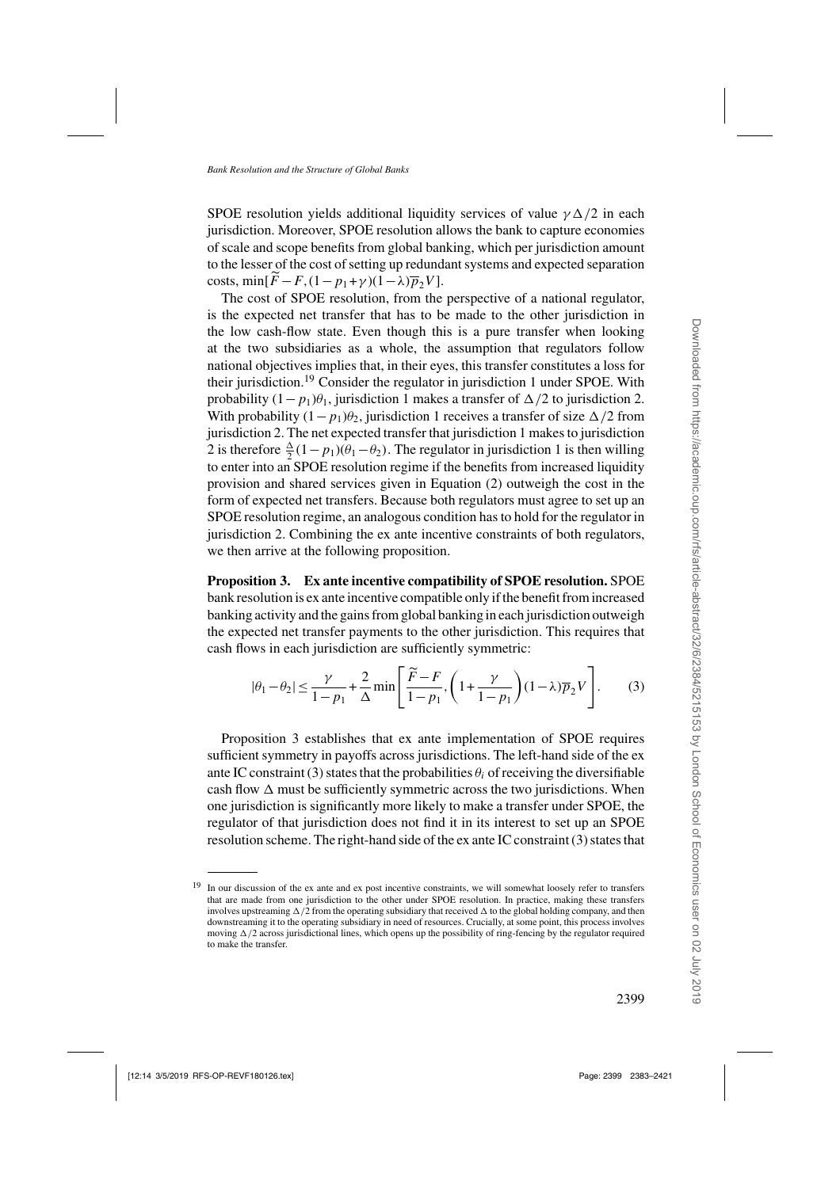SPOE resolution yields additional liquidity services of value $\gamma\Delta/2$ in each jurisdiction. Moreover, SPOE resolution allows the bank to capture economies of scale and scope benefits from global banking, which per jurisdiction amount to the lesser of the cost of setting up redundant systems and expected separation costs, $\min[\widetilde{F}-F,(1-p_1+\gamma)(1-\lambda)\overline{p}_2V]$.

The cost of SPOE resolution, from the perspective of a national regulator, is the expected net transfer that has to be made to the other jurisdiction in the low cash-flow state. Even though this is a pure transfer when looking at the two subsidiaries as a whole, the assumption that regulators follow national objectives implies that, in their eyes, this transfer constitutes a loss for their jurisdiction.[19] Consider the regulator in jurisdiction 1 under SPOE. With probability $(1-p_1)\theta_1$, jurisdiction 1 makes a transfer of $\Delta/2$ to jurisdiction 2. With probability $(1-p_1)\theta_2$, jurisdiction 1 receives a transfer of size $\Delta/2$ from jurisdiction 2. The net expected transfer that jurisdiction 1 makes to jurisdiction 2 is therefore $\frac{\Delta}{2}(1-p_1)(\theta_1-\theta_2)$. The regulator in jurisdiction 1 is then willing to enter into an SPOE resolution regime if the benefits from increased liquidity provision and shared services given in Equation (2) outweigh the cost in the form of expected net transfers. Because both regulators must agree to set up an SPOE resolution regime, an analogous condition has to hold for the regulator in jurisdiction 2. Combining the ex ante incentive constraints of both regulators, we then arrive at the following proposition.

**Proposition 3. Ex ante incentive compatibility of SPOE resolution.** SPOE bank resolution is ex ante incentive compatible only if the benefit from increased banking activity and the gains from global banking in each jurisdiction outweigh the expected net transfer payments to the other jurisdiction. This requires that cash flows in each jurisdiction are sufficiently symmetric:

$$|\theta_1-\theta_2|\leq\frac{\gamma}{1-p_1}+\frac{2}{\Delta}\min\left[\frac{\widetilde{F}-F}{1-p_1},\left(1+\frac{\gamma}{1-p_1}\right)(1-\lambda)\overline{p}_2V\right]. \tag{3}$$

Proposition 3 establishes that ex ante implementation of SPOE requires sufficient symmetry in payoffs across jurisdictions. The left-hand side of the ex ante IC constraint (3) states that the probabilities $\theta_i$ of receiving the diversifiable cash flow $\Delta$ must be sufficiently symmetric across the two jurisdictions. When one jurisdiction is significantly more likely to make a transfer under SPOE, the regulator of that jurisdiction does not find it in its interest to set up an SPOE resolution scheme. The right-hand side of the ex ante IC constraint (3) states that

[19] In our discussion of the ex ante and ex post incentive constraints, we will somewhat loosely refer to transfers that are made from one jurisdiction to the other under SPOE resolution. In practice, making these transfers involves upstreaming $\Delta/2$ from the operating subsidiary that received $\Delta$ to the global holding company, and then downstreaming it to the operating subsidiary in need of resources. Crucially, at some point, this process involves moving $\Delta/2$ across jurisdictional lines, which opens up the possibility of ring-fencing by the regulator required to make the transfer.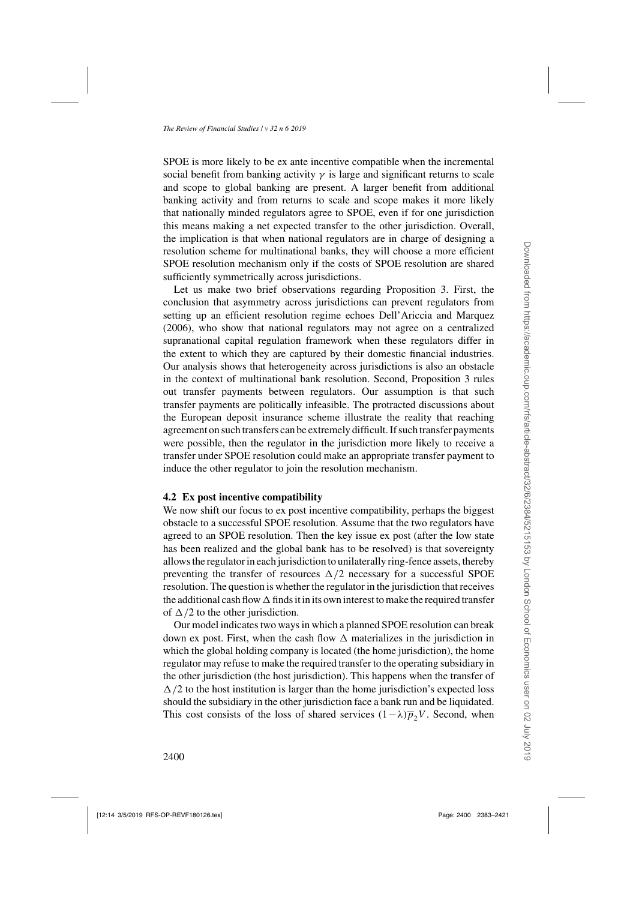SPOE is more likely to be ex ante incentive compatible when the incremental social benefit from banking activity $\gamma$ is large and significant returns to scale and scope to global banking are present. A larger benefit from additional banking activity and from returns to scale and scope makes it more likely that nationally minded regulators agree to SPOE, even if for one jurisdiction this means making a net expected transfer to the other jurisdiction. Overall, the implication is that when national regulators are in charge of designing a resolution scheme for multinational banks, they will choose a more efficient SPOE resolution mechanism only if the costs of SPOE resolution are shared sufficiently symmetrically across jurisdictions.

Let us make two brief observations regarding Proposition 3. First, the conclusion that asymmetry across jurisdictions can prevent regulators from setting up an efficient resolution regime echoes Dell'Ariccia and Marquez (2006), who show that national regulators may not agree on a centralized supranational capital regulation framework when these regulators differ in the extent to which they are captured by their domestic financial industries. Our analysis shows that heterogeneity across jurisdictions is also an obstacle in the context of multinational bank resolution. Second, Proposition 3 rules out transfer payments between regulators. Our assumption is that such transfer payments are politically infeasible. The protracted discussions about the European deposit insurance scheme illustrate the reality that reaching agreement on such transfers can be extremely difficult. If such transfer payments were possible, then the regulator in the jurisdiction more likely to receive a transfer under SPOE resolution could make an appropriate transfer payment to induce the other regulator to join the resolution mechanism.

### 4.2 Ex post incentive compatibility

We now shift our focus to ex post incentive compatibility, perhaps the biggest obstacle to a successful SPOE resolution. Assume that the two regulators have agreed to an SPOE resolution. Then the key issue ex post (after the low state has been realized and the global bank has to be resolved) is that sovereignty allows the regulator in each jurisdiction to unilaterally ring-fence assets, thereby preventing the transfer of resources $\Delta/2$ necessary for a successful SPOE resolution. The question is whether the regulator in the jurisdiction that receives the additional cash flow $\Delta$ finds it in its own interest to make the required transfer of $\Delta/2$ to the other jurisdiction.

Our model indicates two ways in which a planned SPOE resolution can break down ex post. First, when the cash flow $\Delta$ materializes in the jurisdiction in which the global holding company is located (the home jurisdiction), the home regulator may refuse to make the required transfer to the operating subsidiary in the other jurisdiction (the host jurisdiction). This happens when the transfer of $\Delta/2$ to the host institution is larger than the home jurisdiction's expected loss should the subsidiary in the other jurisdiction face a bank run and be liquidated. This cost consists of the loss of shared services $(1-\lambda)\overline{p}_2 V$. Second, when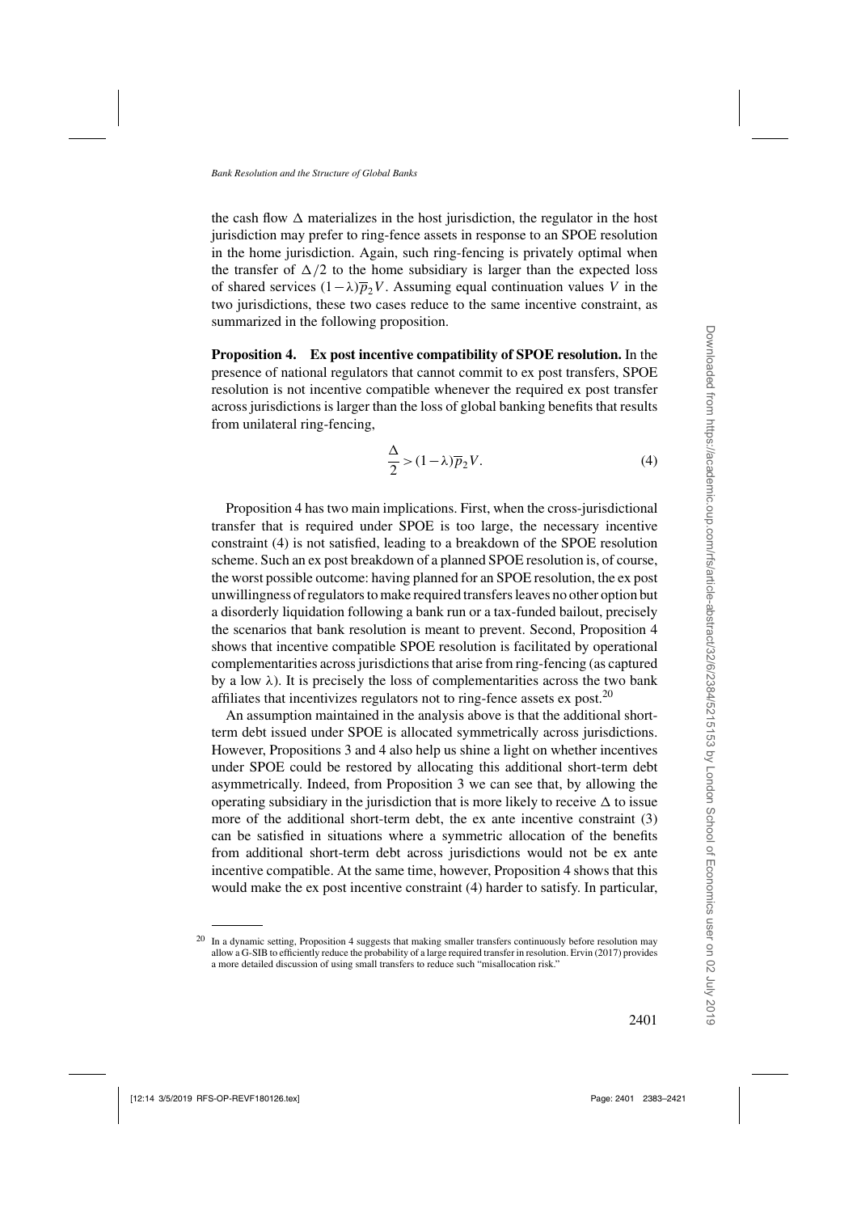the cash flow $\Delta$ materializes in the host jurisdiction, the regulator in the host jurisdiction may prefer to ring-fence assets in response to an SPOE resolution in the home jurisdiction. Again, such ring-fencing is privately optimal when the transfer of $\Delta/2$ to the home subsidiary is larger than the expected loss of shared services $(1-\lambda)\overline{p}_2 V$. Assuming equal continuation values $V$ in the two jurisdictions, these two cases reduce to the same incentive constraint, as summarized in the following proposition.

**Proposition 4. Ex post incentive compatibility of SPOE resolution.** In the presence of national regulators that cannot commit to ex post transfers, SPOE resolution is not incentive compatible whenever the required ex post transfer across jurisdictions is larger than the loss of global banking benefits that results from unilateral ring-fencing,

$$\frac{\Delta}{2} > (1-\lambda)\overline{p}_2 V. \tag{4}$$

Proposition 4 has two main implications. First, when the cross-jurisdictional transfer that is required under SPOE is too large, the necessary incentive constraint (4) is not satisfied, leading to a breakdown of the SPOE resolution scheme. Such an ex post breakdown of a planned SPOE resolution is, of course, the worst possible outcome: having planned for an SPOE resolution, the ex post unwillingness of regulators to make required transfers leaves no other option but a disorderly liquidation following a bank run or a tax-funded bailout, precisely the scenarios that bank resolution is meant to prevent. Second, Proposition 4 shows that incentive compatible SPOE resolution is facilitated by operational complementarities across jurisdictions that arise from ring-fencing (as captured by a low $\lambda$). It is precisely the loss of complementarities across the two bank affiliates that incentivizes regulators not to ring-fence assets ex post.[20]

An assumption maintained in the analysis above is that the additional short-term debt issued under SPOE is allocated symmetrically across jurisdictions. However, Propositions 3 and 4 also help us shine a light on whether incentives under SPOE could be restored by allocating this additional short-term debt asymmetrically. Indeed, from Proposition 3 we can see that, by allowing the operating subsidiary in the jurisdiction that is more likely to receive $\Delta$ to issue more of the additional short-term debt, the ex ante incentive constraint (3) can be satisfied in situations where a symmetric allocation of the benefits from additional short-term debt across jurisdictions would not be ex ante incentive compatible. At the same time, however, Proposition 4 shows that this would make the ex post incentive constraint (4) harder to satisfy. In particular,

[20] In a dynamic setting, Proposition 4 suggests that making smaller transfers continuously before resolution may allow a G-SIB to efficiently reduce the probability of a large required transfer in resolution. Ervin (2017) provides a more detailed discussion of using small transfers to reduce such "misallocation risk."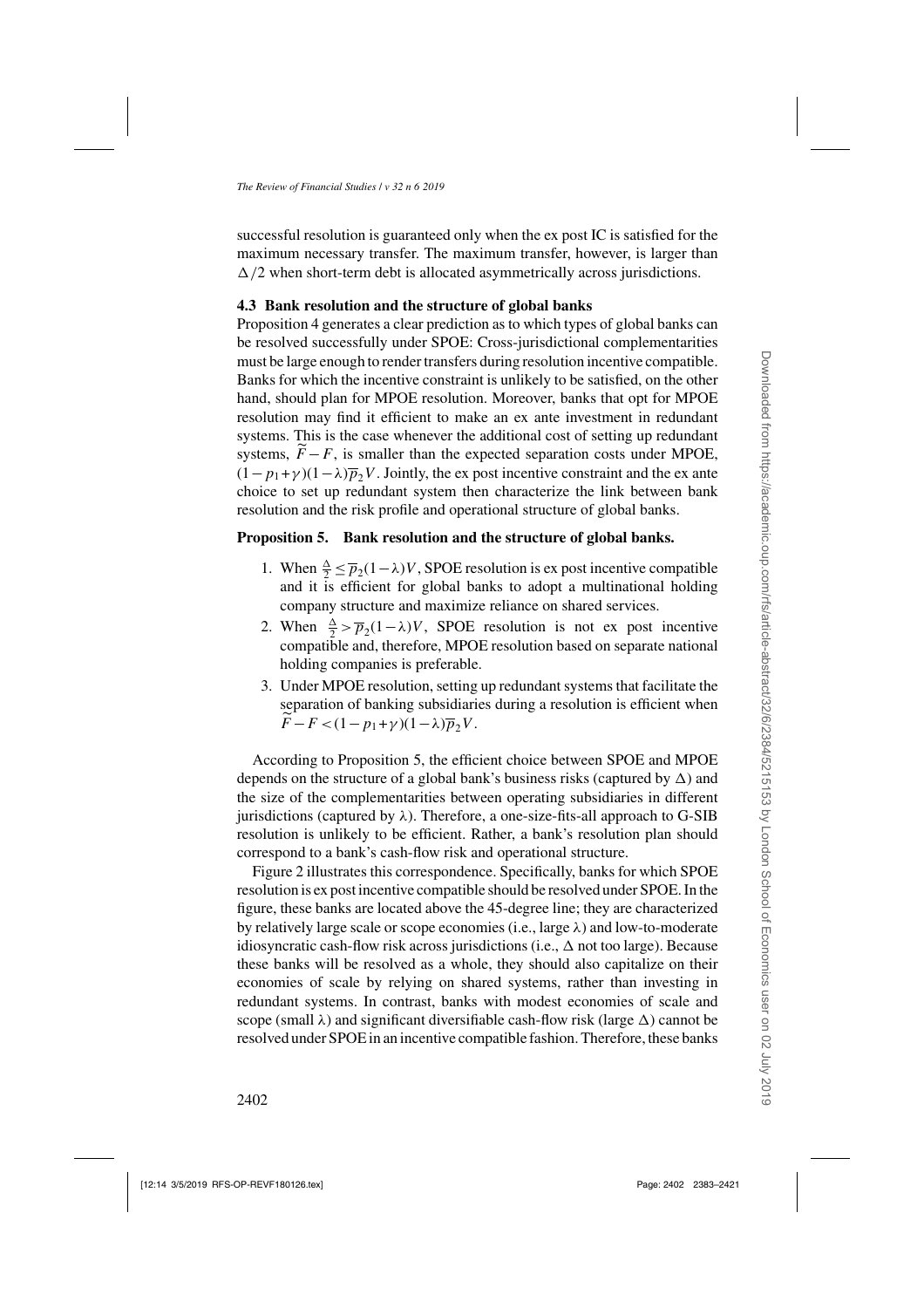successful resolution is guaranteed only when the ex post IC is satisfied for the maximum necessary transfer. The maximum transfer, however, is larger than $\Delta/2$ when short-term debt is allocated asymmetrically across jurisdictions.

### 4.3 Bank resolution and the structure of global banks

Proposition 4 generates a clear prediction as to which types of global banks can be resolved successfully under SPOE: Cross-jurisdictional complementarities must be large enough to render transfers during resolution incentive compatible. Banks for which the incentive constraint is unlikely to be satisfied, on the other hand, should plan for MPOE resolution. Moreover, banks that opt for MPOE resolution may find it efficient to make an ex ante investment in redundant systems. This is the case whenever the additional cost of setting up redundant systems, $\widetilde{F}-F$, is smaller than the expected separation costs under MPOE, $(1-p_1+\gamma)(1-\lambda)\overline{p}_2 V$. Jointly, the ex post incentive constraint and the ex ante choice to set up redundant system then characterize the link between bank resolution and the risk profile and operational structure of global banks.

**Proposition 5. Bank resolution and the structure of global banks.**

1. When $\frac{\Delta}{2} \leq \overline{p}_2(1-\lambda)V$, SPOE resolution is ex post incentive compatible and it is efficient for global banks to adopt a multinational holding company structure and maximize reliance on shared services.
2. When $\frac{\Delta}{2} > \overline{p}_2(1-\lambda)V$, SPOE resolution is not ex post incentive compatible and, therefore, MPOE resolution based on separate national holding companies is preferable.
3. Under MPOE resolution, setting up redundant systems that facilitate the separation of banking subsidiaries during a resolution is efficient when $\widetilde{F}-F < (1-p_1+\gamma)(1-\lambda)\overline{p}_2 V$.

According to Proposition 5, the efficient choice between SPOE and MPOE depends on the structure of a global bank's business risks (captured by $\Delta$) and the size of the complementarities between operating subsidiaries in different jurisdictions (captured by $\lambda$). Therefore, a one-size-fits-all approach to G-SIB resolution is unlikely to be efficient. Rather, a bank's resolution plan should correspond to a bank's cash-flow risk and operational structure.

Figure 2 illustrates this correspondence. Specifically, banks for which SPOE resolution is ex post incentive compatible should be resolved under SPOE. In the figure, these banks are located above the 45-degree line; they are characterized by relatively large scale or scope economies (i.e., large $\lambda$) and low-to-moderate idiosyncratic cash-flow risk across jurisdictions (i.e., $\Delta$ not too large). Because these banks will be resolved as a whole, they should also capitalize on their economies of scale by relying on shared systems, rather than investing in redundant systems. In contrast, banks with modest economies of scale and scope (small $\lambda$) and significant diversifiable cash-flow risk (large $\Delta$) cannot be resolved under SPOE in an incentive compatible fashion. Therefore, these banks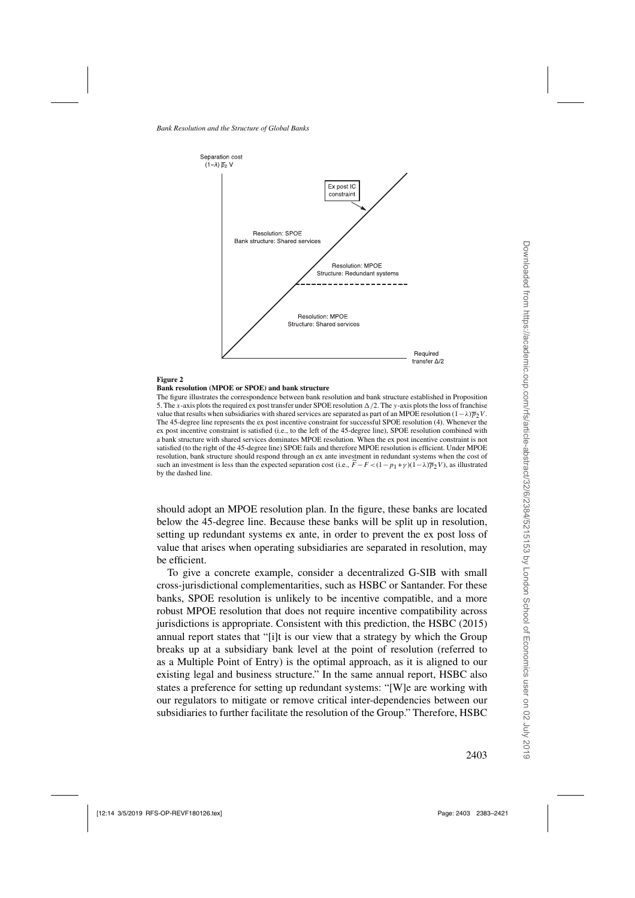Separation cost
$(1-\lambda)\ \overline{p}_2\ V$

Ex post IC constraint

Resolution: SPOE
Bank structure: Shared services

Resolution: MPOE
Structure: Redundant systems

Resolution: MPOE
Structure: Shared services

Required transfer $\Delta/2$

**Figure 2**

**Bank resolution (MPOE or SPOE) and bank structure**

The figure illustrates the correspondence between bank resolution and bank structure established in Proposition 5. The $x$-axis plots the required ex post transfer under SPOE resolution $\Delta/2$. The $y$-axis plots the loss of franchise value that results when subsidiaries with shared services are separated as part of an MPOE resolution $(1-\lambda)\overline{p}_2 V$. The 45-degree line represents the ex post incentive constraint for successful SPOE resolution (4). Whenever the ex post incentive constraint is satisfied (i.e., to the left of the 45-degree line), SPOE resolution combined with a bank structure with shared services dominates MPOE resolution. When the ex post incentive constraint is not satisfied (to the right of the 45-degree line) SPOE fails and therefore MPOE resolution is efficient. Under MPOE resolution, bank structure should respond through an ex ante investment in redundant systems when the cost of such an investment is less than the expected separation cost (i.e., $\widetilde{F}-F<(1-p_1+\gamma)(1-\lambda)\overline{p}_2 V$), as illustrated by the dashed line.

should adopt an MPOE resolution plan. In the figure, these banks are located below the 45-degree line. Because these banks will be split up in resolution, setting up redundant systems ex ante, in order to prevent the ex post loss of value that arises when operating subsidiaries are separated in resolution, may be efficient.

To give a concrete example, consider a decentralized G-SIB with small cross-jurisdictional complementarities, such as HSBC or Santander. For these banks, SPOE resolution is unlikely to be incentive compatible, and a more robust MPOE resolution that does not require incentive compatibility across jurisdictions is appropriate. Consistent with this prediction, the HSBC (2015) annual report states that "[i]t is our view that a strategy by which the Group breaks up at a subsidiary bank level at the point of resolution (referred to as a Multiple Point of Entry) is the optimal approach, as it is aligned to our existing legal and business structure." In the same annual report, HSBC also states a preference for setting up redundant systems: "[W]e are working with our regulators to mitigate or remove critical inter-dependencies between our subsidiaries to further facilitate the resolution of the Group." Therefore, HSBC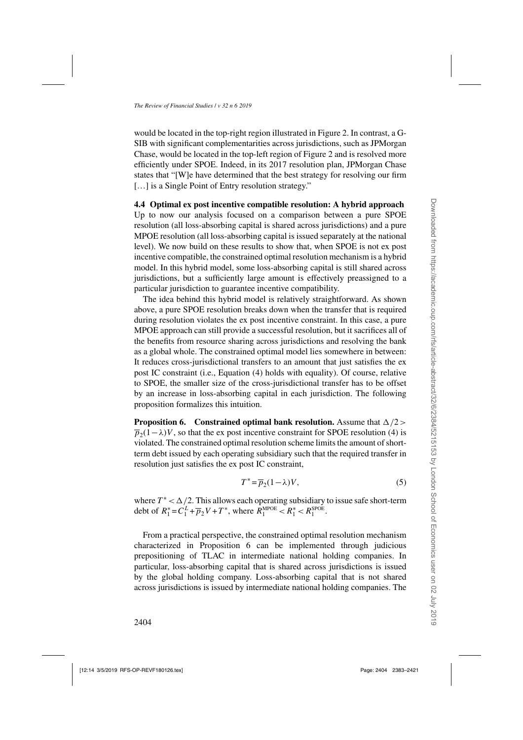would be located in the top-right region illustrated in Figure 2. In contrast, a G-SIB with significant complementarities across jurisdictions, such as JPMorgan Chase, would be located in the top-left region of Figure 2 and is resolved more efficiently under SPOE. Indeed, in its 2017 resolution plan, JPMorgan Chase states that "[W]e have determined that the best strategy for resolving our firm [...] is a Single Point of Entry resolution strategy."

### 4.4 Optimal ex post incentive compatible resolution: A hybrid approach

Up to now our analysis focused on a comparison between a pure SPOE resolution (all loss-absorbing capital is shared across jurisdictions) and a pure MPOE resolution (all loss-absorbing capital is issued separately at the national level). We now build on these results to show that, when SPOE is not ex post incentive compatible, the constrained optimal resolution mechanism is a hybrid model. In this hybrid model, some loss-absorbing capital is still shared across jurisdictions, but a sufficiently large amount is effectively preassigned to a particular jurisdiction to guarantee incentive compatibility.

The idea behind this hybrid model is relatively straightforward. As shown above, a pure SPOE resolution breaks down when the transfer that is required during resolution violates the ex post incentive constraint. In this case, a pure MPOE approach can still provide a successful resolution, but it sacrifices all of the benefits from resource sharing across jurisdictions and resolving the bank as a global whole. The constrained optimal model lies somewhere in between: It reduces cross-jurisdictional transfers to an amount that just satisfies the ex post IC constraint (i.e., Equation (4) holds with equality). Of course, relative to SPOE, the smaller size of the cross-jurisdictional transfer has to be offset by an increase in loss-absorbing capital in each jurisdiction. The following proposition formalizes this intuition.

**Proposition 6. Constrained optimal bank resolution.** Assume that $\Delta/2 > \overline{p}_2(1-\lambda)V$, so that the ex post incentive constraint for SPOE resolution (4) is violated. The constrained optimal resolution scheme limits the amount of short-term debt issued by each operating subsidiary such that the required transfer in resolution just satisfies the ex post IC constraint,

$$T^* = \overline{p}_2(1-\lambda)V, \tag{5}$$

where $T^* < \Delta/2$. This allows each operating subsidiary to issue safe short-term debt of $R_1^* = C_1^L + \overline{p}_2 V + T^*$, where $R_1^{\text{MPOE}} < R_1^* < R_1^{\text{SPOE}}$.

From a practical perspective, the constrained optimal resolution mechanism characterized in Proposition 6 can be implemented through judicious prepositioning of TLAC in intermediate national holding companies. In particular, loss-absorbing capital that is shared across jurisdictions is issued by the global holding company. Loss-absorbing capital that is not shared across jurisdictions is issued by intermediate national holding companies. The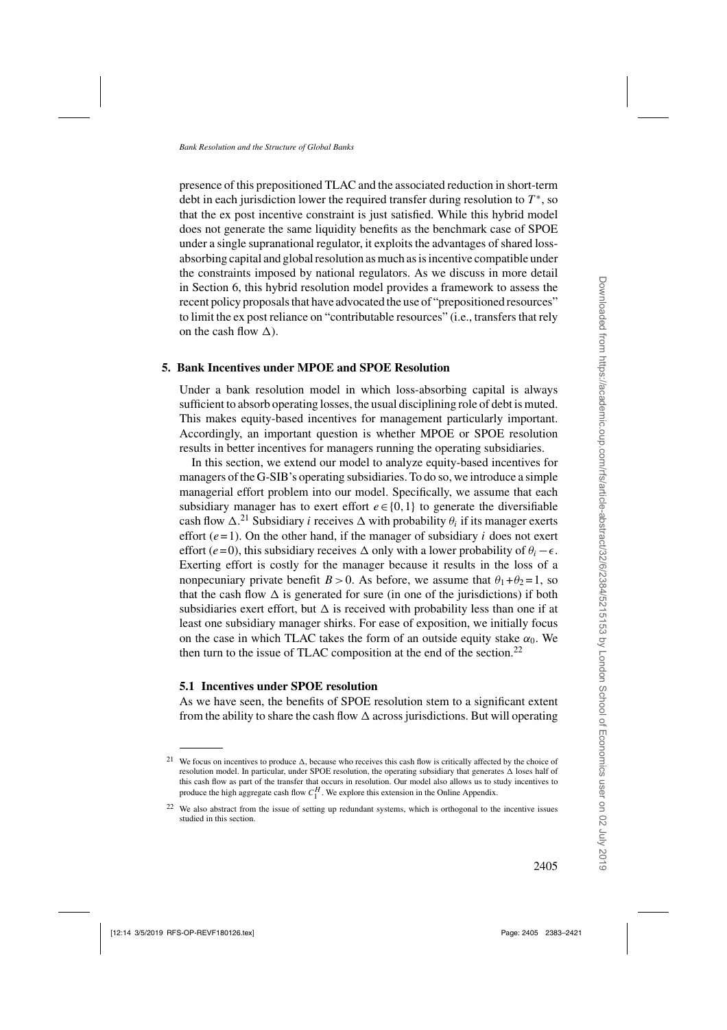presence of this prepositioned TLAC and the associated reduction in short-term debt in each jurisdiction lower the required transfer during resolution to $T^*$, so that the ex post incentive constraint is just satisfied. While this hybrid model does not generate the same liquidity benefits as the benchmark case of SPOE under a single supranational regulator, it exploits the advantages of shared loss-absorbing capital and global resolution as much as is incentive compatible under the constraints imposed by national regulators. As we discuss in more detail in Section 6, this hybrid resolution model provides a framework to assess the recent policy proposals that have advocated the use of "prepositioned resources" to limit the ex post reliance on "contributable resources" (i.e., transfers that rely on the cash flow $\Delta$).

## 5. Bank Incentives under MPOE and SPOE Resolution

Under a bank resolution model in which loss-absorbing capital is always sufficient to absorb operating losses, the usual disciplining role of debt is muted. This makes equity-based incentives for management particularly important. Accordingly, an important question is whether MPOE or SPOE resolution results in better incentives for managers running the operating subsidiaries.

In this section, we extend our model to analyze equity-based incentives for managers of the G-SIB's operating subsidiaries. To do so, we introduce a simple managerial effort problem into our model. Specifically, we assume that each subsidiary manager has to exert effort $e \in \{0,1\}$ to generate the diversifiable cash flow $\Delta$.[21] Subsidiary $i$ receives $\Delta$ with probability $\theta_i$ if its manager exerts effort ($e=1$). On the other hand, if the manager of subsidiary $i$ does not exert effort ($e=0$), this subsidiary receives $\Delta$ only with a lower probability of $\theta_i - \epsilon$. Exerting effort is costly for the manager because it results in the loss of a nonpecuniary private benefit $B > 0$. As before, we assume that $\theta_1 + \theta_2 = 1$, so that the cash flow $\Delta$ is generated for sure (in one of the jurisdictions) if both subsidiaries exert effort, but $\Delta$ is received with probability less than one if at least one subsidiary manager shirks. For ease of exposition, we initially focus on the case in which TLAC takes the form of an outside equity stake $\alpha_0$. We then turn to the issue of TLAC composition at the end of the section.[22]

### 5.1 Incentives under SPOE resolution

As we have seen, the benefits of SPOE resolution stem to a significant extent from the ability to share the cash flow $\Delta$ across jurisdictions. But will operating

---

[21] We focus on incentives to produce $\Delta$, because who receives this cash flow is critically affected by the choice of resolution model. In particular, under SPOE resolution, the operating subsidiary that generates $\Delta$ loses half of this cash flow as part of the transfer that occurs in resolution. Our model also allows us to study incentives to produce the high aggregate cash flow $C_1^H$. We explore this extension in the Online Appendix.

[22] We also abstract from the issue of setting up redundant systems, which is orthogonal to the incentive issues studied in this section.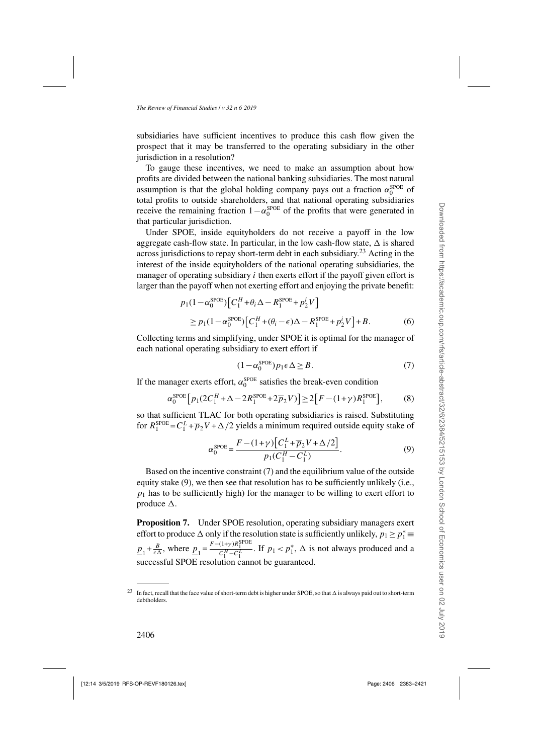subsidiaries have sufficient incentives to produce this cash flow given the prospect that it may be transferred to the operating subsidiary in the other jurisdiction in a resolution?

To gauge these incentives, we need to make an assumption about how profits are divided between the national banking subsidiaries. The most natural assumption is that the global holding company pays out a fraction $\alpha_0^{\text{SPOE}}$ of total profits to outside shareholders, and that national operating subsidiaries receive the remaining fraction $1-\alpha_0^{\text{SPOE}}$ of the profits that were generated in that particular jurisdiction.

Under SPOE, inside equityholders do not receive a payoff in the low aggregate cash-flow state. In particular, in the low cash-flow state, $\Delta$ is shared across jurisdictions to repay short-term debt in each subsidiary.[23] Acting in the interest of the inside equityholders of the national operating subsidiaries, the manager of operating subsidiary $i$ then exerts effort if the payoff given effort is larger than the payoff when not exerting effort and enjoying the private benefit:

$$p_1(1-\alpha_0^{\text{SPOE}})\left[C_1^H+\theta_i\Delta-R_1^{\text{SPOE}}+p_2^iV\right]$$
$$\geq p_1(1-\alpha_0^{\text{SPOE}})\left[C_1^H+(\theta_i-\epsilon)\Delta-R_1^{\text{SPOE}}+p_2^iV\right]+B. \quad (6)$$

Collecting terms and simplifying, under SPOE it is optimal for the manager of each national operating subsidiary to exert effort if

$$(1-\alpha_0^{\text{SPOE}})p_1\epsilon\Delta \geq B. \quad (7)$$

If the manager exerts effort, $\alpha_0^{\text{SPOE}}$ satisfies the break-even condition

$$\alpha_0^{\text{SPOE}}\left[p_1(2C_1^H+\Delta-2R_1^{\text{SPOE}}+2\overline{p}_2V)\right]\geq 2\left[F-(1+\gamma)R_1^{\text{SPOE}}\right], \quad (8)$$

so that sufficient TLAC for both operating subsidiaries is raised. Substituting for $R_1^{\text{SPOE}}=C_1^L+\overline{p}_2V+\Delta/2$ yields a minimum required outside equity stake of

$$\alpha_0^{\text{SPOE}}=\frac{F-(1+\gamma)\left[C_1^L+\overline{p}_2V+\Delta/2\right]}{p_1(C_1^H-C_1^L)}. \quad (9)$$

Based on the incentive constraint (7) and the equilibrium value of the outside equity stake (9), we then see that resolution has to be sufficiently unlikely (i.e., $p_1$ has to be sufficiently high) for the manager to be willing to exert effort to produce $\Delta$.

**Proposition 7.** Under SPOE resolution, operating subsidiary managers exert effort to produce $\Delta$ only if the resolution state is sufficiently unlikely, $p_1\geq p_1^*\equiv \underline{p}_1+\frac{B}{\epsilon\Delta}$, where $\underline{p}_1=\frac{F-(1+\gamma)R_1^{\text{SPOE}}}{C_1^H-C_1^L}$. If $p_1<p_1^*$, $\Delta$ is not always produced and a successful SPOE resolution cannot be guaranteed.

[23] In fact, recall that the face value of short-term debt is higher under SPOE, so that $\Delta$ is always paid out to short-term debtholders.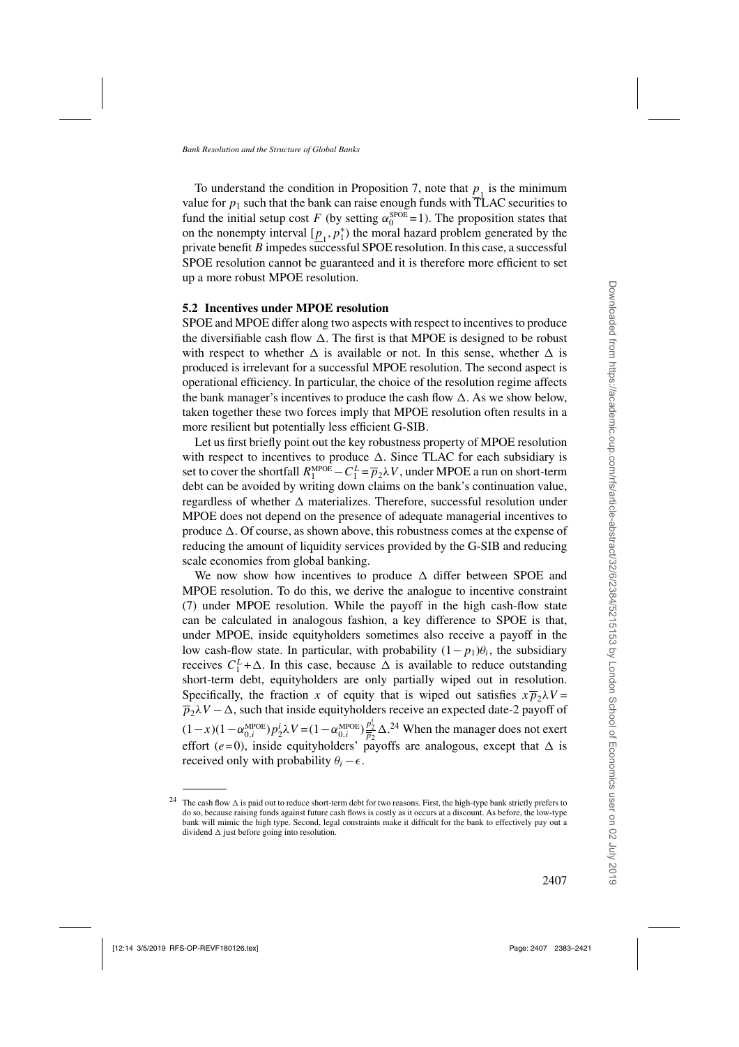To understand the condition in Proposition 7, note that $\underline{p}_1$ is the minimum value for $p_1$ such that the bank can raise enough funds with TLAC securities to fund the initial setup cost $F$ (by setting $\alpha_0^{\text{SPOE}}=1$). The proposition states that on the nonempty interval $[\underline{p}_1, p_1^*)$ the moral hazard problem generated by the private benefit $B$ impedes successful SPOE resolution. In this case, a successful SPOE resolution cannot be guaranteed and it is therefore more efficient to set up a more robust MPOE resolution.

### 5.2 Incentives under MPOE resolution

SPOE and MPOE differ along two aspects with respect to incentives to produce the diversifiable cash flow $\Delta$. The first is that MPOE is designed to be robust with respect to whether $\Delta$ is available or not. In this sense, whether $\Delta$ is produced is irrelevant for a successful MPOE resolution. The second aspect is operational efficiency. In particular, the choice of the resolution regime affects the bank manager's incentives to produce the cash flow $\Delta$. As we show below, taken together these two forces imply that MPOE resolution often results in a more resilient but potentially less efficient G-SIB.

Let us first briefly point out the key robustness property of MPOE resolution with respect to incentives to produce $\Delta$. Since TLAC for each subsidiary is set to cover the shortfall $R_1^{\text{MPOE}} - C_1^L = \overline{p}_2 \lambda V$, under MPOE a run on short-term debt can be avoided by writing down claims on the bank's continuation value, regardless of whether $\Delta$ materializes. Therefore, successful resolution under MPOE does not depend on the presence of adequate managerial incentives to produce $\Delta$. Of course, as shown above, this robustness comes at the expense of reducing the amount of liquidity services provided by the G-SIB and reducing scale economies from global banking.

We now show how incentives to produce $\Delta$ differ between SPOE and MPOE resolution. To do this, we derive the analogue to incentive constraint (7) under MPOE resolution. While the payoff in the high cash-flow state can be calculated in analogous fashion, a key difference to SPOE is that, under MPOE, inside equityholders sometimes also receive a payoff in the low cash-flow state. In particular, with probability $(1-p_1)\theta_i$, the subsidiary receives $C_1^L + \Delta$. In this case, because $\Delta$ is available to reduce outstanding short-term debt, equityholders are only partially wiped out in resolution. Specifically, the fraction $x$ of equity that is wiped out satisfies $x\overline{p}_2 \lambda V = \overline{p}_2 \lambda V - \Delta$, such that inside equityholders receive an expected date-2 payoff of $(1-x)(1-\alpha_{0,i}^{\text{MPOE}}) p_2^i \lambda V = (1-\alpha_{0,i}^{\text{MPOE}}) \frac{p_2^i}{\overline{p}_2} \Delta$.[24] When the manager does not exert effort ($e=0$), inside equityholders' payoffs are analogous, except that $\Delta$ is received only with probability $\theta_i - \epsilon$.

---

[24] The cash flow $\Delta$ is paid out to reduce short-term debt for two reasons. First, the high-type bank strictly prefers to do so, because raising funds against future cash flows is costly as it occurs at a discount. As before, the low-type bank will mimic the high type. Second, legal constraints make it difficult for the bank to effectively pay out a dividend $\Delta$ just before going into resolution.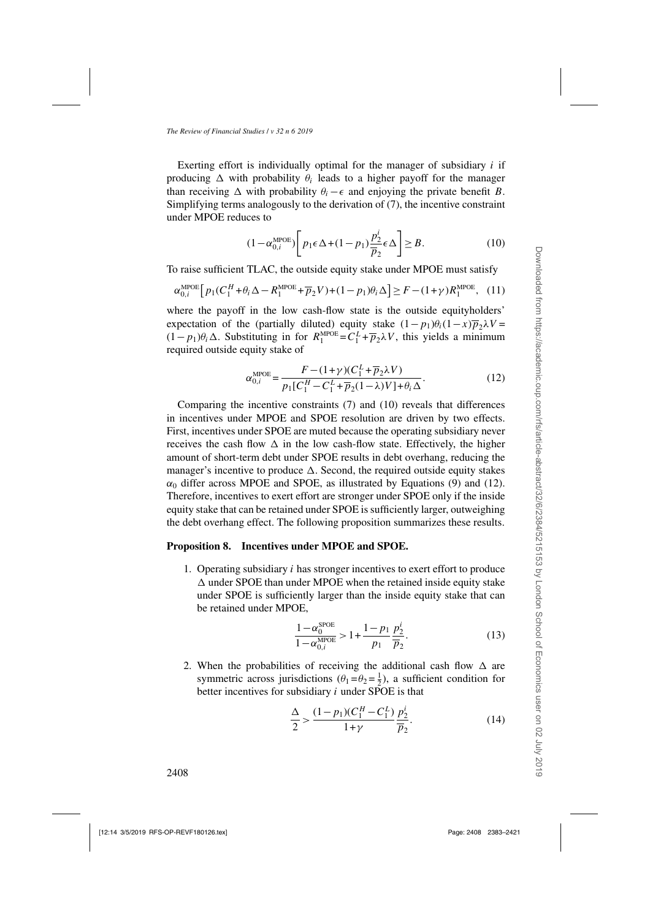Exerting effort is individually optimal for the manager of subsidiary $i$ if producing $\Delta$ with probability $\theta_i$ leads to a higher payoff for the manager than receiving $\Delta$ with probability $\theta_i - \epsilon$ and enjoying the private benefit $B$. Simplifying terms analogously to the derivation of (7), the incentive constraint under MPOE reduces to

$$(1-\alpha_{0,i}^{\text{MPOE}})\left[p_1\epsilon\Delta+(1-p_1)\frac{p_2^i}{\overline{p}_2}\epsilon\Delta\right]\geq B. \tag{10}$$

To raise sufficient TLAC, the outside equity stake under MPOE must satisfy

$$\alpha_{0,i}^{\text{MPOE}}\left[p_1(C_1^H+\theta_i\Delta-R_1^{\text{MPOE}}+\overline{p}_2V)+(1-p_1)\theta_i\Delta\right]\geq F-(1+\gamma)R_1^{\text{MPOE}}, \tag{11}$$

where the payoff in the low cash-flow state is the outside equityholders' expectation of the (partially diluted) equity stake $(1-p_1)\theta_i(1-x)\overline{p}_2\lambda V = (1-p_1)\theta_i\Delta$. Substituting in for $R_1^{\text{MPOE}}=C_1^L+\overline{p}_2\lambda V$, this yields a minimum required outside equity stake of

$$\alpha_{0,i}^{\text{MPOE}}=\frac{F-(1+\gamma)(C_1^L+\overline{p}_2\lambda V)}{p_1[C_1^H-C_1^L+\overline{p}_2(1-\lambda)V]+\theta_i\Delta}. \tag{12}$$

Comparing the incentive constraints (7) and (10) reveals that differences in incentives under MPOE and SPOE resolution are driven by two effects. First, incentives under SPOE are muted because the operating subsidiary never receives the cash flow $\Delta$ in the low cash-flow state. Effectively, the higher amount of short-term debt under SPOE results in debt overhang, reducing the manager's incentive to produce $\Delta$. Second, the required outside equity stakes $\alpha_0$ differ across MPOE and SPOE, as illustrated by Equations (9) and (12). Therefore, incentives to exert effort are stronger under SPOE only if the inside equity stake that can be retained under SPOE is sufficiently larger, outweighing the debt overhang effect. The following proposition summarizes these results.

**Proposition 8. Incentives under MPOE and SPOE.**

1. Operating subsidiary $i$ has stronger incentives to exert effort to produce $\Delta$ under SPOE than under MPOE when the retained inside equity stake under SPOE is sufficiently larger than the inside equity stake that can be retained under MPOE,

$$\frac{1-\alpha_0^{\text{SPOE}}}{1-\alpha_{0,i}^{\text{MPOE}}}>1+\frac{1-p_1}{p_1}\frac{p_2^i}{\overline{p}_2}. \tag{13}$$

2. When the probabilities of receiving the additional cash flow $\Delta$ are symmetric across jurisdictions ($\theta_1=\theta_2=\frac{1}{2}$), a sufficient condition for better incentives for subsidiary $i$ under SPOE is that

$$\frac{\Delta}{2}>\frac{(1-p_1)(C_1^H-C_1^L)}{1+\gamma}\frac{p_2^i}{\overline{p}_2}. \tag{14}$$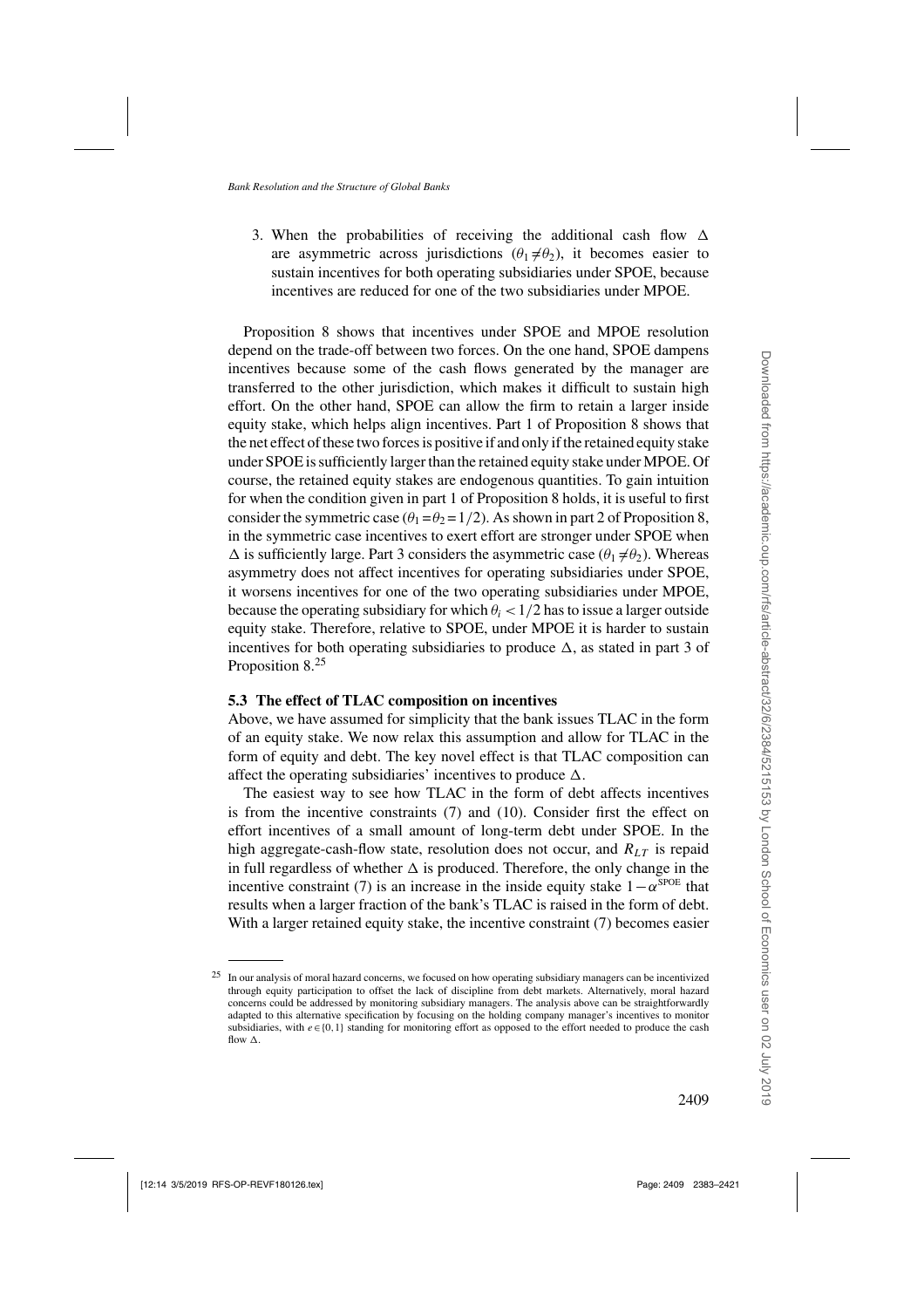3. When the probabilities of receiving the additional cash flow $\Delta$ are asymmetric across jurisdictions ($\theta_1 \neq \theta_2$), it becomes easier to sustain incentives for both operating subsidiaries under SPOE, because incentives are reduced for one of the two subsidiaries under MPOE.

Proposition 8 shows that incentives under SPOE and MPOE resolution depend on the trade-off between two forces. On the one hand, SPOE dampens incentives because some of the cash flows generated by the manager are transferred to the other jurisdiction, which makes it difficult to sustain high effort. On the other hand, SPOE can allow the firm to retain a larger inside equity stake, which helps align incentives. Part 1 of Proposition 8 shows that the net effect of these two forces is positive if and only if the retained equity stake under SPOE is sufficiently larger than the retained equity stake under MPOE. Of course, the retained equity stakes are endogenous quantities. To gain intuition for when the condition given in part 1 of Proposition 8 holds, it is useful to first consider the symmetric case ($\theta_1 = \theta_2 = 1/2$). As shown in part 2 of Proposition 8, in the symmetric case incentives to exert effort are stronger under SPOE when $\Delta$ is sufficiently large. Part 3 considers the asymmetric case ($\theta_1 \neq \theta_2$). Whereas asymmetry does not affect incentives for operating subsidiaries under SPOE, it worsens incentives for one of the two operating subsidiaries under MPOE, because the operating subsidiary for which $\theta_i < 1/2$ has to issue a larger outside equity stake. Therefore, relative to SPOE, under MPOE it is harder to sustain incentives for both operating subsidiaries to produce $\Delta$, as stated in part 3 of Proposition 8.[25]

### 5.3 The effect of TLAC composition on incentives

Above, we have assumed for simplicity that the bank issues TLAC in the form of an equity stake. We now relax this assumption and allow for TLAC in the form of equity and debt. The key novel effect is that TLAC composition can affect the operating subsidiaries' incentives to produce $\Delta$.

The easiest way to see how TLAC in the form of debt affects incentives is from the incentive constraints (7) and (10). Consider first the effect on effort incentives of a small amount of long-term debt under SPOE. In the high aggregate-cash-flow state, resolution does not occur, and $R_{LT}$ is repaid in full regardless of whether $\Delta$ is produced. Therefore, the only change in the incentive constraint (7) is an increase in the inside equity stake $1-\alpha^{\text{SPOE}}$ that results when a larger fraction of the bank's TLAC is raised in the form of debt. With a larger retained equity stake, the incentive constraint (7) becomes easier

---

[25] In our analysis of moral hazard concerns, we focused on how operating subsidiary managers can be incentivized through equity participation to offset the lack of discipline from debt markets. Alternatively, moral hazard concerns could be addressed by monitoring subsidiary managers. The analysis above can be straightforwardly adapted to this alternative specification by focusing on the holding company manager's incentives to monitor subsidiaries, with $e \in \{0, 1\}$ standing for monitoring effort as opposed to the effort needed to produce the cash flow $\Delta$.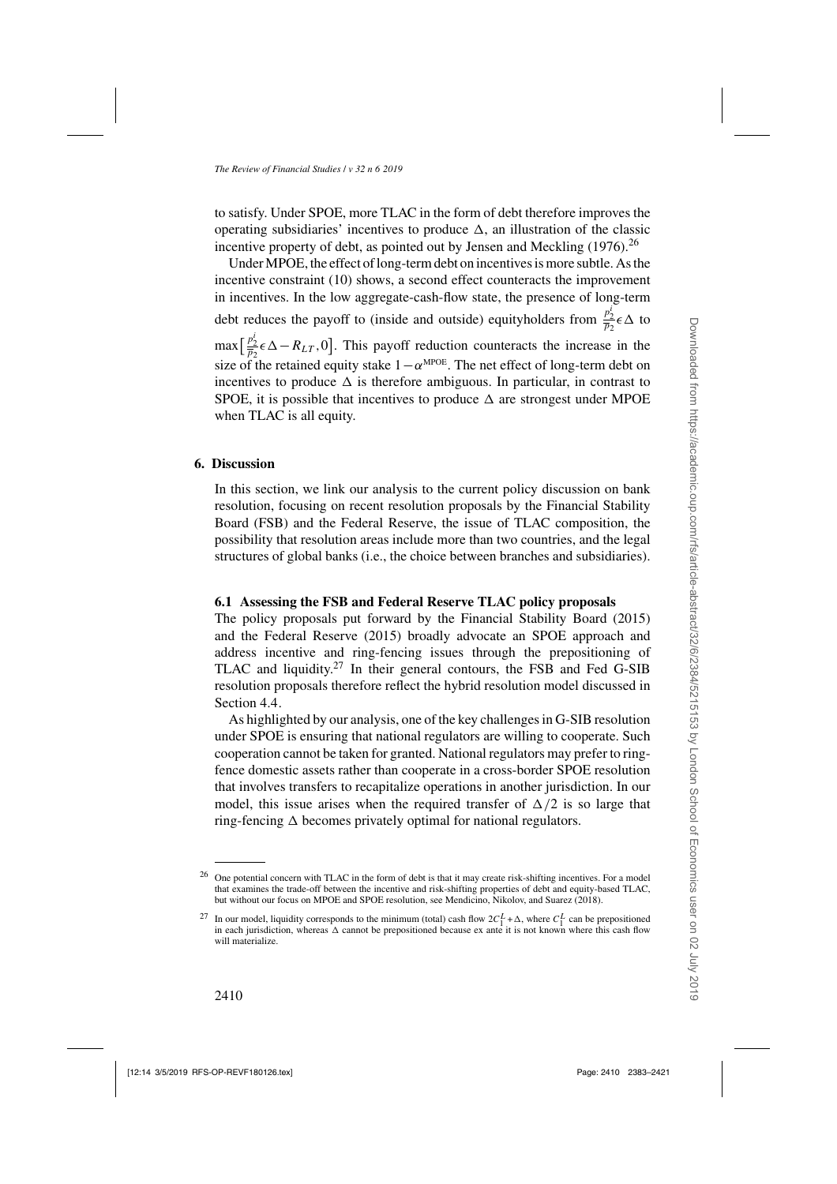to satisfy. Under SPOE, more TLAC in the form of debt therefore improves the operating subsidiaries' incentives to produce $\Delta$, an illustration of the classic incentive property of debt, as pointed out by Jensen and Meckling (1976).[26]

Under MPOE, the effect of long-term debt on incentives is more subtle. As the incentive constraint (10) shows, a second effect counteracts the improvement in incentives. In the low aggregate-cash-flow state, the presence of long-term debt reduces the payoff to (inside and outside) equityholders from $\frac{p_2^i}{\overline{p}_2}\epsilon\Delta$ to $\max\left[\frac{p_2^i}{\overline{p}_2}\epsilon\Delta - R_{LT}, 0\right]$. This payoff reduction counteracts the increase in the size of the retained equity stake $1-\alpha^{\text{MPOE}}$. The net effect of long-term debt on incentives to produce $\Delta$ is therefore ambiguous. In particular, in contrast to SPOE, it is possible that incentives to produce $\Delta$ are strongest under MPOE when TLAC is all equity.

## 6. Discussion

In this section, we link our analysis to the current policy discussion on bank resolution, focusing on recent resolution proposals by the Financial Stability Board (FSB) and the Federal Reserve, the issue of TLAC composition, the possibility that resolution areas include more than two countries, and the legal structures of global banks (i.e., the choice between branches and subsidiaries).

### 6.1 Assessing the FSB and Federal Reserve TLAC policy proposals

The policy proposals put forward by the Financial Stability Board (2015) and the Federal Reserve (2015) broadly advocate an SPOE approach and address incentive and ring-fencing issues through the prepositioning of TLAC and liquidity.[27] In their general contours, the FSB and Fed G-SIB resolution proposals therefore reflect the hybrid resolution model discussed in Section 4.4.

As highlighted by our analysis, one of the key challenges in G-SIB resolution under SPOE is ensuring that national regulators are willing to cooperate. Such cooperation cannot be taken for granted. National regulators may prefer to ring-fence domestic assets rather than cooperate in a cross-border SPOE resolution that involves transfers to recapitalize operations in another jurisdiction. In our model, this issue arises when the required transfer of $\Delta/2$ is so large that ring-fencing $\Delta$ becomes privately optimal for national regulators.

---

[26] One potential concern with TLAC in the form of debt is that it may create risk-shifting incentives. For a model that examines the trade-off between the incentive and risk-shifting properties of debt and equity-based TLAC, but without our focus on MPOE and SPOE resolution, see Mendicino, Nikolov, and Suarez (2018).

[27] In our model, liquidity corresponds to the minimum (total) cash flow $2C_1^L + \Delta$, where $C_1^L$ can be prepositioned in each jurisdiction, whereas $\Delta$ cannot be prepositioned because ex ante it is not known where this cash flow will materialize.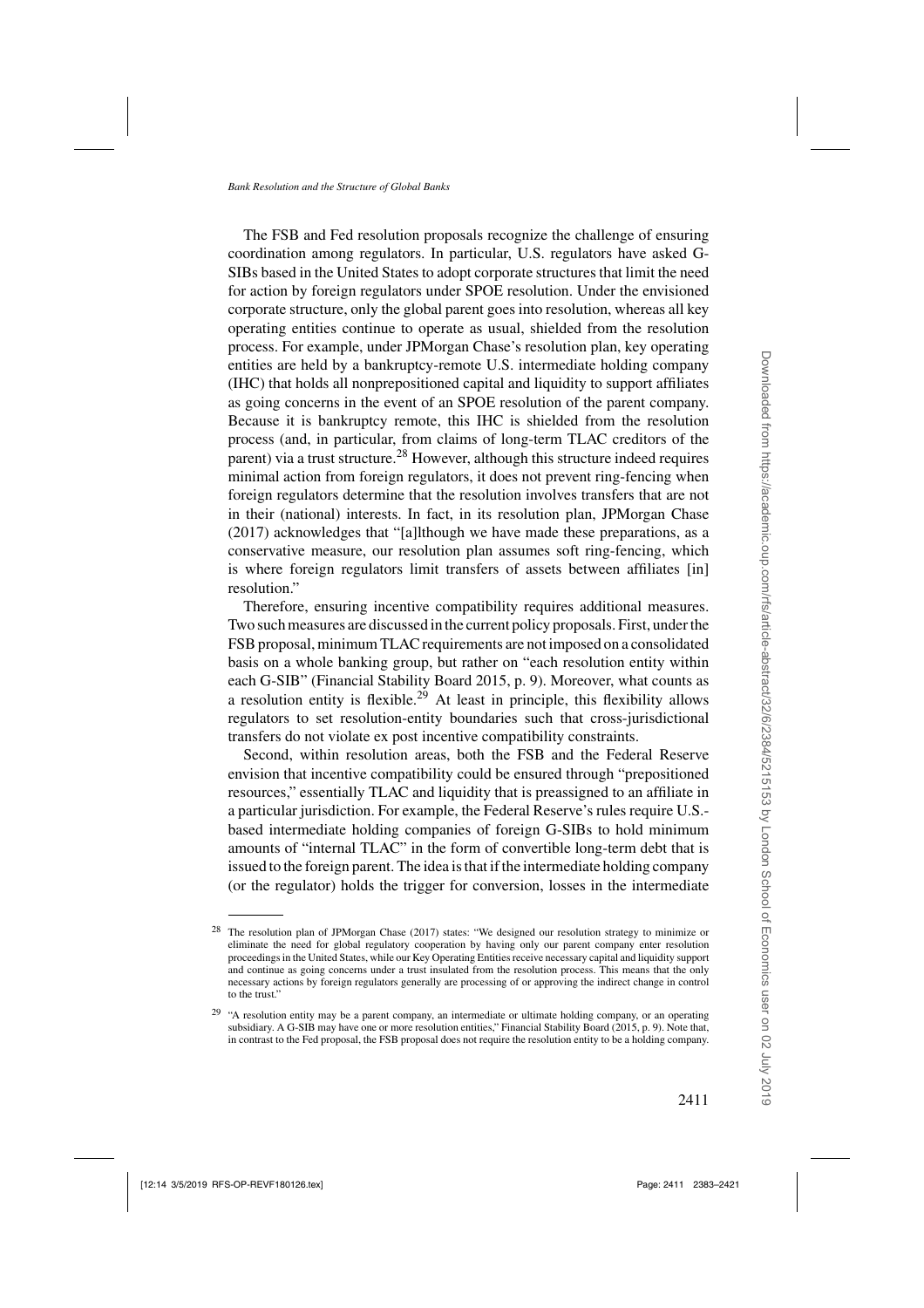The FSB and Fed resolution proposals recognize the challenge of ensuring coordination among regulators. In particular, U.S. regulators have asked G-SIBs based in the United States to adopt corporate structures that limit the need for action by foreign regulators under SPOE resolution. Under the envisioned corporate structure, only the global parent goes into resolution, whereas all key operating entities continue to operate as usual, shielded from the resolution process. For example, under JPMorgan Chase's resolution plan, key operating entities are held by a bankruptcy-remote U.S. intermediate holding company (IHC) that holds all nonprepositioned capital and liquidity to support affiliates as going concerns in the event of an SPOE resolution of the parent company. Because it is bankruptcy remote, this IHC is shielded from the resolution process (and, in particular, from claims of long-term TLAC creditors of the parent) via a trust structure.[28] However, although this structure indeed requires minimal action from foreign regulators, it does not prevent ring-fencing when foreign regulators determine that the resolution involves transfers that are not in their (national) interests. In fact, in its resolution plan, JPMorgan Chase (2017) acknowledges that "[a]lthough we have made these preparations, as a conservative measure, our resolution plan assumes soft ring-fencing, which is where foreign regulators limit transfers of assets between affiliates [in] resolution."

Therefore, ensuring incentive compatibility requires additional measures. Two such measures are discussed in the current policy proposals. First, under the FSB proposal, minimum TLAC requirements are not imposed on a consolidated basis on a whole banking group, but rather on "each resolution entity within each G-SIB" (Financial Stability Board 2015, p. 9). Moreover, what counts as a resolution entity is flexible.[29] At least in principle, this flexibility allows regulators to set resolution-entity boundaries such that cross-jurisdictional transfers do not violate ex post incentive compatibility constraints.

Second, within resolution areas, both the FSB and the Federal Reserve envision that incentive compatibility could be ensured through "prepositioned resources," essentially TLAC and liquidity that is preassigned to an affiliate in a particular jurisdiction. For example, the Federal Reserve's rules require U.S.-based intermediate holding companies of foreign G-SIBs to hold minimum amounts of "internal TLAC" in the form of convertible long-term debt that is issued to the foreign parent. The idea is that if the intermediate holding company (or the regulator) holds the trigger for conversion, losses in the intermediate

[28] The resolution plan of JPMorgan Chase (2017) states: "We designed our resolution strategy to minimize or eliminate the need for global regulatory cooperation by having only our parent company enter resolution proceedings in the United States, while our Key Operating Entities receive necessary capital and liquidity support and continue as going concerns under a trust insulated from the resolution process. This means that the only necessary actions by foreign regulators generally are processing of or approving the indirect change in control to the trust."

[29] "A resolution entity may be a parent company, an intermediate or ultimate holding company, or an operating subsidiary. A G-SIB may have one or more resolution entities," Financial Stability Board (2015, p. 9). Note that, in contrast to the Fed proposal, the FSB proposal does not require the resolution entity to be a holding company.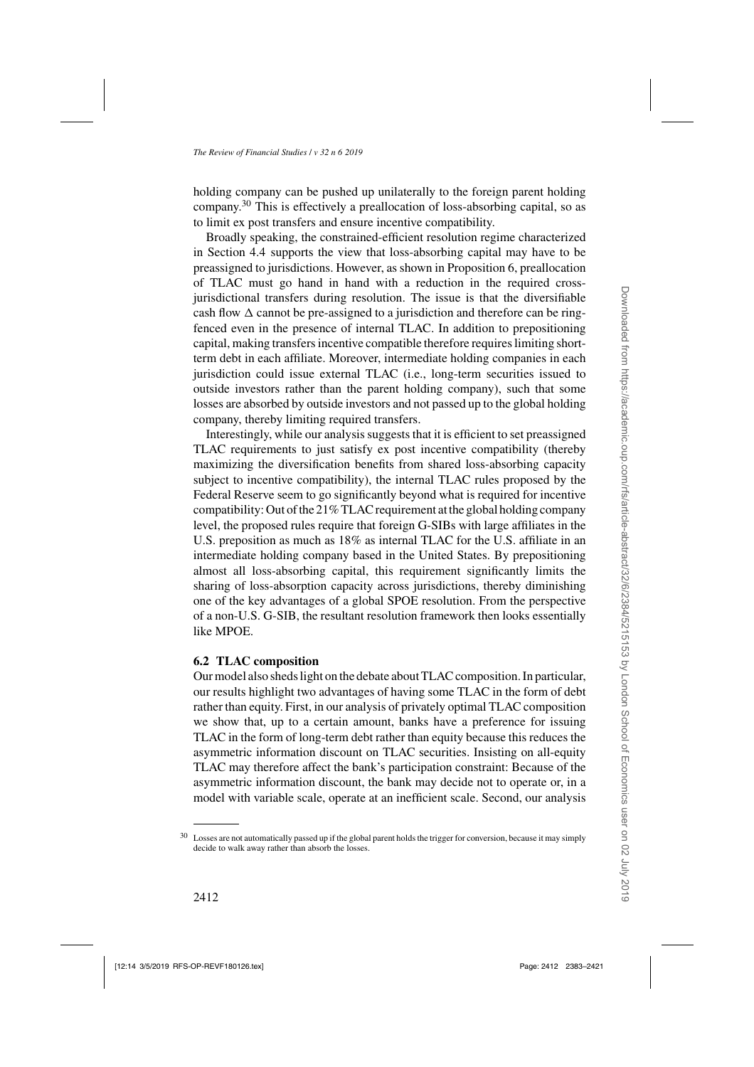holding company can be pushed up unilaterally to the foreign parent holding company.[30] This is effectively a preallocation of loss-absorbing capital, so as to limit ex post transfers and ensure incentive compatibility.

Broadly speaking, the constrained-efficient resolution regime characterized in Section 4.4 supports the view that loss-absorbing capital may have to be preassigned to jurisdictions. However, as shown in Proposition 6, preallocation of TLAC must go hand in hand with a reduction in the required cross-jurisdictional transfers during resolution. The issue is that the diversifiable cash flow $\Delta$ cannot be pre-assigned to a jurisdiction and therefore can be ring-fenced even in the presence of internal TLAC. In addition to prepositioning capital, making transfers incentive compatible therefore requires limiting short-term debt in each affiliate. Moreover, intermediate holding companies in each jurisdiction could issue external TLAC (i.e., long-term securities issued to outside investors rather than the parent holding company), such that some losses are absorbed by outside investors and not passed up to the global holding company, thereby limiting required transfers.

Interestingly, while our analysis suggests that it is efficient to set preassigned TLAC requirements to just satisfy ex post incentive compatibility (thereby maximizing the diversification benefits from shared loss-absorbing capacity subject to incentive compatibility), the internal TLAC rules proposed by the Federal Reserve seem to go significantly beyond what is required for incentive compatibility: Out of the 21% TLAC requirement at the global holding company level, the proposed rules require that foreign G-SIBs with large affiliates in the U.S. preposition as much as 18% as internal TLAC for the U.S. affiliate in an intermediate holding company based in the United States. By prepositioning almost all loss-absorbing capital, this requirement significantly limits the sharing of loss-absorption capacity across jurisdictions, thereby diminishing one of the key advantages of a global SPOE resolution. From the perspective of a non-U.S. G-SIB, the resultant resolution framework then looks essentially like MPOE.

### 6.2 TLAC composition

Our model also sheds light on the debate about TLAC composition. In particular, our results highlight two advantages of having some TLAC in the form of debt rather than equity. First, in our analysis of privately optimal TLAC composition we show that, up to a certain amount, banks have a preference for issuing TLAC in the form of long-term debt rather than equity because this reduces the asymmetric information discount on TLAC securities. Insisting on all-equity TLAC may therefore affect the bank's participation constraint: Because of the asymmetric information discount, the bank may decide not to operate or, in a model with variable scale, operate at an inefficient scale. Second, our analysis

[30] Losses are not automatically passed up if the global parent holds the trigger for conversion, because it may simply decide to walk away rather than absorb the losses.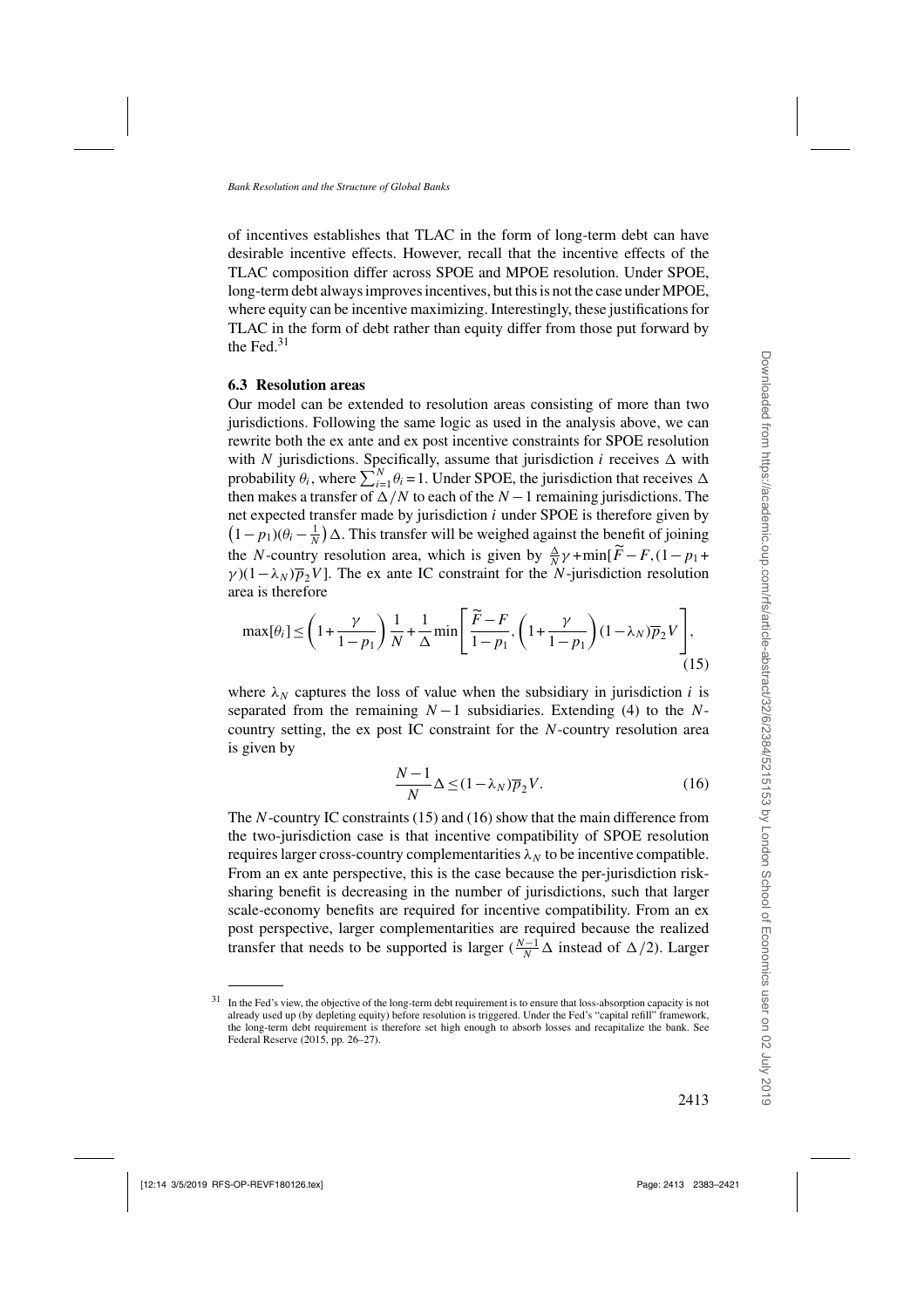of incentives establishes that TLAC in the form of long-term debt can have desirable incentive effects. However, recall that the incentive effects of the TLAC composition differ across SPOE and MPOE resolution. Under SPOE, long-term debt always improves incentives, but this is not the case under MPOE, where equity can be incentive maximizing. Interestingly, these justifications for TLAC in the form of debt rather than equity differ from those put forward by the Fed.[31]

### 6.3 Resolution areas

Our model can be extended to resolution areas consisting of more than two jurisdictions. Following the same logic as used in the analysis above, we can rewrite both the ex ante and ex post incentive constraints for SPOE resolution with $N$ jurisdictions. Specifically, assume that jurisdiction $i$ receives $\Delta$ with probability $\theta_i$, where $\sum_{i=1}^{N}\theta_i = 1$. Under SPOE, the jurisdiction that receives $\Delta$ then makes a transfer of $\Delta/N$ to each of the $N-1$ remaining jurisdictions. The net expected transfer made by jurisdiction $i$ under SPOE is therefore given by $\left(1-p_1\right)(\theta_i - \frac{1}{N})\Delta$. This transfer will be weighed against the benefit of joining the $N$-country resolution area, which is given by $\frac{\Delta}{N}\gamma + \min[\widetilde{F} - F, (1-p_1+\gamma)(1-\lambda_N)\overline{p}_2 V]$. The ex ante IC constraint for the $N$-jurisdiction resolution area is therefore

$$\max[\theta_i] \leq \left(1+\frac{\gamma}{1-p_1}\right)\frac{1}{N} + \frac{1}{\Delta}\min\left[\frac{\widetilde{F}-F}{1-p_1}, \left(1+\frac{\gamma}{1-p_1}\right)(1-\lambda_N)\overline{p}_2 V\right], \tag{15}$$

where $\lambda_N$ captures the loss of value when the subsidiary in jurisdiction $i$ is separated from the remaining $N-1$ subsidiaries. Extending (4) to the $N$-country setting, the ex post IC constraint for the $N$-country resolution area is given by

$$\frac{N-1}{N}\Delta \leq (1-\lambda_N)\overline{p}_2 V. \tag{16}$$

The $N$-country IC constraints (15) and (16) show that the main difference from the two-jurisdiction case is that incentive compatibility of SPOE resolution requires larger cross-country complementarities $\lambda_N$ to be incentive compatible. From an ex ante perspective, this is the case because the per-jurisdiction risk-sharing benefit is decreasing in the number of jurisdictions, such that larger scale-economy benefits are required for incentive compatibility. From an ex post perspective, larger complementarities are required because the realized transfer that needs to be supported is larger ($\frac{N-1}{N}\Delta$ instead of $\Delta/2$). Larger

---

[31] In the Fed's view, the objective of the long-term debt requirement is to ensure that loss-absorption capacity is not already used up (by depleting equity) before resolution is triggered. Under the Fed's "capital refill" framework, the long-term debt requirement is therefore set high enough to absorb losses and recapitalize the bank. See Federal Reserve (2015, pp. 26–27).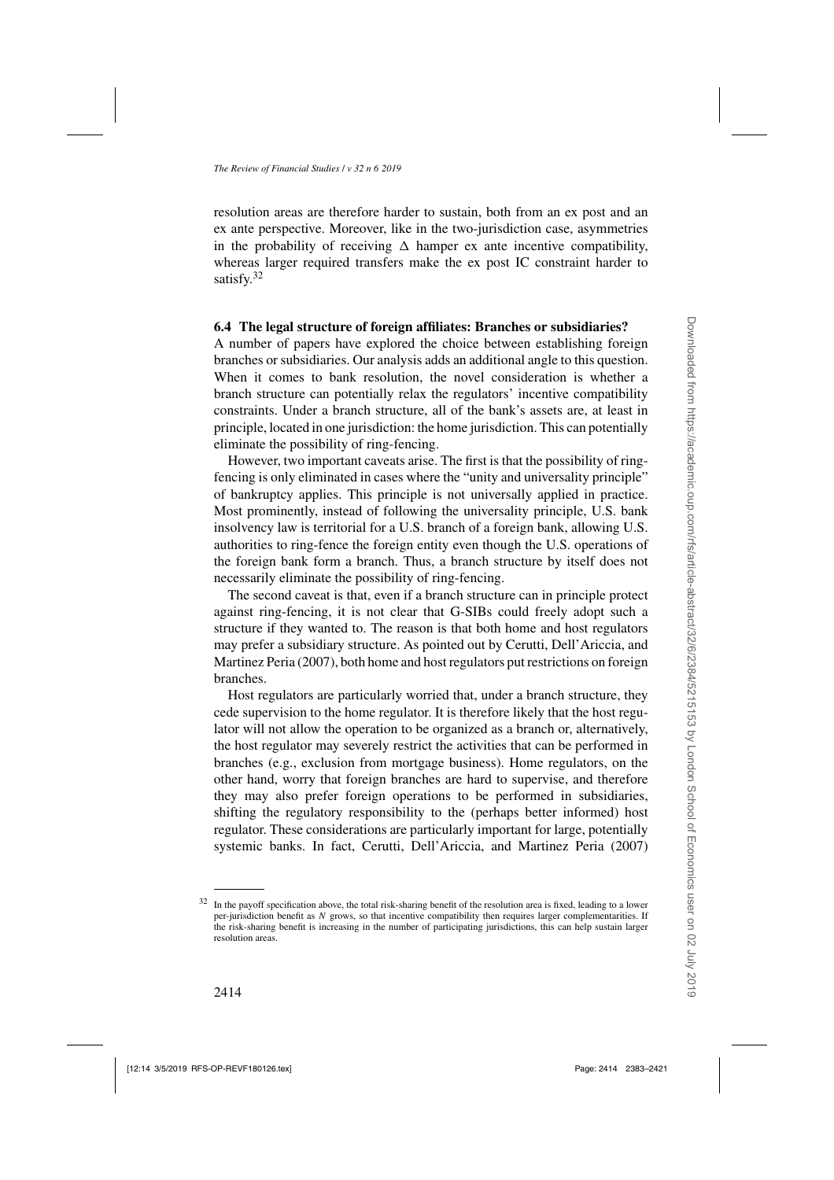resolution areas are therefore harder to sustain, both from an ex post and an ex ante perspective. Moreover, like in the two-jurisdiction case, asymmetries in the probability of receiving $\Delta$ hamper ex ante incentive compatibility, whereas larger required transfers make the ex post IC constraint harder to satisfy.[32]

### 6.4 The legal structure of foreign affiliates: Branches or subsidiaries?

A number of papers have explored the choice between establishing foreign branches or subsidiaries. Our analysis adds an additional angle to this question. When it comes to bank resolution, the novel consideration is whether a branch structure can potentially relax the regulators' incentive compatibility constraints. Under a branch structure, all of the bank's assets are, at least in principle, located in one jurisdiction: the home jurisdiction. This can potentially eliminate the possibility of ring-fencing.

However, two important caveats arise. The first is that the possibility of ring-fencing is only eliminated in cases where the "unity and universality principle" of bankruptcy applies. This principle is not universally applied in practice. Most prominently, instead of following the universality principle, U.S. bank insolvency law is territorial for a U.S. branch of a foreign bank, allowing U.S. authorities to ring-fence the foreign entity even though the U.S. operations of the foreign bank form a branch. Thus, a branch structure by itself does not necessarily eliminate the possibility of ring-fencing.

The second caveat is that, even if a branch structure can in principle protect against ring-fencing, it is not clear that G-SIBs could freely adopt such a structure if they wanted to. The reason is that both home and host regulators may prefer a subsidiary structure. As pointed out by Cerutti, Dell'Ariccia, and Martinez Peria (2007), both home and host regulators put restrictions on foreign branches.

Host regulators are particularly worried that, under a branch structure, they cede supervision to the home regulator. It is therefore likely that the host regulator will not allow the operation to be organized as a branch or, alternatively, the host regulator may severely restrict the activities that can be performed in branches (e.g., exclusion from mortgage business). Home regulators, on the other hand, worry that foreign branches are hard to supervise, and therefore they may also prefer foreign operations to be performed in subsidiaries, shifting the regulatory responsibility to the (perhaps better informed) host regulator. These considerations are particularly important for large, potentially systemic banks. In fact, Cerutti, Dell'Ariccia, and Martinez Peria (2007)

---

[32] In the payoff specification above, the total risk-sharing benefit of the resolution area is fixed, leading to a lower per-jurisdiction benefit as $N$ grows, so that incentive compatibility then requires larger complementarities. If the risk-sharing benefit is increasing in the number of participating jurisdictions, this can help sustain larger resolution areas.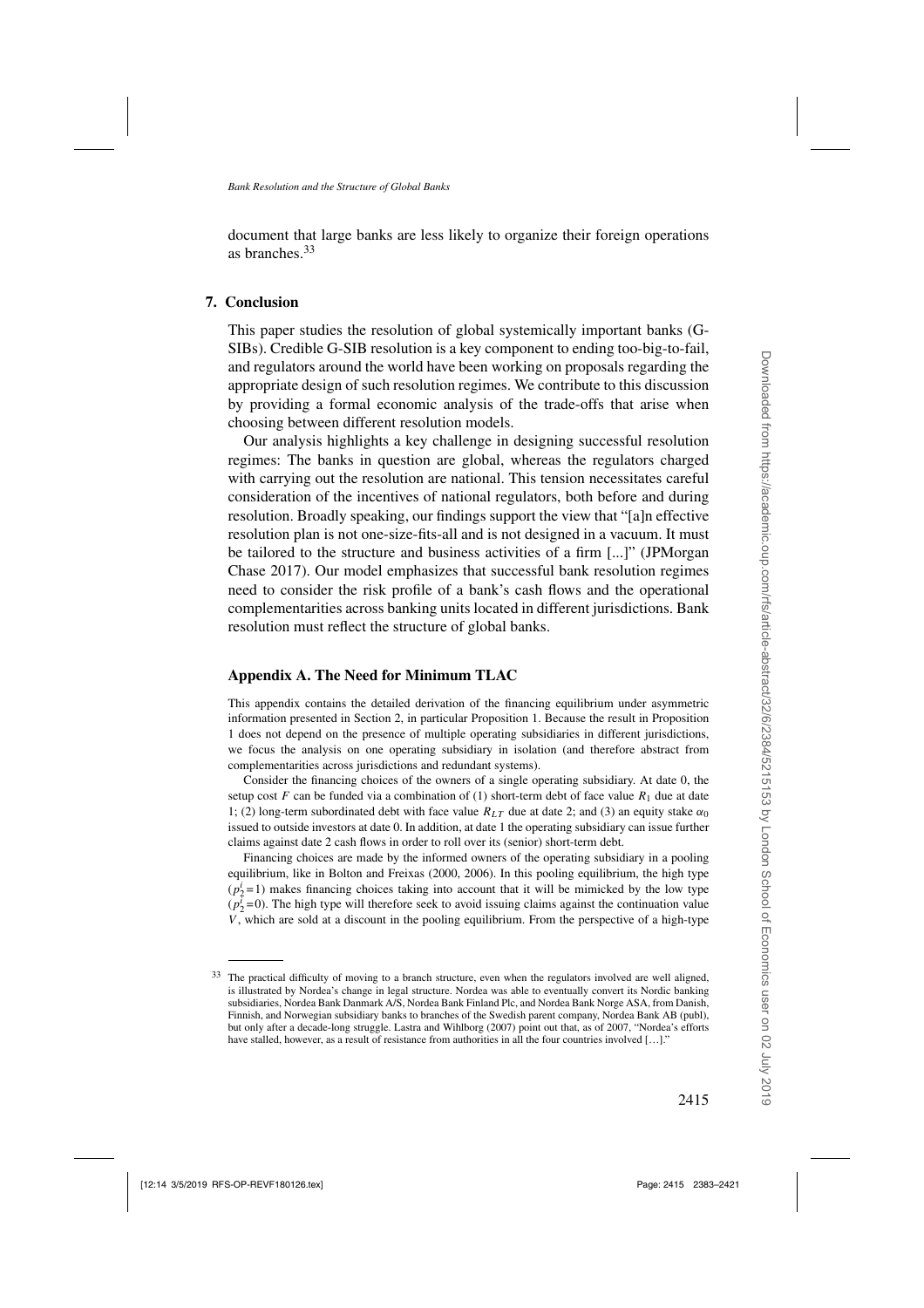document that large banks are less likely to organize their foreign operations as branches.[33]

## 7. Conclusion

This paper studies the resolution of global systemically important banks (G-SIBs). Credible G-SIB resolution is a key component to ending too-big-to-fail, and regulators around the world have been working on proposals regarding the appropriate design of such resolution regimes. We contribute to this discussion by providing a formal economic analysis of the trade-offs that arise when choosing between different resolution models.

Our analysis highlights a key challenge in designing successful resolution regimes: The banks in question are global, whereas the regulators charged with carrying out the resolution are national. This tension necessitates careful consideration of the incentives of national regulators, both before and during resolution. Broadly speaking, our findings support the view that "[a]n effective resolution plan is not one-size-fits-all and is not designed in a vacuum. It must be tailored to the structure and business activities of a firm [...]" (JPMorgan Chase 2017). Our model emphasizes that successful bank resolution regimes need to consider the risk profile of a bank's cash flows and the operational complementarities across banking units located in different jurisdictions. Bank resolution must reflect the structure of global banks.

## Appendix A. The Need for Minimum TLAC

This appendix contains the detailed derivation of the financing equilibrium under asymmetric information presented in Section 2, in particular Proposition 1. Because the result in Proposition 1 does not depend on the presence of multiple operating subsidiaries in different jurisdictions, we focus the analysis on one operating subsidiary in isolation (and therefore abstract from complementarities across jurisdictions and redundant systems).

Consider the financing choices of the owners of a single operating subsidiary. At date 0, the setup cost $F$ can be funded via a combination of (1) short-term debt of face value $R_1$ due at date 1; (2) long-term subordinated debt with face value $R_{LT}$ due at date 2; and (3) an equity stake $\alpha_0$ issued to outside investors at date 0. In addition, at date 1 the operating subsidiary can issue further claims against date 2 cash flows in order to roll over its (senior) short-term debt.

Financing choices are made by the informed owners of the operating subsidiary in a pooling equilibrium, like in Bolton and Freixas (2000, 2006). In this pooling equilibrium, the high type ($p_2^i = 1$) makes financing choices taking into account that it will be mimicked by the low type ($p_2^i = 0$). The high type will therefore seek to avoid issuing claims against the continuation value $V$, which are sold at a discount in the pooling equilibrium. From the perspective of a high-type

[33] The practical difficulty of moving to a branch structure, even when the regulators involved are well aligned, is illustrated by Nordea's change in legal structure. Nordea was able to eventually convert its Nordic banking subsidiaries, Nordea Bank Danmark A/S, Nordea Bank Finland Plc, and Nordea Bank Norge ASA, from Danish, Finnish, and Norwegian subsidiary banks to branches of the Swedish parent company, Nordea Bank AB (publ), but only after a decade-long struggle. Lastra and Wihlborg (2007) point out that, as of 2007, "Nordea's efforts have stalled, however, as a result of resistance from authorities in all the four countries involved […]."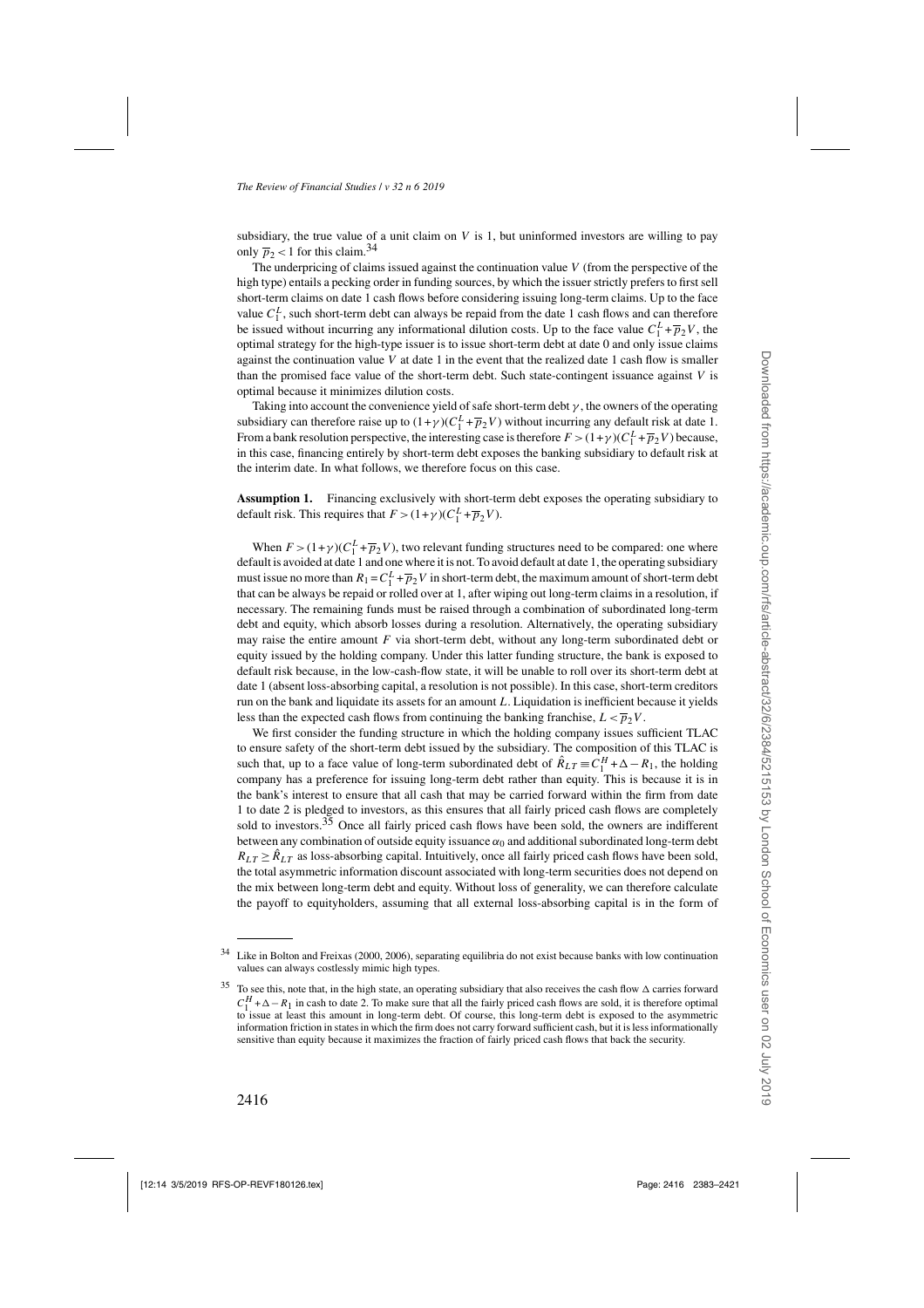subsidiary, the true value of a unit claim on $V$ is 1, but uninformed investors are willing to pay only $\overline{p}_2 < 1$ for this claim.[34]

The underpricing of claims issued against the continuation value $V$ (from the perspective of the high type) entails a pecking order in funding sources, by which the issuer strictly prefers to first sell short-term claims on date 1 cash flows before considering issuing long-term claims. Up to the face value $C_1^L$, such short-term debt can always be repaid from the date 1 cash flows and can therefore be issued without incurring any informational dilution costs. Up to the face value $C_1^L + \overline{p}_2 V$, the optimal strategy for the high-type issuer is to issue short-term debt at date 0 and only issue claims against the continuation value $V$ at date 1 in the event that the realized date 1 cash flow is smaller than the promised face value of the short-term debt. Such state-contingent issuance against $V$ is optimal because it minimizes dilution costs.

Taking into account the convenience yield of safe short-term debt $\gamma$, the owners of the operating subsidiary can therefore raise up to $(1+\gamma)(C_1^L + \overline{p}_2 V)$ without incurring any default risk at date 1. From a bank resolution perspective, the interesting case is therefore $F > (1+\gamma)(C_1^L + \overline{p}_2 V)$ because, in this case, financing entirely by short-term debt exposes the banking subsidiary to default risk at the interim date. In what follows, we therefore focus on this case.

**Assumption 1.** Financing exclusively with short-term debt exposes the operating subsidiary to default risk. This requires that $F > (1+\gamma)(C_1^L + \overline{p}_2 V)$.

When $F > (1+\gamma)(C_1^L + \overline{p}_2 V)$, two relevant funding structures need to be compared: one where default is avoided at date 1 and one where it is not. To avoid default at date 1, the operating subsidiary must issue no more than $R_1 = C_1^L + \overline{p}_2 V$ in short-term debt, the maximum amount of short-term debt that can be always be repaid or rolled over at 1, after wiping out long-term claims in a resolution, if necessary. The remaining funds must be raised through a combination of subordinated long-term debt and equity, which absorb losses during a resolution. Alternatively, the operating subsidiary may raise the entire amount $F$ via short-term debt, without any long-term subordinated debt or equity issued by the holding company. Under this latter funding structure, the bank is exposed to default risk because, in the low-cash-flow state, it will be unable to roll over its short-term debt at date 1 (absent loss-absorbing capital, a resolution is not possible). In this case, short-term creditors run on the bank and liquidate its assets for an amount $L$. Liquidation is inefficient because it yields less than the expected cash flows from continuing the banking franchise, $L < \overline{p}_2 V$.

We first consider the funding structure in which the holding company issues sufficient TLAC to ensure safety of the short-term debt issued by the subsidiary. The composition of this TLAC is such that, up to a face value of long-term subordinated debt of $\hat{R}_{LT} \equiv C_1^H + \Delta - R_1$, the holding company has a preference for issuing long-term debt rather than equity. This is because it is in the bank's interest to ensure that all cash that may be carried forward within the firm from date 1 to date 2 is pledged to investors, as this ensures that all fairly priced cash flows are completely sold to investors.[35] Once all fairly priced cash flows have been sold, the owners are indifferent between any combination of outside equity issuance $\alpha_0$ and additional subordinated long-term debt $R_{LT} \geq \hat{R}_{LT}$ as loss-absorbing capital. Intuitively, once all fairly priced cash flows have been sold, the total asymmetric information discount associated with long-term securities does not depend on the mix between long-term debt and equity. Without loss of generality, we can therefore calculate the payoff to equityholders, assuming that all external loss-absorbing capital is in the form of

---

[34] Like in Bolton and Freixas (2000, 2006), separating equilibria do not exist because banks with low continuation values can always costlessly mimic high types.

[35] To see this, note that, in the high state, an operating subsidiary that also receives the cash flow $\Delta$ carries forward $C_1^H + \Delta - R_1$ in cash to date 2. To make sure that all the fairly priced cash flows are sold, it is therefore optimal to issue at least this amount in long-term debt. Of course, this long-term debt is exposed to the asymmetric information friction in states in which the firm does not carry forward sufficient cash, but it is less informationally sensitive than equity because it maximizes the fraction of fairly priced cash flows that back the security.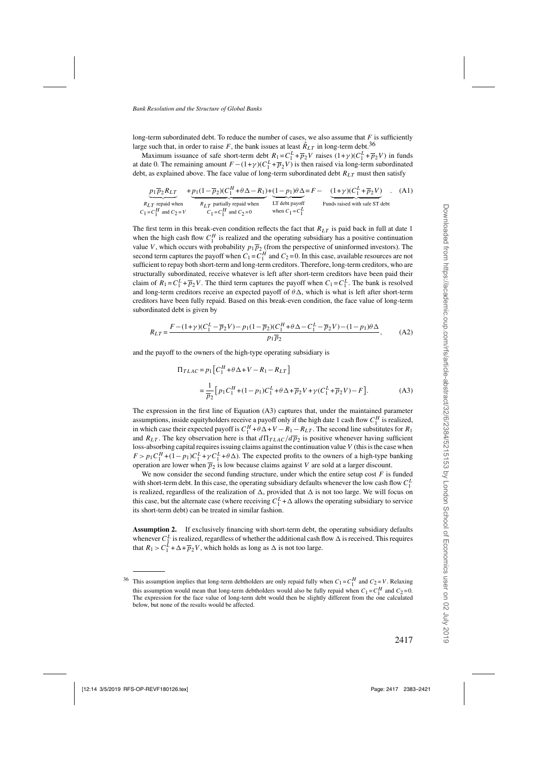long-term subordinated debt. To reduce the number of cases, we also assume that $F$ is sufficiently large such that, in order to raise $F$, the bank issues at least $\hat{R}_{LT}$ in long-term debt.[36]

Maximum issuance of safe short-term debt $R_1 = C_1^L + \overline{p}_2 V$ raises $(1+\gamma)(C_1^L + \overline{p}_2 V)$ in funds at date 0. The remaining amount $F - (1+\gamma)(C_1^L + \overline{p}_2 V)$ is then raised via long-term subordinated debt, as explained above. The face value of long-term subordinated debt $R_{LT}$ must then satisfy

$$\underbrace{p_1 \overline{p}_2 R_{LT}}_{\substack{R_{LT} \text{ repaid when} \\ C_1 = C_1^H \text{ and } C_2 = V}} + \underbrace{p_1(1-\overline{p}_2)(C_1^H + \theta\Delta - R_1)}_{\substack{R_{LT} \text{ partially repaid when} \\ C_1 = C_1^H \text{ and } C_2 = 0}} + \underbrace{(1-p_1)\theta\Delta}_{\substack{\text{LT debt payoff} \\ \text{when } C_1 = C_1^L}} = F - \underbrace{(1+\gamma)(C_1^L + \overline{p}_2 V)}_{\text{Funds raised with safe ST debt}}. \quad \text{(A1)}$$

The first term in this break-even condition reflects the fact that $R_{LT}$ is paid back in full at date 1 when the high cash flow $C_1^H$ is realized and the operating subsidiary has a positive continuation value $V$, which occurs with probability $p_1 \overline{p}_2$ (from the perspective of uninformed investors). The second term captures the payoff when $C_1 = C_1^H$ and $C_2 = 0$. In this case, available resources are not sufficient to repay both short-term and long-term creditors. Therefore, long-term creditors, who are structurally subordinated, receive whatever is left after short-term creditors have been paid their claim of $R_1 = C_1^L + \overline{p}_2 V$. The third term captures the payoff when $C_1 = C_1^L$. The bank is resolved and long-term creditors receive an expected payoff of $\theta\Delta$, which is what is left after short-term creditors have been fully repaid. Based on this break-even condition, the face value of long-term subordinated debt is given by

$$R_{LT} = \frac{F - (1+\gamma)(C_1^L - \overline{p}_2 V) - p_1(1-\overline{p}_2)(C_1^H + \theta\Delta - C_1^L - \overline{p}_2 V) - (1-p_1)\theta\Delta}{p_1 \overline{p}_2}, \quad \text{(A2)}$$

and the payoff to the owners of the high-type operating subsidiary is

$$\begin{aligned} \Pi_{TLAC} &= p_1 \left[ C_1^H + \theta\Delta + V - R_1 - R_{LT} \right] \\ &= \frac{1}{\overline{p}_2} \left[ p_1 C_1^H + (1-p_1) C_1^L + \theta\Delta + \overline{p}_2 V + \gamma(C_1^L + \overline{p}_2 V) - F \right]. \end{aligned} \quad \text{(A3)}$$

The expression in the first line of Equation (A3) captures that, under the maintained parameter assumptions, inside equityholders receive a payoff only if the high date 1 cash flow $C_1^H$ is realized, in which case their expected payoff is $C_1^H + \theta\Delta + V - R_1 - R_{LT}$. The second line substitutes for $R_1$ and $R_{LT}$. The key observation here is that $d\Pi_{TLAC}/d\overline{p}_2$ is positive whenever having sufficient loss-absorbing capital requires issuing claims against the continuation value $V$ (this is the case when $F > p_1 C_1^H + (1-p_1) C_1^L + \gamma C_1^L + \theta\Delta$). The expected profits to the owners of a high-type banking operation are lower when $\overline{p}_2$ is low because claims against $V$ are sold at a larger discount.

We now consider the second funding structure, under which the entire setup cost $F$ is funded with short-term debt. In this case, the operating subsidiary defaults whenever the low cash flow $C_1^L$ is realized, regardless of the realization of $\Delta$, provided that $\Delta$ is not too large. We will focus on this case, but the alternate case (where receiving $C_1^L + \Delta$ allows the operating subsidiary to service its short-term debt) can be treated in similar fashion.

**Assumption 2.** If exclusively financing with short-term debt, the operating subsidiary defaults whenever $C_1^L$ is realized, regardless of whether the additional cash flow $\Delta$ is received. This requires that $R_1 > C_1^L + \Delta + \overline{p}_2 V$, which holds as long as $\Delta$ is not too large.

---

[36] This assumption implies that long-term debtholders are only repaid fully when $C_1 = C_1^H$ and $C_2 = V$. Relaxing this assumption would mean that long-term debtholders would also be fully repaid when $C_1 = C_1^H$ and $C_2 = 0$. The expression for the face value of long-term debt would then be slightly different from the one calculated below, but none of the results would be affected.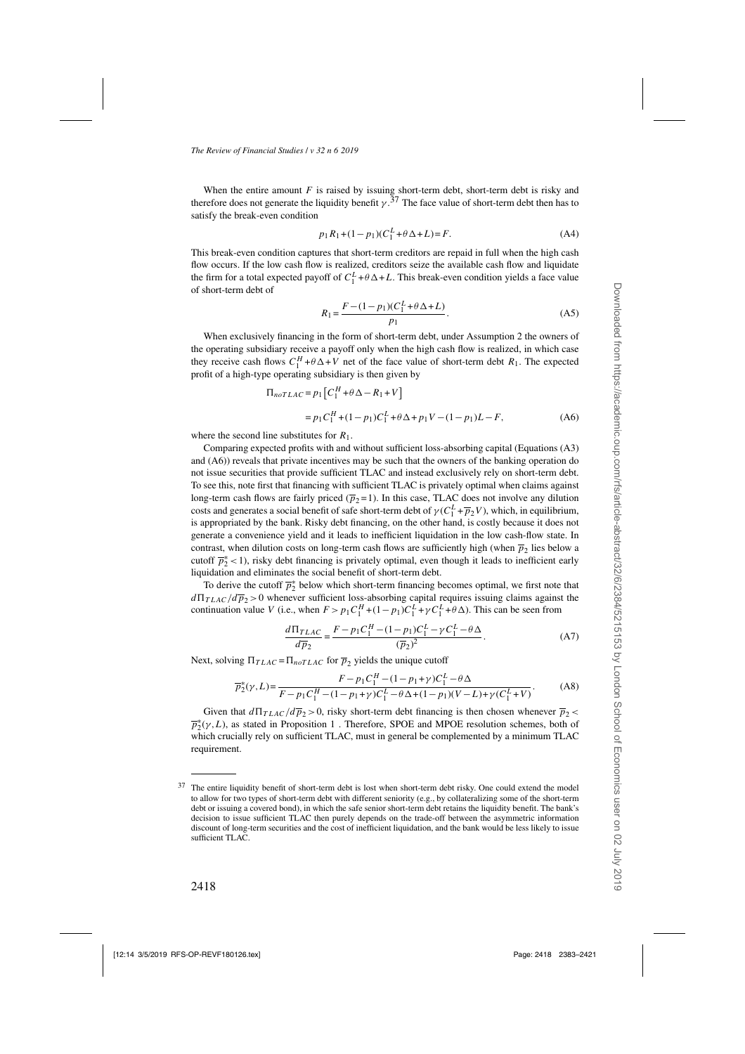When the entire amount $F$ is raised by issuing short-term debt, short-term debt is risky and therefore does not generate the liquidity benefit $\gamma$.[37] The face value of short-term debt then has to satisfy the break-even condition

$$p_1 R_1 + (1-p_1)(C_1^L + \theta\Delta + L) = F. \tag{A4}$$

This break-even condition captures that short-term creditors are repaid in full when the high cash flow occurs. If the low cash flow is realized, creditors seize the available cash flow and liquidate the firm for a total expected payoff of $C_1^L + \theta\Delta + L$. This break-even condition yields a face value of short-term debt of

$$R_1 = \frac{F - (1-p_1)(C_1^L + \theta\Delta + L)}{p_1}. \tag{A5}$$

When exclusively financing in the form of short-term debt, under Assumption 2 the owners of the operating subsidiary receive a payoff only when the high cash flow is realized, in which case they receive cash flows $C_1^H + \theta\Delta + V$ net of the face value of short-term debt $R_1$. The expected profit of a high-type operating subsidiary is then given by

$$\begin{aligned}\Pi_{noTLAC} &= p_1\left[C_1^H + \theta\Delta - R_1 + V\right] \\ &= p_1 C_1^H + (1-p_1)C_1^L + \theta\Delta + p_1 V - (1-p_1)L - F,\end{aligned} \tag{A6}$$

where the second line substitutes for $R_1$.

Comparing expected profits with and without sufficient loss-absorbing capital (Equations (A3) and (A6)) reveals that private incentives may be such that the owners of the banking operation do not issue securities that provide sufficient TLAC and instead exclusively rely on short-term debt. To see this, note first that financing with sufficient TLAC is privately optimal when claims against long-term cash flows are fairly priced ($\overline{p}_2 = 1$). In this case, TLAC does not involve any dilution costs and generates a social benefit of safe short-term debt of $\gamma(C_1^L + \overline{p}_2 V)$, which, in equilibrium, is appropriated by the bank. Risky debt financing, on the other hand, is costly because it does not generate a convenience yield and it leads to inefficient liquidation in the low cash-flow state. In contrast, when dilution costs on long-term cash flows are sufficiently high (when $\overline{p}_2$ lies below a cutoff $\overline{p}_2^* < 1$), risky debt financing is privately optimal, even though it leads to inefficient early liquidation and eliminates the social benefit of short-term debt.

To derive the cutoff $\overline{p}_2^*$ below which short-term financing becomes optimal, we first note that $d\Pi_{TLAC}/d\overline{p}_2 > 0$ whenever sufficient loss-absorbing capital requires issuing claims against the continuation value $V$ (i.e., when $F > p_1 C_1^H + (1-p_1)C_1^L + \gamma C_1^L + \theta\Delta$). This can be seen from

$$\frac{d\Pi_{TLAC}}{d\overline{p}_2} = \frac{F - p_1 C_1^H - (1-p_1)C_1^L - \gamma C_1^L - \theta\Delta}{(\overline{p}_2)^2}. \tag{A7}$$

Next, solving $\Pi_{TLAC} = \Pi_{noTLAC}$ for $\overline{p}_2$ yields the unique cutoff

$$\overline{p}_2^*(\gamma, L) = \frac{F - p_1 C_1^H - (1-p_1+\gamma)C_1^L - \theta\Delta}{F - p_1 C_1^H - (1-p_1+\gamma)C_1^L - \theta\Delta + (1-p_1)(V-L) + \gamma(C_1^L + V)}. \tag{A8}$$

Given that $d\Pi_{TLAC}/d\overline{p}_2 > 0$, risky short-term debt financing is then chosen whenever $\overline{p}_2 < \overline{p}_2^*(\gamma, L)$, as stated in Proposition 1 . Therefore, SPOE and MPOE resolution schemes, both of which crucially rely on sufficient TLAC, must in general be complemented by a minimum TLAC requirement.

---

[37] The entire liquidity benefit of short-term debt is lost when short-term debt risky. One could extend the model to allow for two types of short-term debt with different seniority (e.g., by collateralizing some of the short-term debt or issuing a covered bond), in which the safe senior short-term debt retains the liquidity benefit. The bank's decision to issue sufficient TLAC then purely depends on the trade-off between the asymmetric information discount of long-term securities and the cost of inefficient liquidation, and the bank would be less likely to issue sufficient TLAC.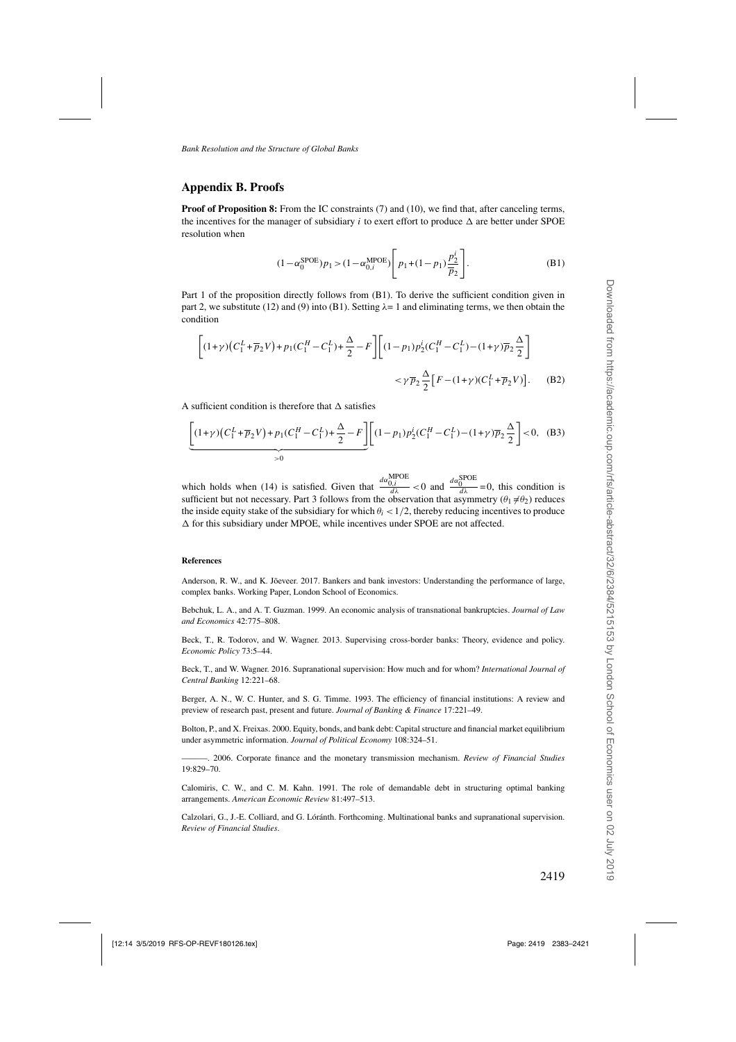## Appendix B. Proofs

**Proof of Proposition 8:** From the IC constraints (7) and (10), we find that, after canceling terms, the incentives for the manager of subsidiary $i$ to exert effort to produce $\Delta$ are better under SPOE resolution when

$$(1-\alpha_0^{\text{SPOE}})p_1 > (1-\alpha_{0,i}^{\text{MPOE}})\left[p_1+(1-p_1)\frac{p_2^i}{\overline{p}_2}\right]. \tag{B1}$$

Part 1 of the proposition directly follows from (B1). To derive the sufficient condition given in part 2, we substitute (12) and (9) into (B1). Setting $\lambda = 1$ and eliminating terms, we then obtain the condition

$$\left[(1+\gamma)\left(C_1^L+\overline{p}_2V\right)+p_1(C_1^H-C_1^L)+\frac{\Delta}{2}-F\right]\left[(1-p_1)p_2^i(C_1^H-C_1^L)-(1+\gamma)\overline{p}_2\frac{\Delta}{2}\right]$$
$$<\gamma\overline{p}_2\frac{\Delta}{2}\left[F-(1+\gamma)(C_1^L+\overline{p}_2V)\right]. \tag{B2}$$

A sufficient condition is therefore that $\Delta$ satisfies

$$\underbrace{\left[(1+\gamma)\left(C_1^L+\overline{p}_2V\right)+p_1(C_1^H-C_1^L)+\frac{\Delta}{2}-F\right]}_{>0}\left[(1-p_1)p_2^i(C_1^H-C_1^L)-(1+\gamma)\overline{p}_2\frac{\Delta}{2}\right]<0, \tag{B3}$$

which holds when (14) is satisfied. Given that $\frac{d\alpha_{0,i}^{\text{MPOE}}}{d\lambda}<0$ and $\frac{d\alpha_0^{\text{SPOE}}}{d\lambda}=0$, this condition is sufficient but not necessary. Part 3 follows from the observation that asymmetry ($\theta_1 \neq \theta_2$) reduces the inside equity stake of the subsidiary for which $\theta_i < 1/2$, thereby reducing incentives to produce $\Delta$ for this subsidiary under MPOE, while incentives under SPOE are not affected.

#### References

Anderson, R. W., and K. Jõeveer. 2017. Bankers and bank investors: Understanding the performance of large, complex banks. Working Paper, London School of Economics.

Bebchuk, L. A., and A. T. Guzman. 1999. An economic analysis of transnational bankruptcies. *Journal of Law and Economics* 42:775–808.

Beck, T., R. Todorov, and W. Wagner. 2013. Supervising cross-border banks: Theory, evidence and policy. *Economic Policy* 73:5–44.

Beck, T., and W. Wagner. 2016. Supranational supervision: How much and for whom? *International Journal of Central Banking* 12:221–68.

Berger, A. N., W. C. Hunter, and S. G. Timme. 1993. The efficiency of financial institutions: A review and preview of research past, present and future. *Journal of Banking & Finance* 17:221–49.

Bolton, P., and X. Freixas. 2000. Equity, bonds, and bank debt: Capital structure and financial market equilibrium under asymmetric information. *Journal of Political Economy* 108:324–51.

———. 2006. Corporate finance and the monetary transmission mechanism. *Review of Financial Studies* 19:829–70.

Calomiris, C. W., and C. M. Kahn. 1991. The role of demandable debt in structuring optimal banking arrangements. *American Economic Review* 81:497–513.

Calzolari, G., J.-E. Colliard, and G. Lóránth. Forthcoming. Multinational banks and supranational supervision. *Review of Financial Studies*.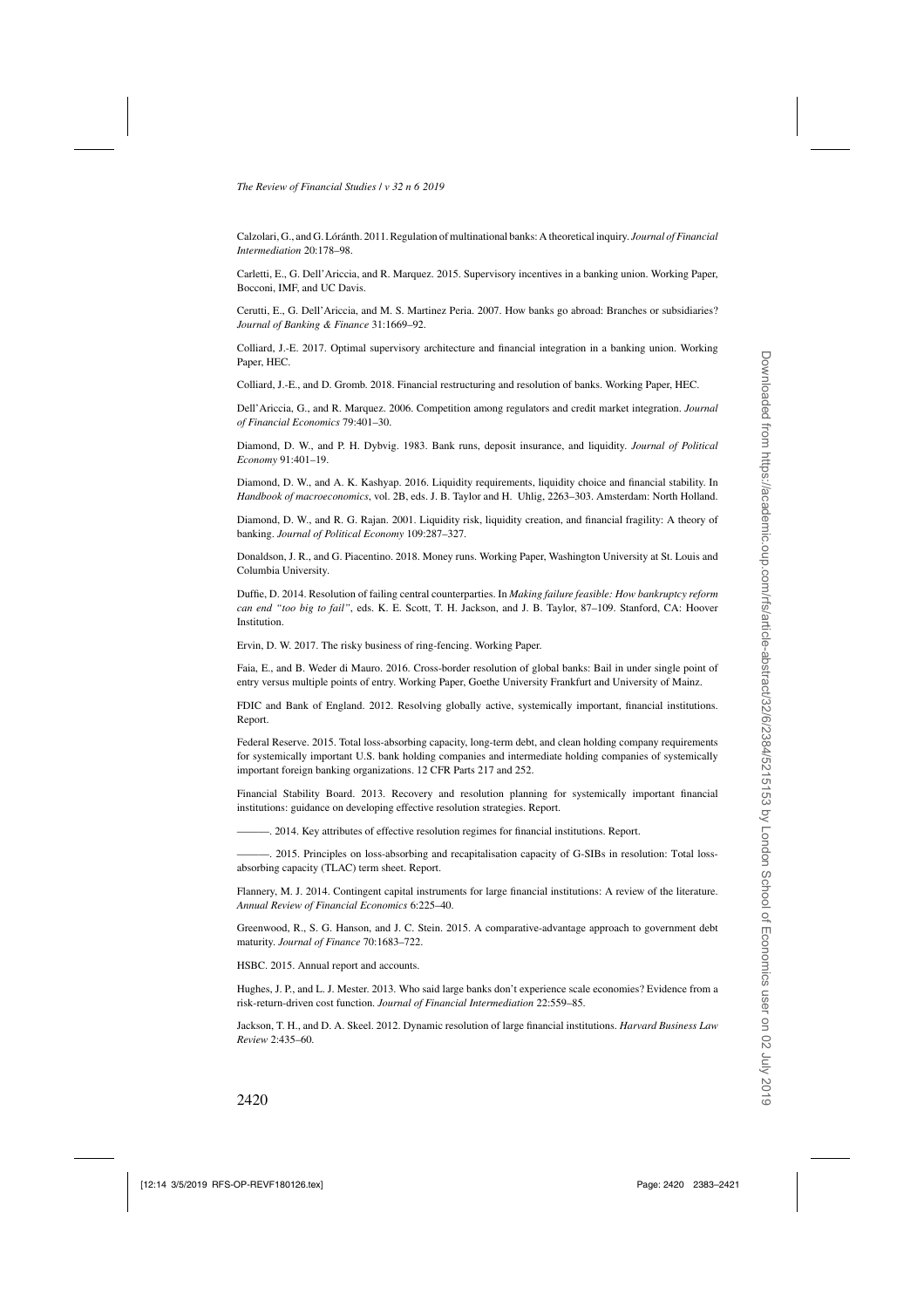Calzolari, G., and G. Lóránth. 2011. Regulation of multinational banks: A theoretical inquiry. *Journal of Financial Intermediation* 20:178–98.

Carletti, E., G. Dell'Ariccia, and R. Marquez. 2015. Supervisory incentives in a banking union. Working Paper, Bocconi, IMF, and UC Davis.

Cerutti, E., G. Dell'Ariccia, and M. S. Martinez Peria. 2007. How banks go abroad: Branches or subsidiaries? *Journal of Banking & Finance* 31:1669–92.

Colliard, J.-E. 2017. Optimal supervisory architecture and financial integration in a banking union. Working Paper, HEC.

Colliard, J.-E., and D. Gromb. 2018. Financial restructuring and resolution of banks. Working Paper, HEC.

Dell'Ariccia, G., and R. Marquez. 2006. Competition among regulators and credit market integration. *Journal of Financial Economics* 79:401–30.

Diamond, D. W., and P. H. Dybvig. 1983. Bank runs, deposit insurance, and liquidity. *Journal of Political Economy* 91:401–19.

Diamond, D. W., and A. K. Kashyap. 2016. Liquidity requirements, liquidity choice and financial stability. In *Handbook of macroeconomics*, vol. 2B, eds. J. B. Taylor and H. Uhlig, 2263–303. Amsterdam: North Holland.

Diamond, D. W., and R. G. Rajan. 2001. Liquidity risk, liquidity creation, and financial fragility: A theory of banking. *Journal of Political Economy* 109:287–327.

Donaldson, J. R., and G. Piacentino. 2018. Money runs. Working Paper, Washington University at St. Louis and Columbia University.

Duffie, D. 2014. Resolution of failing central counterparties. In *Making failure feasible: How bankruptcy reform can end "too big to fail"*, eds. K. E. Scott, T. H. Jackson, and J. B. Taylor, 87–109. Stanford, CA: Hoover Institution.

Ervin, D. W. 2017. The risky business of ring-fencing. Working Paper.

Faia, E., and B. Weder di Mauro. 2016. Cross-border resolution of global banks: Bail in under single point of entry versus multiple points of entry. Working Paper, Goethe University Frankfurt and University of Mainz.

FDIC and Bank of England. 2012. Resolving globally active, systemically important, financial institutions. Report.

Federal Reserve. 2015. Total loss-absorbing capacity, long-term debt, and clean holding company requirements for systemically important U.S. bank holding companies and intermediate holding companies of systemically important foreign banking organizations. 12 CFR Parts 217 and 252.

Financial Stability Board. 2013. Recovery and resolution planning for systemically important financial institutions: guidance on developing effective resolution strategies. Report.

———. 2014. Key attributes of effective resolution regimes for financial institutions. Report.

———. 2015. Principles on loss-absorbing and recapitalisation capacity of G-SIBs in resolution: Total loss-absorbing capacity (TLAC) term sheet. Report.

Flannery, M. J. 2014. Contingent capital instruments for large financial institutions: A review of the literature. *Annual Review of Financial Economics* 6:225–40.

Greenwood, R., S. G. Hanson, and J. C. Stein. 2015. A comparative-advantage approach to government debt maturity. *Journal of Finance* 70:1683–722.

HSBC. 2015. Annual report and accounts.

Hughes, J. P., and L. J. Mester. 2013. Who said large banks don't experience scale economies? Evidence from a risk-return-driven cost function. *Journal of Financial Intermediation* 22:559–85.

Jackson, T. H., and D. A. Skeel. 2012. Dynamic resolution of large financial institutions. *Harvard Business Law Review* 2:435–60.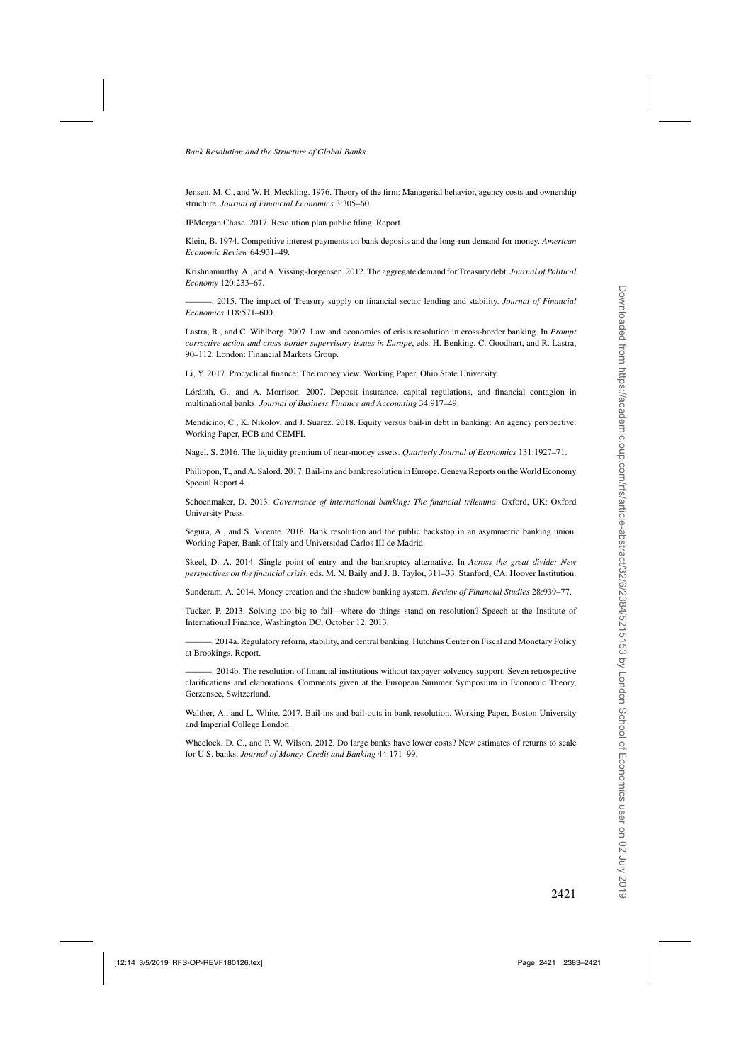Jensen, M. C., and W. H. Meckling. 1976. Theory of the firm: Managerial behavior, agency costs and ownership structure. *Journal of Financial Economics* 3:305–60.

JPMorgan Chase. 2017. Resolution plan public filing. Report.

Klein, B. 1974. Competitive interest payments on bank deposits and the long-run demand for money. *American Economic Review* 64:931–49.

Krishnamurthy, A., and A. Vissing-Jorgensen. 2012. The aggregate demand for Treasury debt. *Journal of Political Economy* 120:233–67.

———. 2015. The impact of Treasury supply on financial sector lending and stability. *Journal of Financial Economics* 118:571–600.

Lastra, R., and C. Wihlborg. 2007. Law and economics of crisis resolution in cross-border banking. In *Prompt corrective action and cross-border supervisory issues in Europe*, eds. H. Benking, C. Goodhart, and R. Lastra, 90–112. London: Financial Markets Group.

Li, Y. 2017. Procyclical finance: The money view. Working Paper, Ohio State University.

Lóránth, G., and A. Morrison. 2007. Deposit insurance, capital regulations, and financial contagion in multinational banks. *Journal of Business Finance and Accounting* 34:917–49.

Mendicino, C., K. Nikolov, and J. Suarez. 2018. Equity versus bail-in debt in banking: An agency perspective. Working Paper, ECB and CEMFI.

Nagel, S. 2016. The liquidity premium of near-money assets. *Quarterly Journal of Economics* 131:1927–71.

Philippon, T., and A. Salord. 2017. Bail-ins and bank resolution in Europe. Geneva Reports on the World Economy Special Report 4.

Schoenmaker, D. 2013. *Governance of international banking: The financial trilemma*. Oxford, UK: Oxford University Press.

Segura, A., and S. Vicente. 2018. Bank resolution and the public backstop in an asymmetric banking union. Working Paper, Bank of Italy and Universidad Carlos III de Madrid.

Skeel, D. A. 2014. Single point of entry and the bankruptcy alternative. In *Across the great divide: New perspectives on the financial crisis*, eds. M. N. Baily and J. B. Taylor, 311–33. Stanford, CA: Hoover Institution.

Sunderam, A. 2014. Money creation and the shadow banking system. *Review of Financial Studies* 28:939–77.

Tucker, P. 2013. Solving too big to fail—where do things stand on resolution? Speech at the Institute of International Finance, Washington DC, October 12, 2013.

———. 2014a. Regulatory reform, stability, and central banking. Hutchins Center on Fiscal and Monetary Policy at Brookings. Report.

———. 2014b. The resolution of financial institutions without taxpayer solvency support: Seven retrospective clarifications and elaborations. Comments given at the European Summer Symposium in Economic Theory, Gerzensee, Switzerland.

Walther, A., and L. White. 2017. Bail-ins and bail-outs in bank resolution. Working Paper, Boston University and Imperial College London.

Wheelock, D. C., and P. W. Wilson. 2012. Do large banks have lower costs? New estimates of returns to scale for U.S. banks. *Journal of Money, Credit and Banking* 44:171–99.